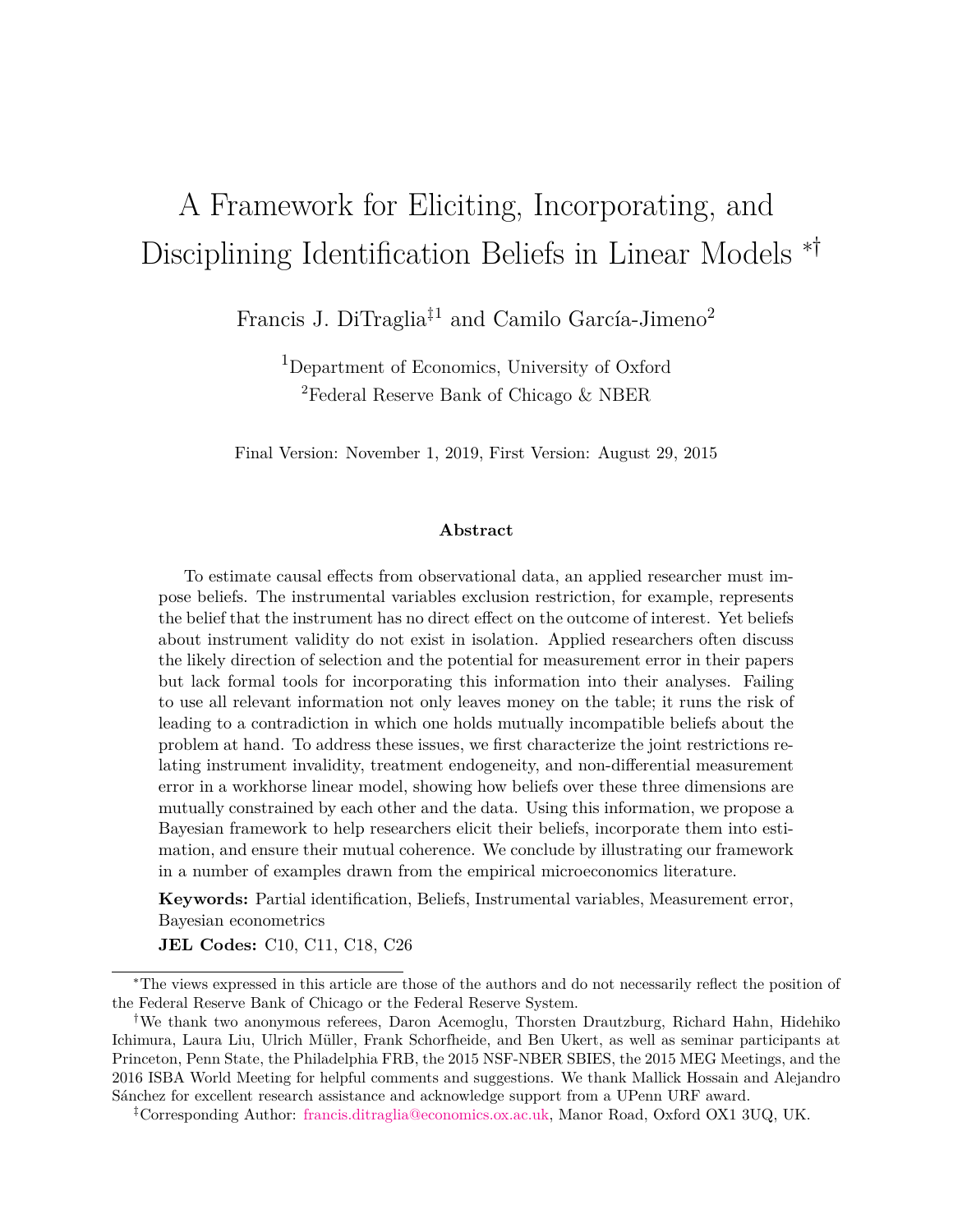# A Framework for Eliciting, Incorporating, and Disciplining Identification Beliefs in Linear Models [*,†]

Francis J. DiTraglia[‡,1] and Camilo García-Jimeno[2]

[1]Department of Economics, University of Oxford

[2]Federal Reserve Bank of Chicago & NBER

Final Version: November 1, 2019, First Version: August 29, 2015

### Abstract

To estimate causal effects from observational data, an applied researcher must impose beliefs. The instrumental variables exclusion restriction, for example, represents the belief that the instrument has no direct effect on the outcome of interest. Yet beliefs about instrument validity do not exist in isolation. Applied researchers often discuss the likely direction of selection and the potential for measurement error in their papers but lack formal tools for incorporating this information into their analyses. Failing to use all relevant information not only leaves money on the table; it runs the risk of leading to a contradiction in which one holds mutually incompatible beliefs about the problem at hand. To address these issues, we first characterize the joint restrictions relating instrument invalidity, treatment endogeneity, and non-differential measurement error in a workhorse linear model, showing how beliefs over these three dimensions are mutually constrained by each other and the data. Using this information, we propose a Bayesian framework to help researchers elicit their beliefs, incorporate them into estimation, and ensure their mutual coherence. We conclude by illustrating our framework in a number of examples drawn from the empirical microeconomics literature.

**Keywords:** Partial identification, Beliefs, Instrumental variables, Measurement error, Bayesian econometrics

**JEL Codes:** C10, C11, C18, C26

---

[*]The views expressed in this article are those of the authors and do not necessarily reflect the position of the Federal Reserve Bank of Chicago or the Federal Reserve System.

[†]We thank two anonymous referees, Daron Acemoglu, Thorsten Drautzburg, Richard Hahn, Hidehiko Ichimura, Laura Liu, Ulrich Müller, Frank Schorfheide, and Ben Ukert, as well as seminar participants at Princeton, Penn State, the Philadelphia FRB, the 2015 NSF-NBER SBIES, the 2015 MEG Meetings, and the 2016 ISBA World Meeting for helpful comments and suggestions. We thank Mallick Hossain and Alejandro Sánchez for excellent research assistance and acknowledge support from a UPenn URF award.

[‡]Corresponding Author: francis.ditraglia@economics.ox.ac.uk, Manor Road, Oxford OX1 3UQ, UK.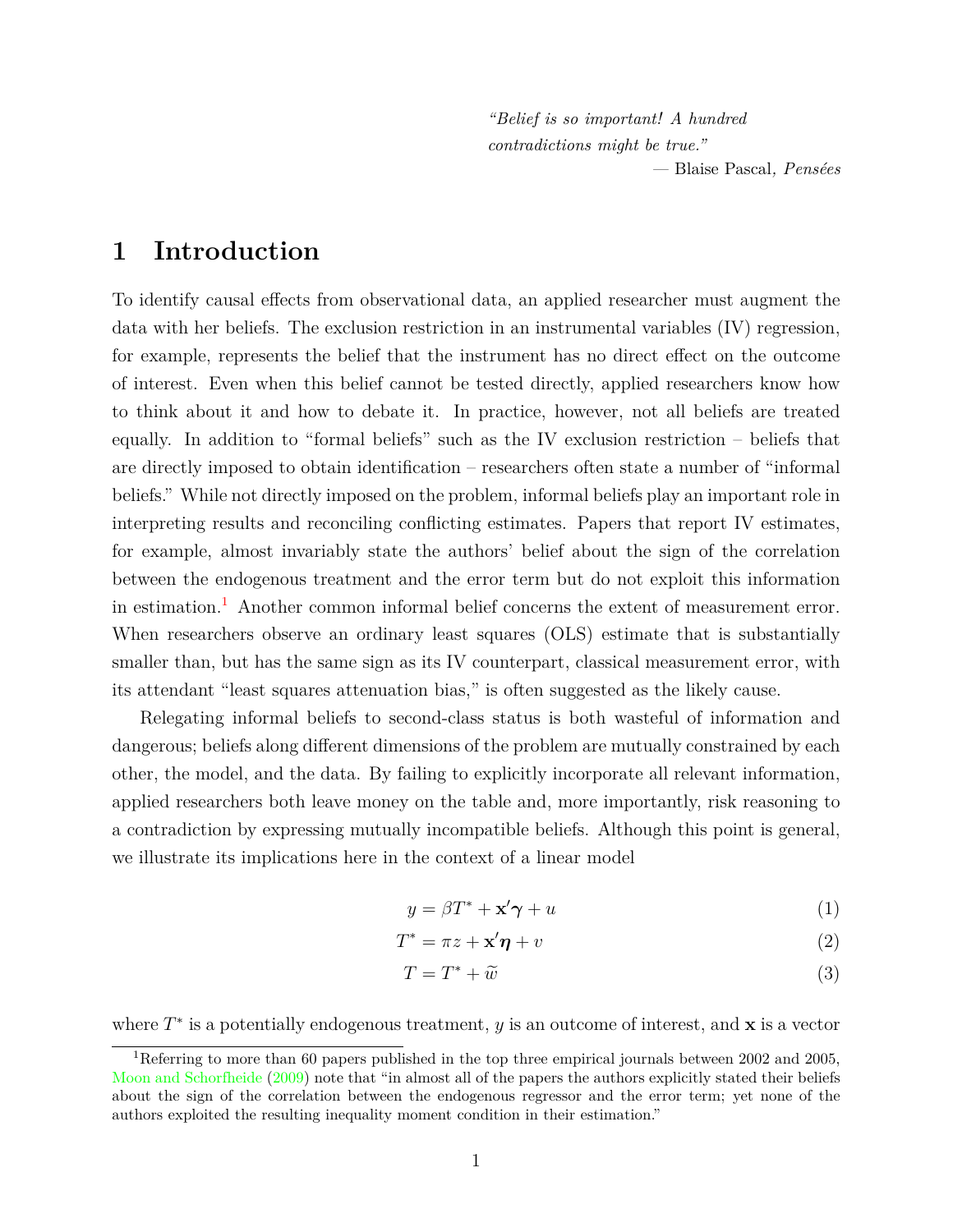*"Belief is so important! A hundred contradictions might be true."*
— Blaise Pascal, *Pensées*

# 1 Introduction

To identify causal effects from observational data, an applied researcher must augment the data with her beliefs. The exclusion restriction in an instrumental variables (IV) regression, for example, represents the belief that the instrument has no direct effect on the outcome of interest. Even when this belief cannot be tested directly, applied researchers know how to think about it and how to debate it. In practice, however, not all beliefs are treated equally. In addition to "formal beliefs" such as the IV exclusion restriction – beliefs that are directly imposed to obtain identification – researchers often state a number of "informal beliefs." While not directly imposed on the problem, informal beliefs play an important role in interpreting results and reconciling conflicting estimates. Papers that report IV estimates, for example, almost invariably state the authors' belief about the sign of the correlation between the endogenous treatment and the error term but do not exploit this information in estimation.[1] Another common informal belief concerns the extent of measurement error. When researchers observe an ordinary least squares (OLS) estimate that is substantially smaller than, but has the same sign as its IV counterpart, classical measurement error, with its attendant "least squares attenuation bias," is often suggested as the likely cause.

Relegating informal beliefs to second-class status is both wasteful of information and dangerous; beliefs along different dimensions of the problem are mutually constrained by each other, the model, and the data. By failing to explicitly incorporate all relevant information, applied researchers both leave money on the table and, more importantly, risk reasoning to a contradiction by expressing mutually incompatible beliefs. Although this point is general, we illustrate its implications here in the context of a linear model

$$y = \beta T^* + \mathbf{x}'\boldsymbol{\gamma} + u \tag{1}$$

$$T^* = \pi z + \mathbf{x}'\boldsymbol{\eta} + v \tag{2}$$

$$T = T^* + \widetilde{w} \tag{3}$$

where $T^*$ is a potentially endogenous treatment, $y$ is an outcome of interest, and $\mathbf{x}$ is a vector

[1] Referring to more than 60 papers published in the top three empirical journals between 2002 and 2005, Moon and Schorfheide (2009) note that "in almost all of the papers the authors explicitly stated their beliefs about the sign of the correlation between the endogenous regressor and the error term; yet none of the authors exploited the resulting inequality moment condition in their estimation."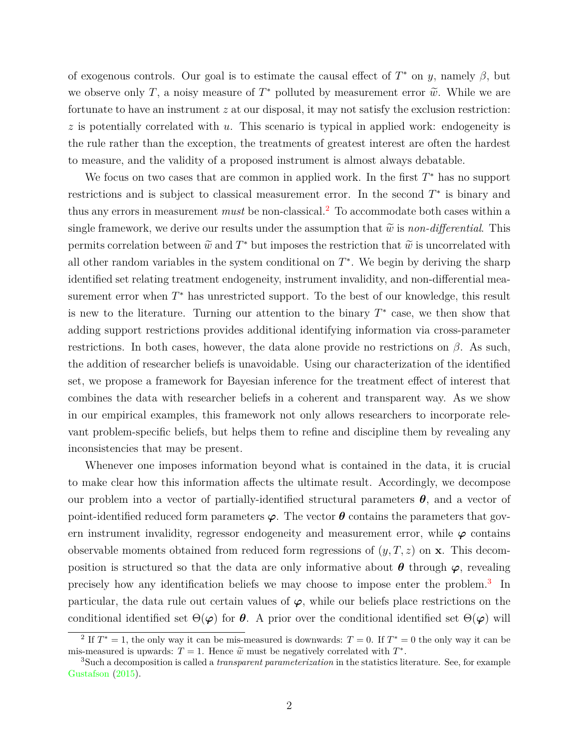of exogenous controls. Our goal is to estimate the causal effect of $T^*$ on $y$, namely $\beta$, but we observe only $T$, a noisy measure of $T^*$ polluted by measurement error $\widetilde{w}$. While we are fortunate to have an instrument $z$ at our disposal, it may not satisfy the exclusion restriction: $z$ is potentially correlated with $u$. This scenario is typical in applied work: endogeneity is the rule rather than the exception, the treatments of greatest interest are often the hardest to measure, and the validity of a proposed instrument is almost always debatable.

We focus on two cases that are common in applied work. In the first $T^*$ has no support restrictions and is subject to classical measurement error. In the second $T^*$ is binary and thus any errors in measurement *must* be non-classical.[2] To accommodate both cases within a single framework, we derive our results under the assumption that $\widetilde{w}$ is *non-differential*. This permits correlation between $\widetilde{w}$ and $T^*$ but imposes the restriction that $\widetilde{w}$ is uncorrelated with all other random variables in the system conditional on $T^*$. We begin by deriving the sharp identified set relating treatment endogeneity, instrument invalidity, and non-differential measurement error when $T^*$ has unrestricted support. To the best of our knowledge, this result is new to the literature. Turning our attention to the binary $T^*$ case, we then show that adding support restrictions provides additional identifying information via cross-parameter restrictions. In both cases, however, the data alone provide no restrictions on $\beta$. As such, the addition of researcher beliefs is unavoidable. Using our characterization of the identified set, we propose a framework for Bayesian inference for the treatment effect of interest that combines the data with researcher beliefs in a coherent and transparent way. As we show in our empirical examples, this framework not only allows researchers to incorporate relevant problem-specific beliefs, but helps them to refine and discipline them by revealing any inconsistencies that may be present.

Whenever one imposes information beyond what is contained in the data, it is crucial to make clear how this information affects the ultimate result. Accordingly, we decompose our problem into a vector of partially-identified structural parameters $\boldsymbol{\theta}$, and a vector of point-identified reduced form parameters $\boldsymbol{\varphi}$. The vector $\boldsymbol{\theta}$ contains the parameters that govern instrument invalidity, regressor endogeneity and measurement error, while $\boldsymbol{\varphi}$ contains observable moments obtained from reduced form regressions of $(y, T, z)$ on $\mathbf{x}$. This decomposition is structured so that the data are only informative about $\boldsymbol{\theta}$ through $\boldsymbol{\varphi}$, revealing precisely how any identification beliefs we may choose to impose enter the problem.[3] In particular, the data rule out certain values of $\boldsymbol{\varphi}$, while our beliefs place restrictions on the conditional identified set $\Theta(\boldsymbol{\varphi})$ for $\boldsymbol{\theta}$. A prior over the conditional identified set $\Theta(\boldsymbol{\varphi})$ will

[2] If $T^* = 1$, the only way it can be mis-measured is downwards: $T = 0$. If $T^* = 0$ the only way it can be mis-measured is upwards: $T = 1$. Hence $\widetilde{w}$ must be negatively correlated with $T^*$.

[3] Such a decomposition is called a *transparent parameterization* in the statistics literature. See, for example Gustafson (2015).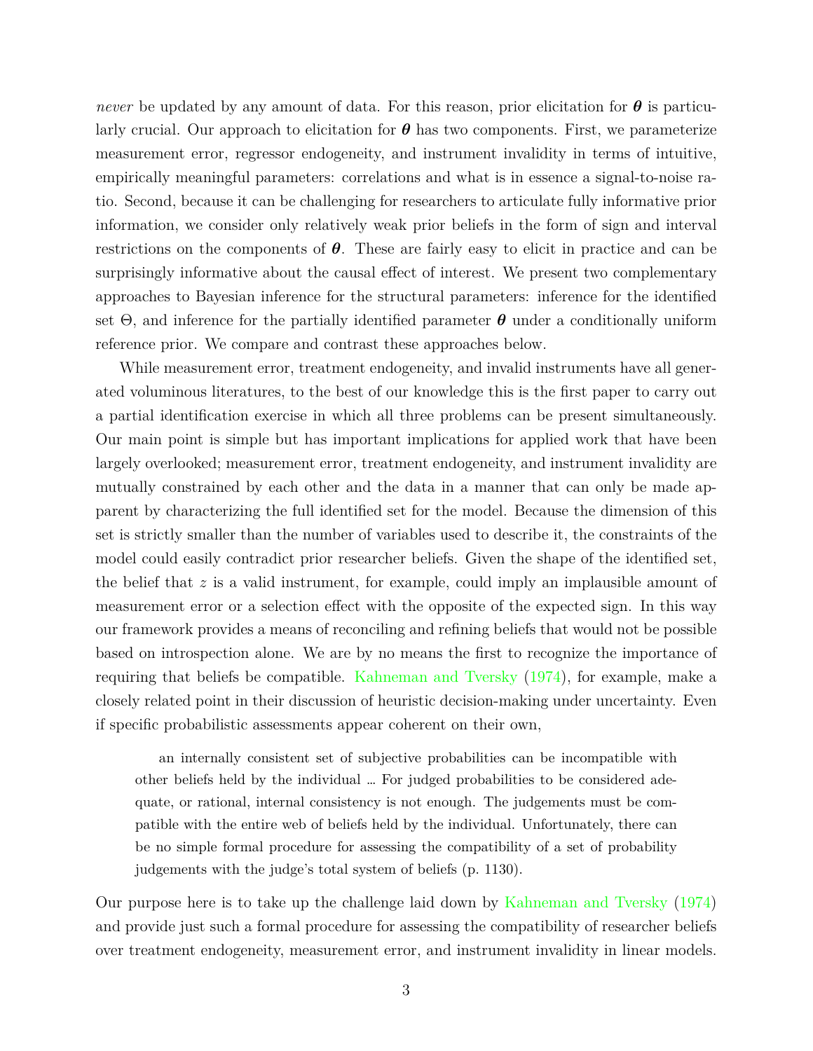*never* be updated by any amount of data. For this reason, prior elicitation for $\boldsymbol{\theta}$ is particularly crucial. Our approach to elicitation for $\boldsymbol{\theta}$ has two components. First, we parameterize measurement error, regressor endogeneity, and instrument invalidity in terms of intuitive, empirically meaningful parameters: correlations and what is in essence a signal-to-noise ratio. Second, because it can be challenging for researchers to articulate fully informative prior information, we consider only relatively weak prior beliefs in the form of sign and interval restrictions on the components of $\boldsymbol{\theta}$. These are fairly easy to elicit in practice and can be surprisingly informative about the causal effect of interest. We present two complementary approaches to Bayesian inference for the structural parameters: inference for the identified set $\Theta$, and inference for the partially identified parameter $\boldsymbol{\theta}$ under a conditionally uniform reference prior. We compare and contrast these approaches below.

While measurement error, treatment endogeneity, and invalid instruments have all generated voluminous literatures, to the best of our knowledge this is the first paper to carry out a partial identification exercise in which all three problems can be present simultaneously. Our main point is simple but has important implications for applied work that have been largely overlooked; measurement error, treatment endogeneity, and instrument invalidity are mutually constrained by each other and the data in a manner that can only be made apparent by characterizing the full identified set for the model. Because the dimension of this set is strictly smaller than the number of variables used to describe it, the constraints of the model could easily contradict prior researcher beliefs. Given the shape of the identified set, the belief that $z$ is a valid instrument, for example, could imply an implausible amount of measurement error or a selection effect with the opposite of the expected sign. In this way our framework provides a means of reconciling and refining beliefs that would not be possible based on introspection alone. We are by no means the first to recognize the importance of requiring that beliefs be compatible. Kahneman and Tversky (1974), for example, make a closely related point in their discussion of heuristic decision-making under uncertainty. Even if specific probabilistic assessments appear coherent on their own,

> an internally consistent set of subjective probabilities can be incompatible with other beliefs held by the individual … For judged probabilities to be considered adequate, or rational, internal consistency is not enough. The judgements must be compatible with the entire web of beliefs held by the individual. Unfortunately, there can be no simple formal procedure for assessing the compatibility of a set of probability judgements with the judge's total system of beliefs (p. 1130).

Our purpose here is to take up the challenge laid down by Kahneman and Tversky (1974) and provide just such a formal procedure for assessing the compatibility of researcher beliefs over treatment endogeneity, measurement error, and instrument invalidity in linear models.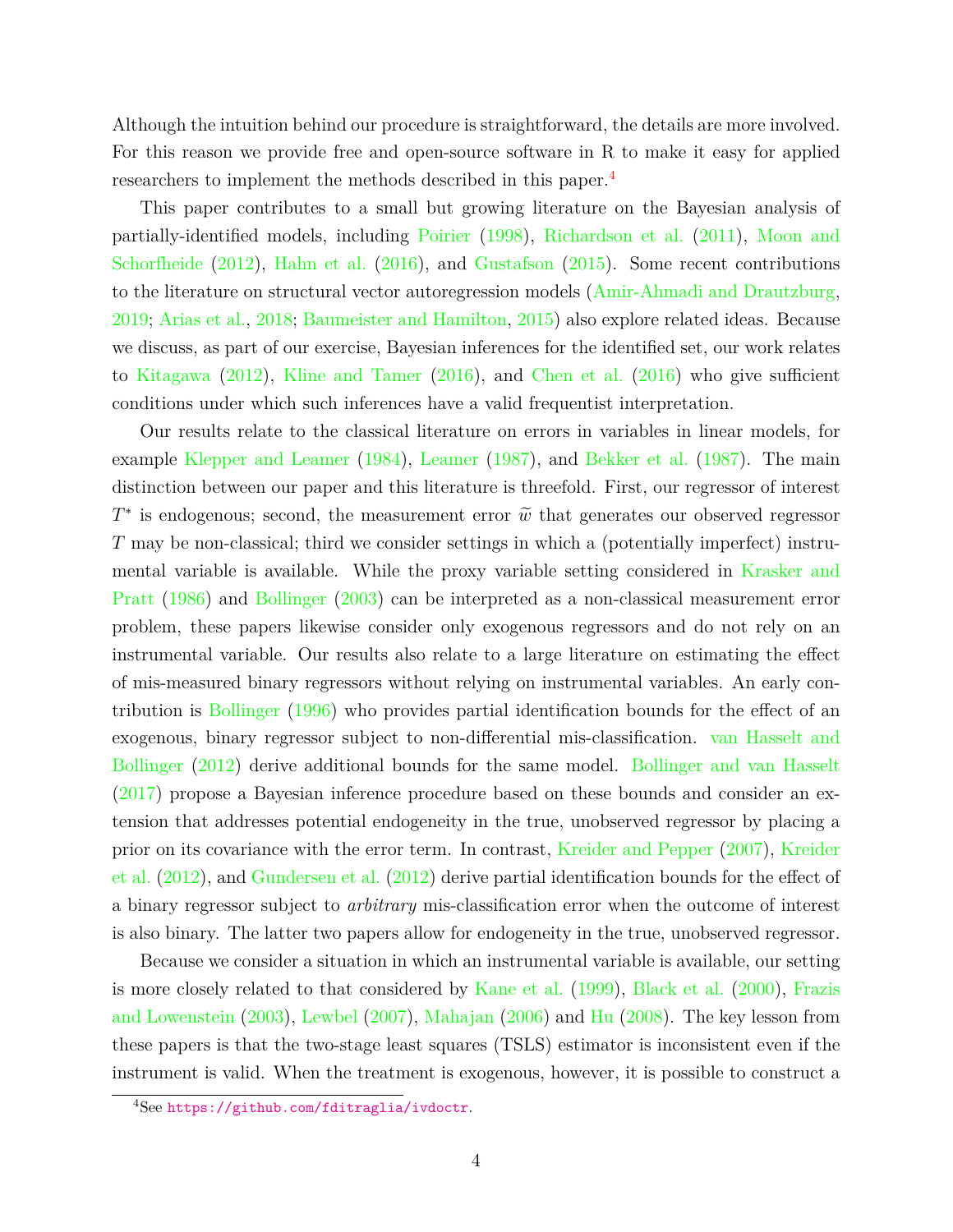Although the intuition behind our procedure is straightforward, the details are more involved. For this reason we provide free and open-source software in R to make it easy for applied researchers to implement the methods described in this paper.[4]

This paper contributes to a small but growing literature on the Bayesian analysis of partially-identified models, including Poirier (1998), Richardson et al. (2011), Moon and Schorfheide (2012), Hahn et al. (2016), and Gustafson (2015). Some recent contributions to the literature on structural vector autoregression models (Amir-Ahmadi and Drautzburg, 2019; Arias et al., 2018; Baumeister and Hamilton, 2015) also explore related ideas. Because we discuss, as part of our exercise, Bayesian inferences for the identified set, our work relates to Kitagawa (2012), Kline and Tamer (2016), and Chen et al. (2016) who give sufficient conditions under which such inferences have a valid frequentist interpretation.

Our results relate to the classical literature on errors in variables in linear models, for example Klepper and Leamer (1984), Leamer (1987), and Bekker et al. (1987). The main distinction between our paper and this literature is threefold. First, our regressor of interest $T^*$ is endogenous; second, the measurement error $\widetilde{w}$ that generates our observed regressor $T$ may be non-classical; third we consider settings in which a (potentially imperfect) instrumental variable is available. While the proxy variable setting considered in Krasker and Pratt (1986) and Bollinger (2003) can be interpreted as a non-classical measurement error problem, these papers likewise consider only exogenous regressors and do not rely on an instrumental variable. Our results also relate to a large literature on estimating the effect of mis-measured binary regressors without relying on instrumental variables. An early contribution is Bollinger (1996) who provides partial identification bounds for the effect of an exogenous, binary regressor subject to non-differential mis-classification. van Hasselt and Bollinger (2012) derive additional bounds for the same model. Bollinger and van Hasselt (2017) propose a Bayesian inference procedure based on these bounds and consider an extension that addresses potential endogeneity in the true, unobserved regressor by placing a prior on its covariance with the error term. In contrast, Kreider and Pepper (2007), Kreider et al. (2012), and Gundersen et al. (2012) derive partial identification bounds for the effect of a binary regressor subject to *arbitrary* mis-classification error when the outcome of interest is also binary. The latter two papers allow for endogeneity in the true, unobserved regressor.

Because we consider a situation in which an instrumental variable is available, our setting is more closely related to that considered by Kane et al. (1999), Black et al. (2000), Frazis and Lowenstein (2003), Lewbel (2007), Mahajan (2006) and Hu (2008). The key lesson from these papers is that the two-stage least squares (TSLS) estimator is inconsistent even if the instrument is valid. When the treatment is exogenous, however, it is possible to construct a

[4]See https://github.com/fditraglia/ivdoctr.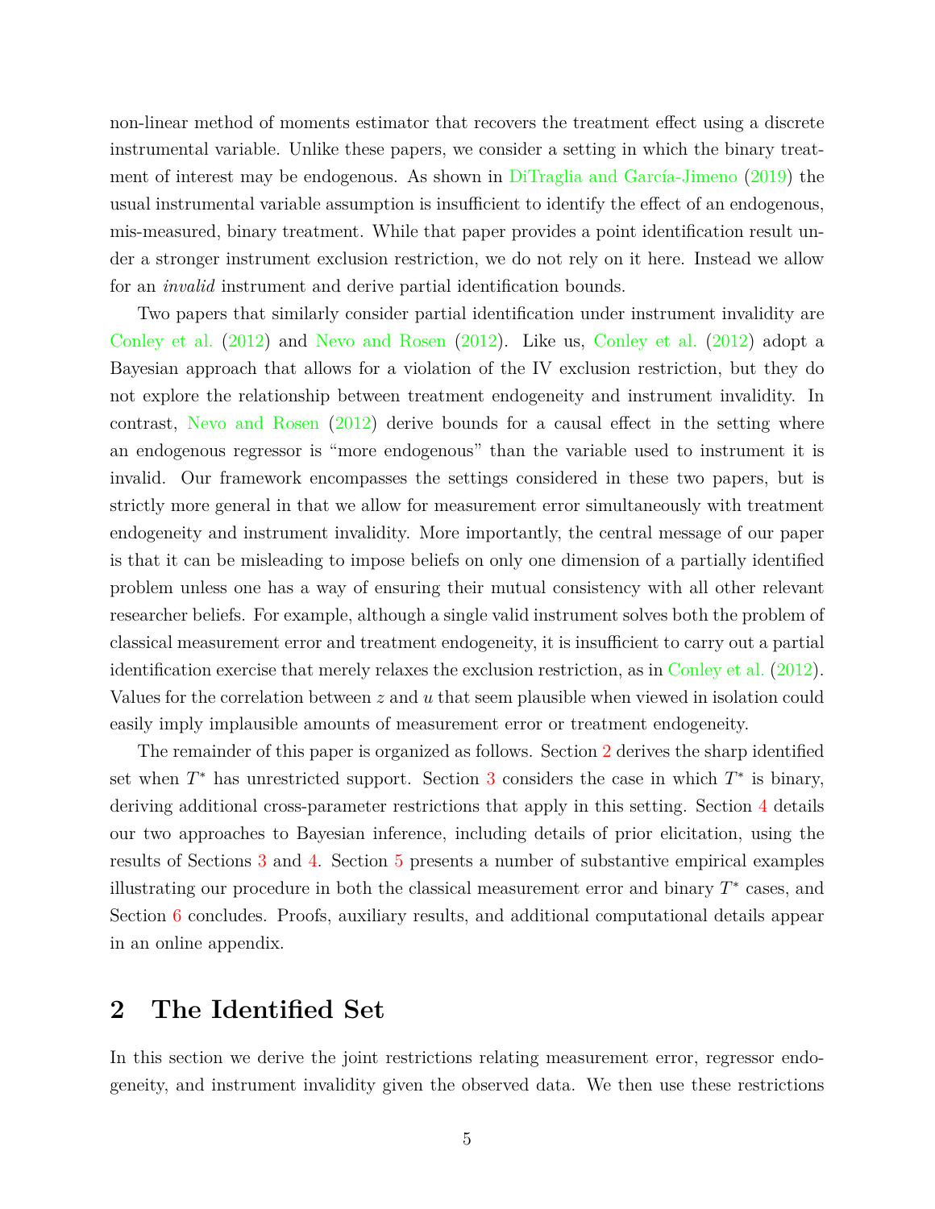non-linear method of moments estimator that recovers the treatment effect using a discrete instrumental variable. Unlike these papers, we consider a setting in which the binary treatment of interest may be endogenous. As shown in DiTraglia and García-Jimeno (2019) the usual instrumental variable assumption is insufficient to identify the effect of an endogenous, mis-measured, binary treatment. While that paper provides a point identification result under a stronger instrument exclusion restriction, we do not rely on it here. Instead we allow for an *invalid* instrument and derive partial identification bounds.

Two papers that similarly consider partial identification under instrument invalidity are Conley et al. (2012) and Nevo and Rosen (2012). Like us, Conley et al. (2012) adopt a Bayesian approach that allows for a violation of the IV exclusion restriction, but they do not explore the relationship between treatment endogeneity and instrument invalidity. In contrast, Nevo and Rosen (2012) derive bounds for a causal effect in the setting where an endogenous regressor is "more endogenous" than the variable used to instrument it is invalid. Our framework encompasses the settings considered in these two papers, but is strictly more general in that we allow for measurement error simultaneously with treatment endogeneity and instrument invalidity. More importantly, the central message of our paper is that it can be misleading to impose beliefs on only one dimension of a partially identified problem unless one has a way of ensuring their mutual consistency with all other relevant researcher beliefs. For example, although a single valid instrument solves both the problem of classical measurement error and treatment endogeneity, it is insufficient to carry out a partial identification exercise that merely relaxes the exclusion restriction, as in Conley et al. (2012). Values for the correlation between $z$ and $u$ that seem plausible when viewed in isolation could easily imply implausible amounts of measurement error or treatment endogeneity.

The remainder of this paper is organized as follows. Section 2 derives the sharp identified set when $T^*$ has unrestricted support. Section 3 considers the case in which $T^*$ is binary, deriving additional cross-parameter restrictions that apply in this setting. Section 4 details our two approaches to Bayesian inference, including details of prior elicitation, using the results of Sections 3 and 4. Section 5 presents a number of substantive empirical examples illustrating our procedure in both the classical measurement error and binary $T^*$ cases, and Section 6 concludes. Proofs, auxiliary results, and additional computational details appear in an online appendix.

# 2 The Identified Set

In this section we derive the joint restrictions relating measurement error, regressor endogeneity, and instrument invalidity given the observed data. We then use these restrictions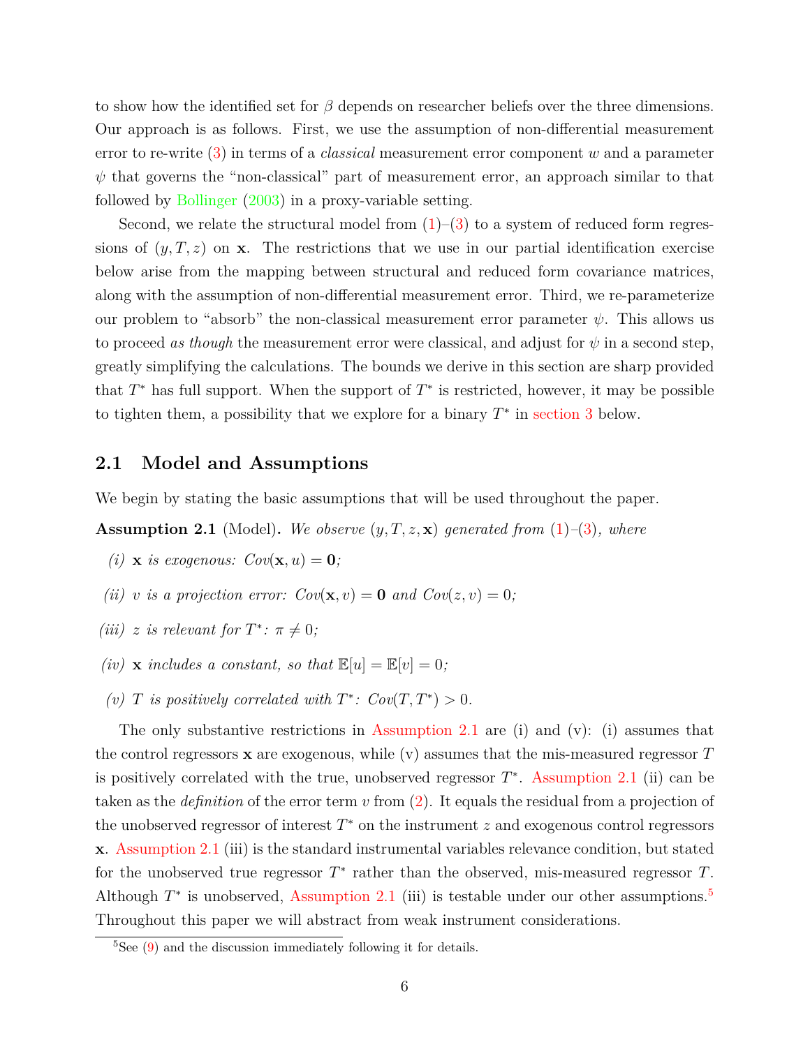to show how the identified set for $\beta$ depends on researcher beliefs over the three dimensions. Our approach is as follows. First, we use the assumption of non-differential measurement error to re-write (3) in terms of a *classical* measurement error component $w$ and a parameter $\psi$ that governs the "non-classical" part of measurement error, an approach similar to that followed by Bollinger (2003) in a proxy-variable setting.

Second, we relate the structural model from (1)–(3) to a system of reduced form regressions of $(y, T, z)$ on $\mathbf{x}$. The restrictions that we use in our partial identification exercise below arise from the mapping between structural and reduced form covariance matrices, along with the assumption of non-differential measurement error. Third, we re-parameterize our problem to "absorb" the non-classical measurement error parameter $\psi$. This allows us to proceed *as though* the measurement error were classical, and adjust for $\psi$ in a second step, greatly simplifying the calculations. The bounds we derive in this section are sharp provided that $T^*$ has full support. When the support of $T^*$ is restricted, however, it may be possible to tighten them, a possibility that we explore for a binary $T^*$ in section 3 below.

## 2.1 Model and Assumptions

We begin by stating the basic assumptions that will be used throughout the paper.

**Assumption 2.1** (Model)**.** *We observe $(y, T, z, \mathbf{x})$ generated from (1)–(3), where*

*(i) $\mathbf{x}$ is exogenous: $Cov(\mathbf{x}, u) = \mathbf{0}$;*

*(ii) $v$ is a projection error: $Cov(\mathbf{x}, v) = \mathbf{0}$ and $Cov(z, v) = 0$;*

*(iii) $z$ is relevant for $T^*$: $\pi \neq 0$;*

*(iv) $\mathbf{x}$ includes a constant, so that $\mathbb{E}[u] = \mathbb{E}[v] = 0$;*

*(v) $T$ is positively correlated with $T^*$: $Cov(T, T^*) > 0$.*

The only substantive restrictions in Assumption 2.1 are (i) and (v): (i) assumes that the control regressors $\mathbf{x}$ are exogenous, while (v) assumes that the mis-measured regressor $T$ is positively correlated with the true, unobserved regressor $T^*$. Assumption 2.1 (ii) can be taken as the *definition* of the error term $v$ from (2). It equals the residual from a projection of the unobserved regressor of interest $T^*$ on the instrument $z$ and exogenous control regressors $\mathbf{x}$. Assumption 2.1 (iii) is the standard instrumental variables relevance condition, but stated for the unobserved true regressor $T^*$ rather than the observed, mis-measured regressor $T$. Although $T^*$ is unobserved, Assumption 2.1 (iii) is testable under our other assumptions.[5] Throughout this paper we will abstract from weak instrument considerations.

[5] See (9) and the discussion immediately following it for details.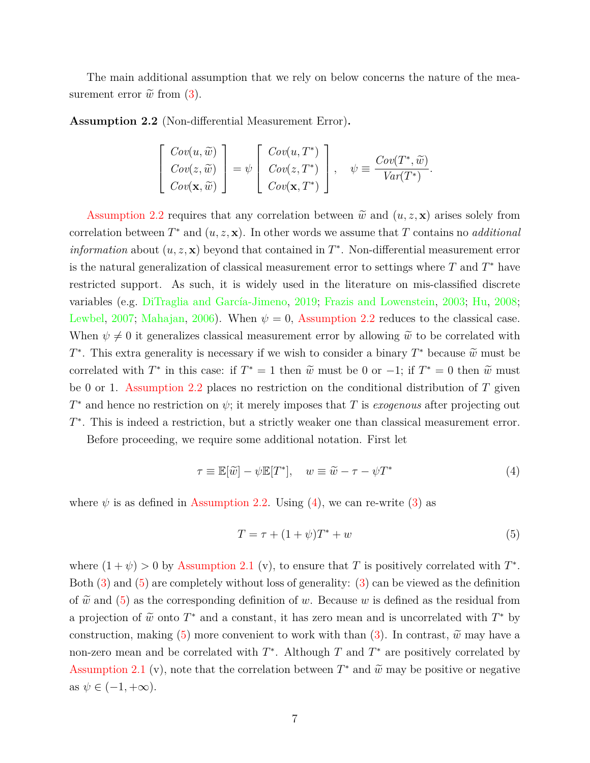The main additional assumption that we rely on below concerns the nature of the measurement error $\widetilde{w}$ from (3).

**Assumption 2.2** (Non-differential Measurement Error)**.**

$$\begin{bmatrix} Cov(u, \widetilde{w}) \\ Cov(z, \widetilde{w}) \\ Cov(\mathbf{x}, \widetilde{w}) \end{bmatrix} = \psi \begin{bmatrix} Cov(u, T^*) \\ Cov(z, T^*) \\ Cov(\mathbf{x}, T^*) \end{bmatrix}, \quad \psi \equiv \frac{Cov(T^*, \widetilde{w})}{Var(T^*)}.$$

Assumption 2.2 requires that any correlation between $\widetilde{w}$ and $(u, z, \mathbf{x})$ arises solely from correlation between $T^*$ and $(u, z, \mathbf{x})$. In other words we assume that $T$ contains no *additional information* about $(u, z, \mathbf{x})$ beyond that contained in $T^*$. Non-differential measurement error is the natural generalization of classical measurement error to settings where $T$ and $T^*$ have restricted support. As such, it is widely used in the literature on mis-classified discrete variables (e.g. DiTraglia and García-Jimeno, 2019; Frazis and Lowenstein, 2003; Hu, 2008; Lewbel, 2007; Mahajan, 2006). When $\psi = 0$, Assumption 2.2 reduces to the classical case. When $\psi \neq 0$ it generalizes classical measurement error by allowing $\widetilde{w}$ to be correlated with $T^*$. This extra generality is necessary if we wish to consider a binary $T^*$ because $\widetilde{w}$ must be correlated with $T^*$ in this case: if $T^* = 1$ then $\widetilde{w}$ must be 0 or $-1$; if $T^* = 0$ then $\widetilde{w}$ must be 0 or 1. Assumption 2.2 places no restriction on the conditional distribution of $T$ given $T^*$ and hence no restriction on $\psi$; it merely imposes that $T$ is *exogenous* after projecting out $T^*$. This is indeed a restriction, but a strictly weaker one than classical measurement error.

Before proceeding, we require some additional notation. First let

$$\tau \equiv \mathbb{E}[\widetilde{w}] - \psi \mathbb{E}[T^*], \quad w \equiv \widetilde{w} - \tau - \psi T^* \tag{4}$$

where $\psi$ is as defined in Assumption 2.2. Using (4), we can re-write (3) as

$$T = \tau + (1 + \psi)T^* + w \tag{5}$$

where $(1 + \psi) > 0$ by Assumption 2.1 (v), to ensure that $T$ is positively correlated with $T^*$. Both (3) and (5) are completely without loss of generality: (3) can be viewed as the definition of $\widetilde{w}$ and (5) as the corresponding definition of $w$. Because $w$ is defined as the residual from a projection of $\widetilde{w}$ onto $T^*$ and a constant, it has zero mean and is uncorrelated with $T^*$ by construction, making (5) more convenient to work with than (3). In contrast, $\widetilde{w}$ may have a non-zero mean and be correlated with $T^*$. Although $T$ and $T^*$ are positively correlated by Assumption 2.1 (v), note that the correlation between $T^*$ and $\widetilde{w}$ may be positive or negative as $\psi \in (-1, +\infty)$.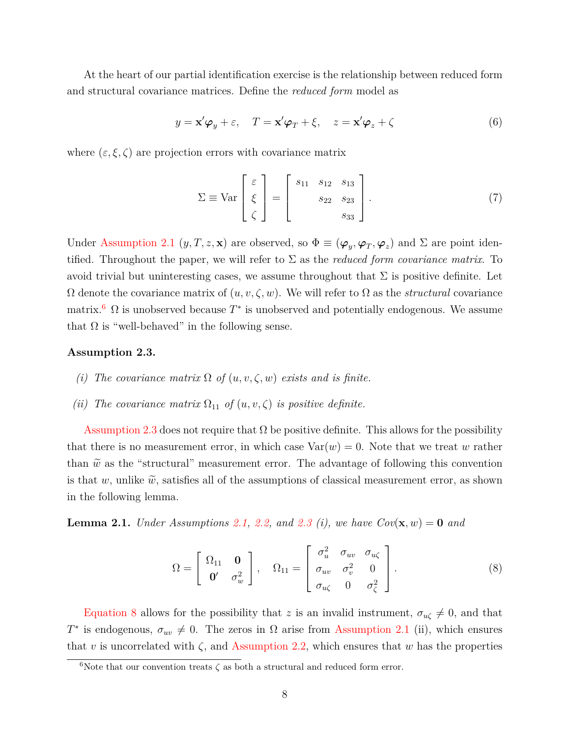At the heart of our partial identification exercise is the relationship between reduced form and structural covariance matrices. Define the *reduced form* model as

$$y = \mathbf{x}'\boldsymbol{\varphi}_y + \varepsilon, \quad T = \mathbf{x}'\boldsymbol{\varphi}_T + \xi, \quad z = \mathbf{x}'\boldsymbol{\varphi}_z + \zeta \tag{6}$$

where $(\varepsilon, \xi, \zeta)$ are projection errors with covariance matrix

$$\Sigma \equiv \text{Var}\begin{bmatrix} \varepsilon \\ \xi \\ \zeta \end{bmatrix} = \begin{bmatrix} s_{11} & s_{12} & s_{13} \\ & s_{22} & s_{23} \\ & & s_{33} \end{bmatrix}. \tag{7}$$

Under Assumption 2.1 $(y, T, z, \mathbf{x})$ are observed, so $\Phi \equiv (\boldsymbol{\varphi}_y, \boldsymbol{\varphi}_T, \boldsymbol{\varphi}_z)$ and $\Sigma$ are point identified. Throughout the paper, we will refer to $\Sigma$ as the *reduced form covariance matrix*. To avoid trivial but uninteresting cases, we assume throughout that $\Sigma$ is positive definite. Let $\Omega$ denote the covariance matrix of $(u, v, \zeta, w)$. We will refer to $\Omega$ as the *structural* covariance matrix.[6] $\Omega$ is unobserved because $T^*$ is unobserved and potentially endogenous. We assume that $\Omega$ is "well-behaved" in the following sense.

**Assumption 2.3.**

*(i) The covariance matrix $\Omega$ of $(u, v, \zeta, w)$ exists and is finite.*

*(ii) The covariance matrix $\Omega_{11}$ of $(u, v, \zeta)$ is positive definite.*

Assumption 2.3 does not require that $\Omega$ be positive definite. This allows for the possibility that there is no measurement error, in which case $\text{Var}(w) = 0$. Note that we treat $w$ rather than $\widetilde{w}$ as the "structural" measurement error. The advantage of following this convention is that $w$, unlike $\widetilde{w}$, satisfies all of the assumptions of classical measurement error, as shown in the following lemma.

**Lemma 2.1.** *Under Assumptions 2.1, 2.2, and 2.3 (i), we have $Cov(\mathbf{x}, w) = \mathbf{0}$ and*

$$\Omega = \begin{bmatrix} \Omega_{11} & \mathbf{0} \\ \mathbf{0}' & \sigma_w^2 \end{bmatrix}, \quad \Omega_{11} = \begin{bmatrix} \sigma_u^2 & \sigma_{uv} & \sigma_{u\zeta} \\ \sigma_{uv} & \sigma_v^2 & 0 \\ \sigma_{u\zeta} & 0 & \sigma_\zeta^2 \end{bmatrix}. \tag{8}$$

Equation 8 allows for the possibility that $z$ is an invalid instrument, $\sigma_{u\zeta} \neq 0$, and that $T^*$ is endogenous, $\sigma_{uv} \neq 0$. The zeros in $\Omega$ arise from Assumption 2.1 (ii), which ensures that $v$ is uncorrelated with $\zeta$, and Assumption 2.2, which ensures that $w$ has the properties

[6] Note that our convention treats $\zeta$ as both a structural and reduced form error.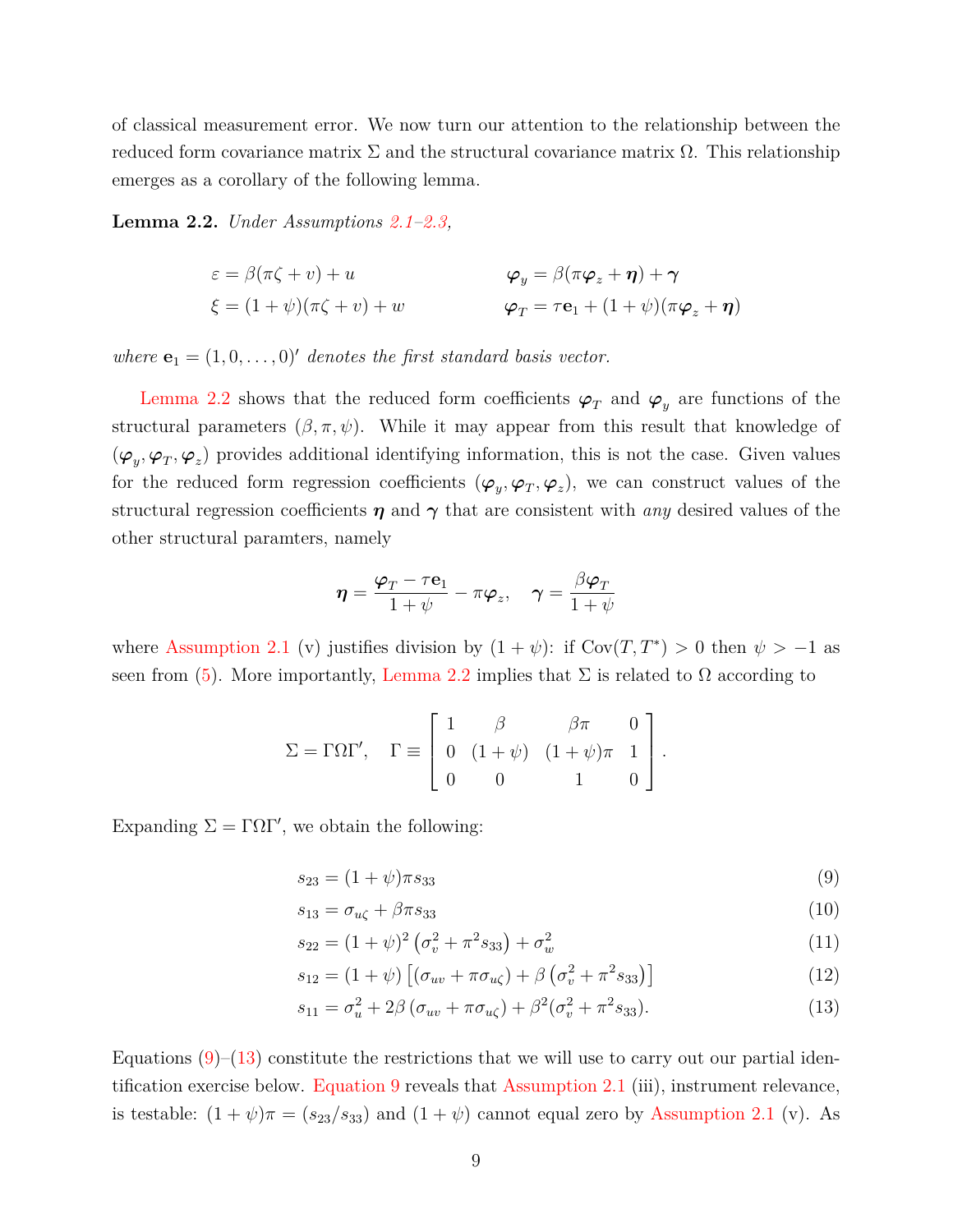of classical measurement error. We now turn our attention to the relationship between the reduced form covariance matrix $\Sigma$ and the structural covariance matrix $\Omega$. This relationship emerges as a corollary of the following lemma.

**Lemma 2.2.** *Under Assumptions 2.1–2.3,*

$$
\begin{aligned}
\varepsilon &= \beta(\pi\zeta + v) + u & \qquad \boldsymbol{\varphi}_y &= \beta(\pi\boldsymbol{\varphi}_z + \boldsymbol{\eta}) + \boldsymbol{\gamma} \\
\xi &= (1+\psi)(\pi\zeta + v) + w & \qquad \boldsymbol{\varphi}_T &= \tau\mathbf{e}_1 + (1+\psi)(\pi\boldsymbol{\varphi}_z + \boldsymbol{\eta})
\end{aligned}
$$

*where $\mathbf{e}_1 = (1, 0, \ldots, 0)'$ denotes the first standard basis vector.*

Lemma 2.2 shows that the reduced form coefficients $\boldsymbol{\varphi}_T$ and $\boldsymbol{\varphi}_y$ are functions of the structural parameters $(\beta, \pi, \psi)$. While it may appear from this result that knowledge of $(\boldsymbol{\varphi}_y, \boldsymbol{\varphi}_T, \boldsymbol{\varphi}_z)$ provides additional identifying information, this is not the case. Given values for the reduced form regression coefficients $(\boldsymbol{\varphi}_y, \boldsymbol{\varphi}_T, \boldsymbol{\varphi}_z)$, we can construct values of the structural regression coefficients $\boldsymbol{\eta}$ and $\boldsymbol{\gamma}$ that are consistent with *any* desired values of the other structural paramters, namely

$$
\boldsymbol{\eta} = \frac{\boldsymbol{\varphi}_T - \tau\mathbf{e}_1}{1+\psi} - \pi\boldsymbol{\varphi}_z, \quad \boldsymbol{\gamma} = \frac{\beta\boldsymbol{\varphi}_T}{1+\psi}
$$

where Assumption 2.1 (v) justifies division by $(1+\psi)$: if $\text{Cov}(T, T^*) > 0$ then $\psi > -1$ as seen from (5). More importantly, Lemma 2.2 implies that $\Sigma$ is related to $\Omega$ according to

$$
\Sigma = \Gamma\Omega\Gamma', \quad \Gamma \equiv \begin{bmatrix} 1 & \beta & \beta\pi & 0 \\ 0 & (1+\psi) & (1+\psi)\pi & 1 \\ 0 & 0 & 1 & 0 \end{bmatrix}.
$$

Expanding $\Sigma = \Gamma\Omega\Gamma'$, we obtain the following:

$$
s_{23} = (1+\psi)\pi s_{33} \tag{9}
$$

$$
s_{13} = \sigma_{u\zeta} + \beta\pi s_{33} \tag{10}
$$

$$
s_{22} = (1+\psi)^2\left(\sigma_v^2 + \pi^2 s_{33}\right) + \sigma_w^2 \tag{11}
$$

$$
s_{12} = (1+\psi)\left[(\sigma_{uv} + \pi\sigma_{u\zeta}) + \beta\left(\sigma_v^2 + \pi^2 s_{33}\right)\right] \tag{12}
$$

$$
s_{11} = \sigma_u^2 + 2\beta\left(\sigma_{uv} + \pi\sigma_{u\zeta}\right) + \beta^2(\sigma_v^2 + \pi^2 s_{33}). \tag{13}
$$

Equations (9)–(13) constitute the restrictions that we will use to carry out our partial identification exercise below. Equation 9 reveals that Assumption 2.1 (iii), instrument relevance, is testable: $(1+\psi)\pi = (s_{23}/s_{33})$ and $(1+\psi)$ cannot equal zero by Assumption 2.1 (v). As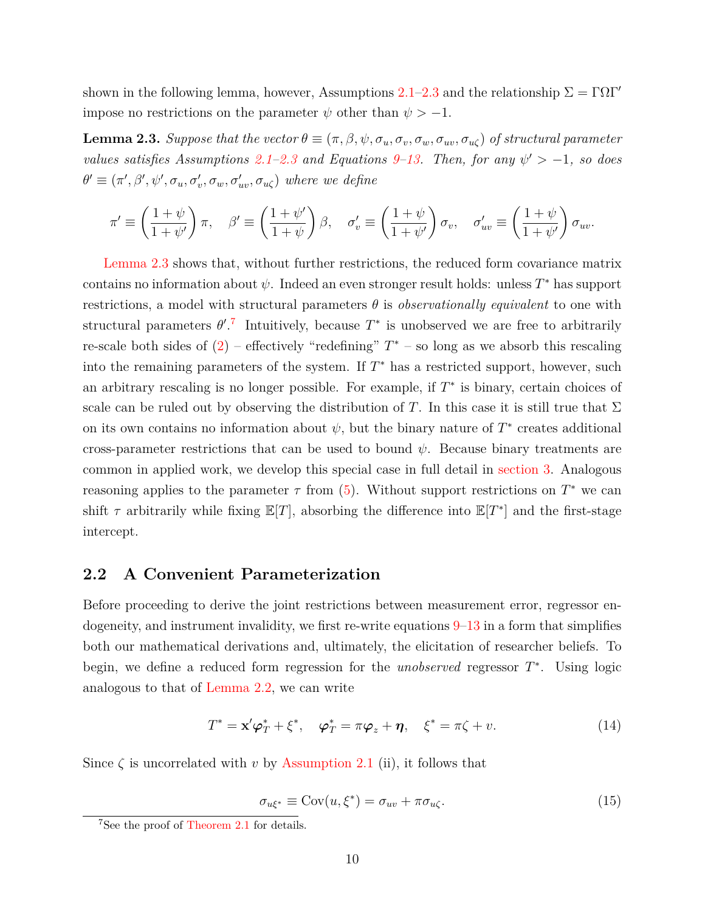shown in the following lemma, however, Assumptions 2.1–2.3 and the relationship $\Sigma = \Gamma\Omega\Gamma'$ impose no restrictions on the parameter $\psi$ other than $\psi > -1$.

**Lemma 2.3.** *Suppose that the vector $\theta \equiv (\pi, \beta, \psi, \sigma_u, \sigma_v, \sigma_w, \sigma_{uv}, \sigma_{u\zeta})$ of structural parameter values satisfies Assumptions 2.1–2.3 and Equations 9–13. Then, for any $\psi' > -1$, so does $\theta' \equiv (\pi', \beta', \psi', \sigma_u, \sigma_v', \sigma_w, \sigma_{uv}', \sigma_{u\zeta})$ where we define*

$$\pi' \equiv \left(\frac{1+\psi}{1+\psi'}\right)\pi, \quad \beta' \equiv \left(\frac{1+\psi'}{1+\psi}\right)\beta, \quad \sigma_v' \equiv \left(\frac{1+\psi}{1+\psi'}\right)\sigma_v, \quad \sigma_{uv}' \equiv \left(\frac{1+\psi}{1+\psi'}\right)\sigma_{uv}.$$

Lemma 2.3 shows that, without further restrictions, the reduced form covariance matrix contains no information about $\psi$. Indeed an even stronger result holds: unless $T^*$ has support restrictions, a model with structural parameters $\theta$ is *observationally equivalent* to one with structural parameters $\theta'$.[7] Intuitively, because $T^*$ is unobserved we are free to arbitrarily re-scale both sides of (2) – effectively "redefining" $T^*$ – so long as we absorb this rescaling into the remaining parameters of the system. If $T^*$ has a restricted support, however, such an arbitrary rescaling is no longer possible. For example, if $T^*$ is binary, certain choices of scale can be ruled out by observing the distribution of $T$. In this case it is still true that $\Sigma$ on its own contains no information about $\psi$, but the binary nature of $T^*$ creates additional cross-parameter restrictions that can be used to bound $\psi$. Because binary treatments are common in applied work, we develop this special case in full detail in section 3. Analogous reasoning applies to the parameter $\tau$ from (5). Without support restrictions on $T^*$ we can shift $\tau$ arbitrarily while fixing $\mathbb{E}[T]$, absorbing the difference into $\mathbb{E}[T^*]$ and the first-stage intercept.

## 2.2 A Convenient Parameterization

Before proceeding to derive the joint restrictions between measurement error, regressor endogeneity, and instrument invalidity, we first re-write equations 9–13 in a form that simplifies both our mathematical derivations and, ultimately, the elicitation of researcher beliefs. To begin, we define a reduced form regression for the *unobserved* regressor $T^*$. Using logic analogous to that of Lemma 2.2, we can write

$$T^* = \mathbf{x}'\boldsymbol{\varphi}_T^* + \xi^*, \quad \boldsymbol{\varphi}_T^* = \pi\boldsymbol{\varphi}_z + \boldsymbol{\eta}, \quad \xi^* = \pi\zeta + v. \tag{14}$$

Since $\zeta$ is uncorrelated with $v$ by Assumption 2.1 (ii), it follows that

$$\sigma_{u\xi^*} \equiv \text{Cov}(u, \xi^*) = \sigma_{uv} + \pi\sigma_{u\zeta}. \tag{15}$$

[7] See the proof of Theorem 2.1 for details.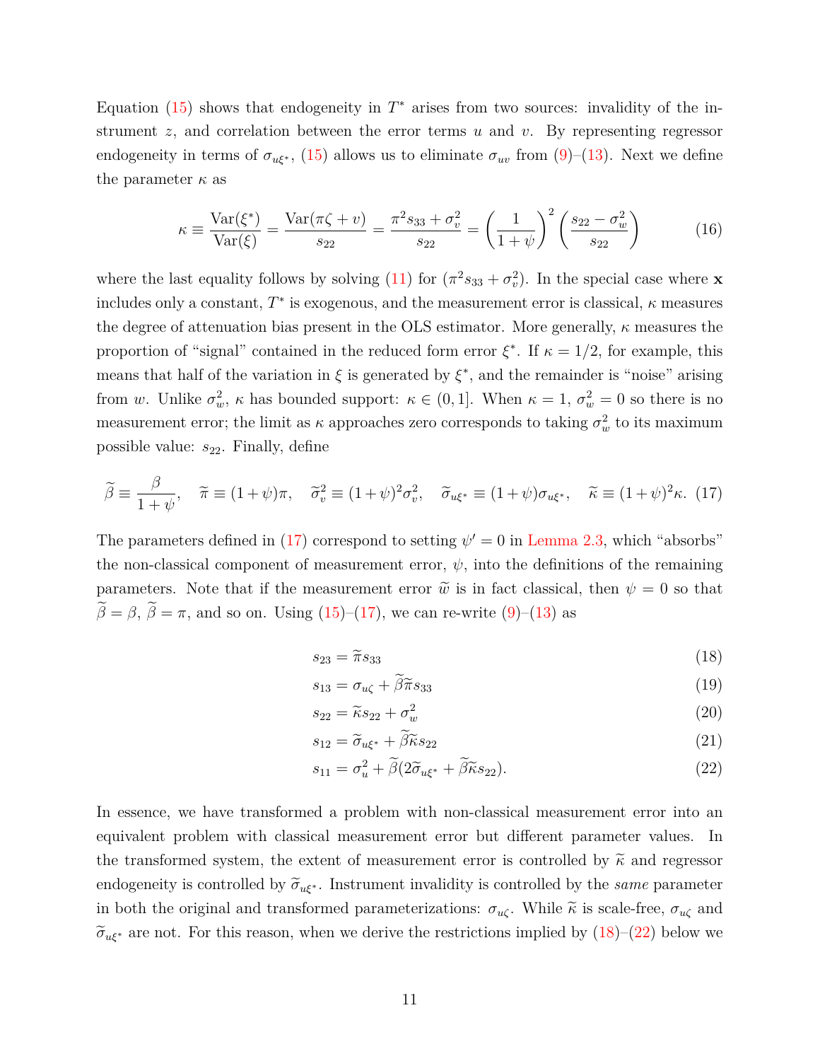Equation (15) shows that endogeneity in $T^*$ arises from two sources: invalidity of the instrument $z$, and correlation between the error terms $u$ and $v$. By representing regressor endogeneity in terms of $\sigma_{u\xi^*}$, (15) allows us to eliminate $\sigma_{uv}$ from (9)–(13). Next we define the parameter $\kappa$ as

$$\kappa \equiv \frac{\text{Var}(\xi^*)}{\text{Var}(\xi)} = \frac{\text{Var}(\pi\zeta + v)}{s_{22}} = \frac{\pi^2 s_{33} + \sigma_v^2}{s_{22}} = \left(\frac{1}{1+\psi}\right)^2 \left(\frac{s_{22} - \sigma_w^2}{s_{22}}\right) \tag{16}$$

where the last equality follows by solving (11) for $(\pi^2 s_{33} + \sigma_v^2)$. In the special case where $\mathbf{x}$ includes only a constant, $T^*$ is exogenous, and the measurement error is classical, $\kappa$ measures the degree of attenuation bias present in the OLS estimator. More generally, $\kappa$ measures the proportion of "signal" contained in the reduced form error $\xi^*$. If $\kappa = 1/2$, for example, this means that half of the variation in $\xi$ is generated by $\xi^*$, and the remainder is "noise" arising from $w$. Unlike $\sigma_w^2$, $\kappa$ has bounded support: $\kappa \in (0, 1]$. When $\kappa = 1$, $\sigma_w^2 = 0$ so there is no measurement error; the limit as $\kappa$ approaches zero corresponds to taking $\sigma_w^2$ to its maximum possible value: $s_{22}$. Finally, define

$$\widetilde{\beta} \equiv \frac{\beta}{1+\psi}, \quad \widetilde{\pi} \equiv (1+\psi)\pi, \quad \widetilde{\sigma}_v^2 \equiv (1+\psi)^2\sigma_v^2, \quad \widetilde{\sigma}_{u\xi^*} \equiv (1+\psi)\sigma_{u\xi^*}, \quad \widetilde{\kappa} \equiv (1+\psi)^2\kappa. \tag{17}$$

The parameters defined in (17) correspond to setting $\psi' = 0$ in Lemma 2.3, which "absorbs" the non-classical component of measurement error, $\psi$, into the definitions of the remaining parameters. Note that if the measurement error $\widetilde{w}$ is in fact classical, then $\psi = 0$ so that $\widetilde{\beta} = \beta$, $\widetilde{\beta} = \pi$, and so on. Using (15)–(17), we can re-write (9)–(13) as

$$s_{23} = \widetilde{\pi} s_{33} \tag{18}$$

$$s_{13} = \sigma_{u\zeta} + \widetilde{\beta}\widetilde{\pi} s_{33} \tag{19}$$

$$s_{22} = \widetilde{\kappa} s_{22} + \sigma_w^2 \tag{20}$$

$$s_{12} = \widetilde{\sigma}_{u\xi^*} + \widetilde{\beta}\widetilde{\kappa} s_{22} \tag{21}$$

$$s_{11} = \sigma_u^2 + \widetilde{\beta}(2\widetilde{\sigma}_{u\xi^*} + \widetilde{\beta}\widetilde{\kappa} s_{22}). \tag{22}$$

In essence, we have transformed a problem with non-classical measurement error into an equivalent problem with classical measurement error but different parameter values. In the transformed system, the extent of measurement error is controlled by $\widetilde{\kappa}$ and regressor endogeneity is controlled by $\widetilde{\sigma}_{u\xi^*}$. Instrument invalidity is controlled by the *same* parameter in both the original and transformed parameterizations: $\sigma_{u\zeta}$. While $\widetilde{\kappa}$ is scale-free, $\sigma_{u\zeta}$ and $\widetilde{\sigma}_{u\xi^*}$ are not. For this reason, when we derive the restrictions implied by (18)–(22) below we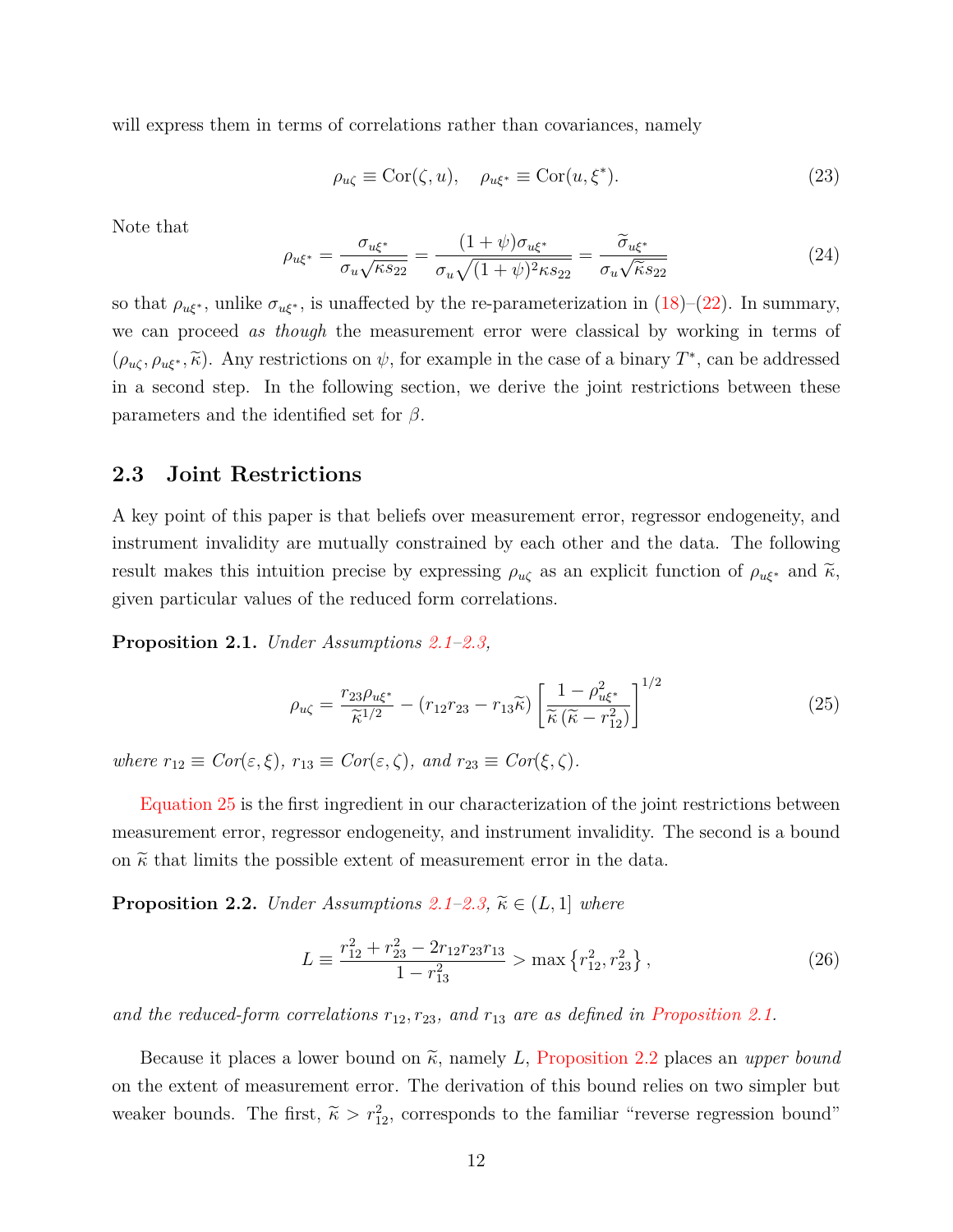will express them in terms of correlations rather than covariances, namely

$$\rho_{u\zeta} \equiv \text{Cor}(\zeta, u), \quad \rho_{u\xi^*} \equiv \text{Cor}(u, \xi^*). \tag{23}$$

Note that

$$\rho_{u\xi^*} = \frac{\sigma_{u\xi^*}}{\sigma_u\sqrt{\kappa s_{22}}} = \frac{(1+\psi)\sigma_{u\xi^*}}{\sigma_u\sqrt{(1+\psi)^2\kappa s_{22}}} = \frac{\widetilde{\sigma}_{u\xi^*}}{\sigma_u\sqrt{\widetilde{\kappa} s_{22}}} \tag{24}$$

so that $\rho_{u\xi^*}$, unlike $\sigma_{u\xi^*}$, is unaffected by the re-parameterization in (18)–(22). In summary, we can proceed *as though* the measurement error were classical by working in terms of $(\rho_{u\zeta}, \rho_{u\xi^*}, \widetilde{\kappa})$. Any restrictions on $\psi$, for example in the case of a binary $T^*$, can be addressed in a second step. In the following section, we derive the joint restrictions between these parameters and the identified set for $\beta$.

## 2.3 Joint Restrictions

A key point of this paper is that beliefs over measurement error, regressor endogeneity, and instrument invalidity are mutually constrained by each other and the data. The following result makes this intuition precise by expressing $\rho_{u\zeta}$ as an explicit function of $\rho_{u\xi^*}$ and $\widetilde{\kappa}$, given particular values of the reduced form correlations.

**Proposition 2.1.** *Under Assumptions 2.1–2.3,*

$$\rho_{u\zeta} = \frac{r_{23}\rho_{u\xi^*}}{\widetilde{\kappa}^{1/2}} - (r_{12}r_{23} - r_{13}\widetilde{\kappa})\left[\frac{1-\rho_{u\xi^*}^2}{\widetilde{\kappa}\,(\widetilde{\kappa} - r_{12}^2)}\right]^{1/2} \tag{25}$$

*where $r_{12} \equiv Cor(\varepsilon, \xi)$, $r_{13} \equiv Cor(\varepsilon, \zeta)$, and $r_{23} \equiv Cor(\xi, \zeta)$.*

Equation 25 is the first ingredient in our characterization of the joint restrictions between measurement error, regressor endogeneity, and instrument invalidity. The second is a bound on $\widetilde{\kappa}$ that limits the possible extent of measurement error in the data.

**Proposition 2.2.** *Under Assumptions 2.1–2.3, $\widetilde{\kappa} \in (L, 1]$ where*

$$L \equiv \frac{r_{12}^2 + r_{23}^2 - 2r_{12}r_{23}r_{13}}{1 - r_{13}^2} > \max\left\{r_{12}^2, r_{23}^2\right\}, \tag{26}$$

*and the reduced-form correlations $r_{12}, r_{23}$, and $r_{13}$ are as defined in Proposition 2.1.*

Because it places a lower bound on $\widetilde{\kappa}$, namely $L$, Proposition 2.2 places an *upper bound* on the extent of measurement error. The derivation of this bound relies on two simpler but weaker bounds. The first, $\widetilde{\kappa} > r_{12}^2$, corresponds to the familiar "reverse regression bound"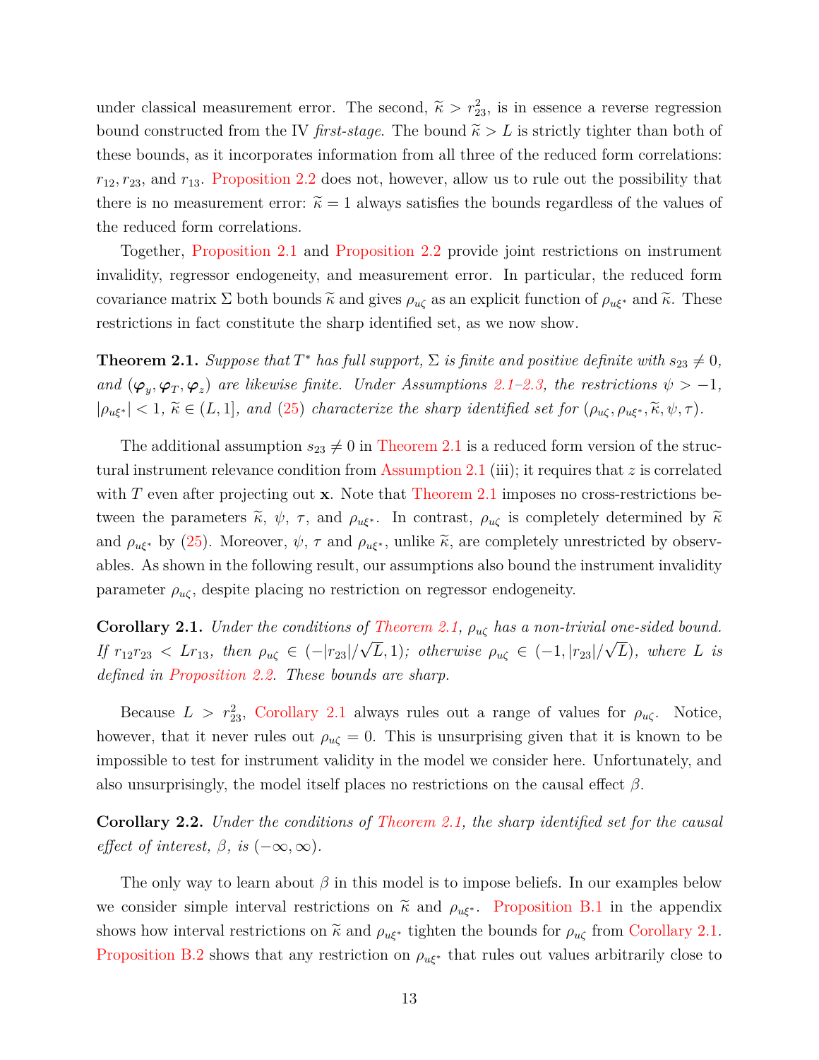under classical measurement error. The second, $\widetilde{\kappa} > r_{23}^2$, is in essence a reverse regression bound constructed from the IV *first-stage*. The bound $\widetilde{\kappa} > L$ is strictly tighter than both of these bounds, as it incorporates information from all three of the reduced form correlations: $r_{12}, r_{23}$, and $r_{13}$. Proposition 2.2 does not, however, allow us to rule out the possibility that there is no measurement error: $\widetilde{\kappa} = 1$ always satisfies the bounds regardless of the values of the reduced form correlations.

Together, Proposition 2.1 and Proposition 2.2 provide joint restrictions on instrument invalidity, regressor endogeneity, and measurement error. In particular, the reduced form covariance matrix $\Sigma$ both bounds $\widetilde{\kappa}$ and gives $\rho_{u\zeta}$ as an explicit function of $\rho_{u\xi^*}$ and $\widetilde{\kappa}$. These restrictions in fact constitute the sharp identified set, as we now show.

**Theorem 2.1.** *Suppose that $T^*$ has full support, $\Sigma$ is finite and positive definite with $s_{23} \neq 0$, and $(\boldsymbol{\varphi}_y, \boldsymbol{\varphi}_T, \boldsymbol{\varphi}_z)$ are likewise finite. Under Assumptions 2.1–2.3, the restrictions $\psi > -1$, $|\rho_{u\xi^*}| < 1$, $\widetilde{\kappa} \in (L, 1]$, and (25) characterize the sharp identified set for $(\rho_{u\zeta}, \rho_{u\xi^*}, \widetilde{\kappa}, \psi, \tau)$.*

The additional assumption $s_{23} \neq 0$ in Theorem 2.1 is a reduced form version of the structural instrument relevance condition from Assumption 2.1 (iii); it requires that $z$ is correlated with $T$ even after projecting out $\mathbf{x}$. Note that Theorem 2.1 imposes no cross-restrictions between the parameters $\widetilde{\kappa}$, $\psi$, $\tau$, and $\rho_{u\xi^*}$. In contrast, $\rho_{u\zeta}$ is completely determined by $\widetilde{\kappa}$ and $\rho_{u\xi^*}$ by (25). Moreover, $\psi$, $\tau$ and $\rho_{u\xi^*}$, unlike $\widetilde{\kappa}$, are completely unrestricted by observables. As shown in the following result, our assumptions also bound the instrument invalidity parameter $\rho_{u\zeta}$, despite placing no restriction on regressor endogeneity.

**Corollary 2.1.** *Under the conditions of Theorem 2.1, $\rho_{u\zeta}$ has a non-trivial one-sided bound. If $r_{12}r_{23} < Lr_{13}$, then $\rho_{u\zeta} \in (-|r_{23}|/\sqrt{L}, 1)$; otherwise $\rho_{u\zeta} \in (-1, |r_{23}|/\sqrt{L})$, where $L$ is defined in Proposition 2.2. These bounds are sharp.*

Because $L > r_{23}^2$, Corollary 2.1 always rules out a range of values for $\rho_{u\zeta}$. Notice, however, that it never rules out $\rho_{u\zeta} = 0$. This is unsurprising given that it is known to be impossible to test for instrument validity in the model we consider here. Unfortunately, and also unsurprisingly, the model itself places no restrictions on the causal effect $\beta$.

**Corollary 2.2.** *Under the conditions of Theorem 2.1, the sharp identified set for the causal effect of interest, $\beta$, is $(-\infty, \infty)$.*

The only way to learn about $\beta$ in this model is to impose beliefs. In our examples below we consider simple interval restrictions on $\widetilde{\kappa}$ and $\rho_{u\xi^*}$. Proposition B.1 in the appendix shows how interval restrictions on $\widetilde{\kappa}$ and $\rho_{u\xi^*}$ tighten the bounds for $\rho_{u\zeta}$ from Corollary 2.1. Proposition B.2 shows that any restriction on $\rho_{u\xi^*}$ that rules out values arbitrarily close to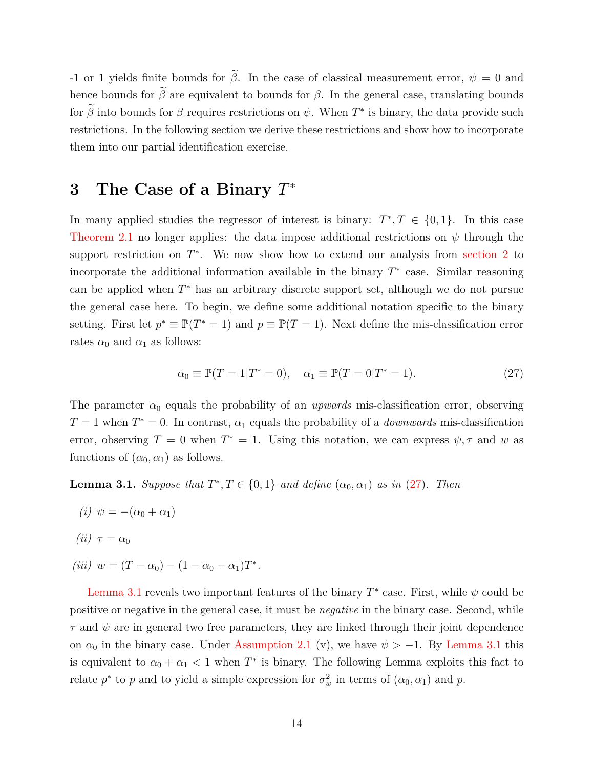-1 or 1 yields finite bounds for $\widetilde{\beta}$. In the case of classical measurement error, $\psi = 0$ and hence bounds for $\widetilde{\beta}$ are equivalent to bounds for $\beta$. In the general case, translating bounds for $\widetilde{\beta}$ into bounds for $\beta$ requires restrictions on $\psi$. When $T^*$ is binary, the data provide such restrictions. In the following section we derive these restrictions and show how to incorporate them into our partial identification exercise.

# 3 The Case of a Binary $T^*$

In many applied studies the regressor of interest is binary: $T^*, T \in \{0, 1\}$. In this case Theorem 2.1 no longer applies: the data impose additional restrictions on $\psi$ through the support restriction on $T^*$. We now show how to extend our analysis from section 2 to incorporate the additional information available in the binary $T^*$ case. Similar reasoning can be applied when $T^*$ has an arbitrary discrete support set, although we do not pursue the general case here. To begin, we define some additional notation specific to the binary setting. First let $p^* \equiv \mathbb{P}(T^* = 1)$ and $p \equiv \mathbb{P}(T = 1)$. Next define the mis-classification error rates $\alpha_0$ and $\alpha_1$ as follows:

$$\alpha_0 \equiv \mathbb{P}(T = 1|T^* = 0), \quad \alpha_1 \equiv \mathbb{P}(T = 0|T^* = 1). \tag{27}$$

The parameter $\alpha_0$ equals the probability of an *upwards* mis-classification error, observing $T = 1$ when $T^* = 0$. In contrast, $\alpha_1$ equals the probability of a *downwards* mis-classification error, observing $T = 0$ when $T^* = 1$. Using this notation, we can express $\psi, \tau$ and $w$ as functions of $(\alpha_0, \alpha_1)$ as follows.

**Lemma 3.1.** *Suppose that $T^*, T \in \{0, 1\}$ and define $(\alpha_0, \alpha_1)$ as in (27). Then*

*(i)* $\psi = -(\alpha_0 + \alpha_1)$

*(ii)* $\tau = \alpha_0$

*(iii)* $w = (T - \alpha_0) - (1 - \alpha_0 - \alpha_1)T^*$.

Lemma 3.1 reveals two important features of the binary $T^*$ case. First, while $\psi$ could be positive or negative in the general case, it must be *negative* in the binary case. Second, while $\tau$ and $\psi$ are in general two free parameters, they are linked through their joint dependence on $\alpha_0$ in the binary case. Under Assumption 2.1 (v), we have $\psi > -1$. By Lemma 3.1 this is equivalent to $\alpha_0 + \alpha_1 < 1$ when $T^*$ is binary. The following Lemma exploits this fact to relate $p^*$ to $p$ and to yield a simple expression for $\sigma_w^2$ in terms of $(\alpha_0, \alpha_1)$ and $p$.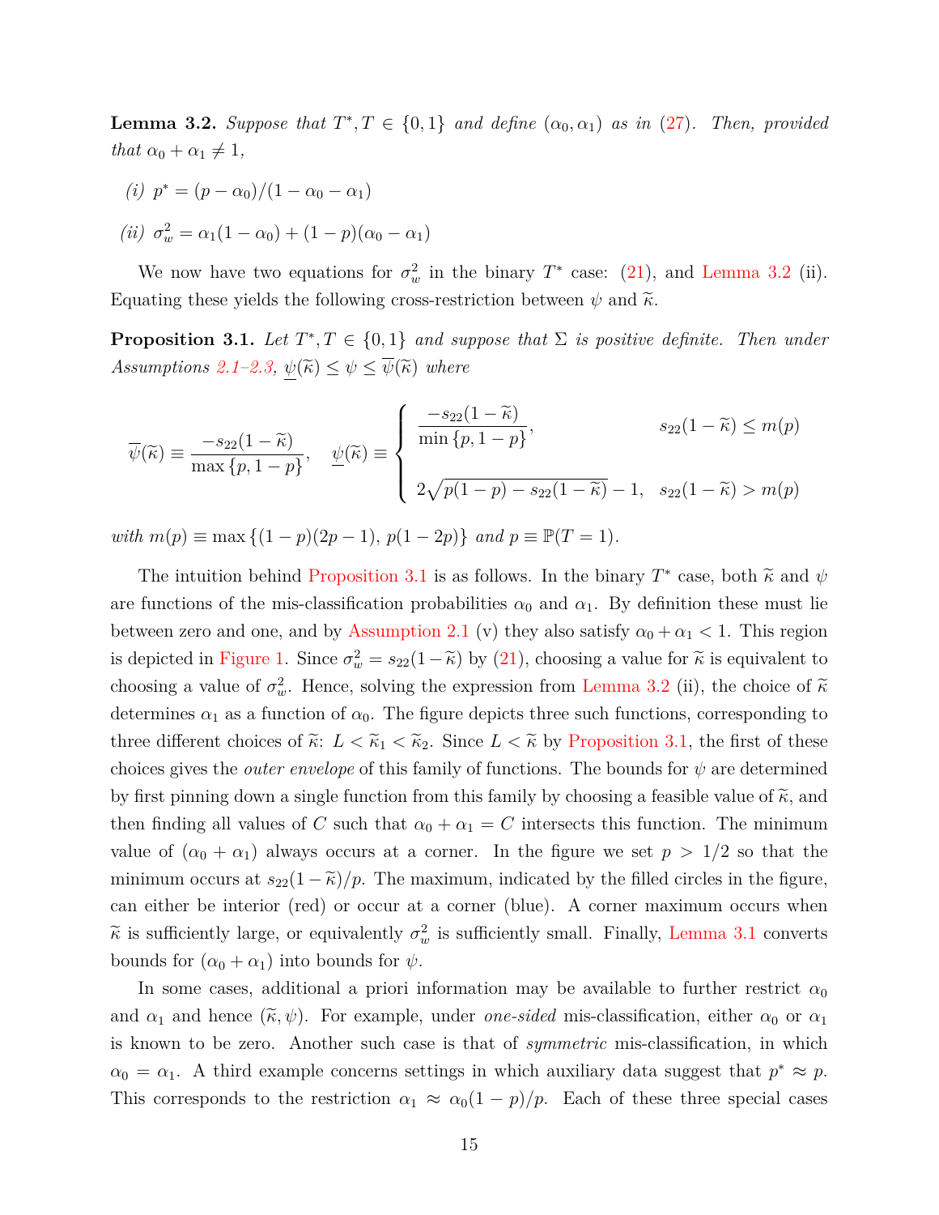**Lemma 3.2.** *Suppose that $T^*, T \in \{0, 1\}$ and define $(\alpha_0, \alpha_1)$ as in (27). Then, provided that $\alpha_0 + \alpha_1 \neq 1$,*

*(i)* $p^* = (p - \alpha_0)/(1 - \alpha_0 - \alpha_1)$

*(ii)* $\sigma_w^2 = \alpha_1(1 - \alpha_0) + (1 - p)(\alpha_0 - \alpha_1)$

We now have two equations for $\sigma_w^2$ in the binary $T^*$ case: (21), and Lemma 3.2 (ii). Equating these yields the following cross-restriction between $\psi$ and $\widetilde{\kappa}$.

**Proposition 3.1.** *Let $T^*, T \in \{0, 1\}$ and suppose that $\Sigma$ is positive definite. Then under Assumptions 2.1–2.3, $\underline{\psi}(\widetilde{\kappa}) \leq \psi \leq \overline{\psi}(\widetilde{\kappa})$ where*

$$
\overline{\psi}(\widetilde{\kappa}) \equiv \frac{-s_{22}(1 - \widetilde{\kappa})}{\max\{p, 1 - p\}}, \quad \underline{\psi}(\widetilde{\kappa}) \equiv \begin{cases} \dfrac{-s_{22}(1 - \widetilde{\kappa})}{\min\{p, 1 - p\}}, & s_{22}(1 - \widetilde{\kappa}) \leq m(p) \\[2ex] 2\sqrt{p(1 - p) - s_{22}(1 - \widetilde{\kappa})} - 1, & s_{22}(1 - \widetilde{\kappa}) > m(p) \end{cases}
$$

*with $m(p) \equiv \max\{(1 - p)(2p - 1),\, p(1 - 2p)\}$ and $p \equiv \mathbb{P}(T = 1)$.*

The intuition behind Proposition 3.1 is as follows. In the binary $T^*$ case, both $\widetilde{\kappa}$ and $\psi$ are functions of the mis-classification probabilities $\alpha_0$ and $\alpha_1$. By definition these must lie between zero and one, and by Assumption 2.1 (v) they also satisfy $\alpha_0 + \alpha_1 < 1$. This region is depicted in Figure 1. Since $\sigma_w^2 = s_{22}(1 - \widetilde{\kappa})$ by (21), choosing a value for $\widetilde{\kappa}$ is equivalent to choosing a value of $\sigma_w^2$. Hence, solving the expression from Lemma 3.2 (ii), the choice of $\widetilde{\kappa}$ determines $\alpha_1$ as a function of $\alpha_0$. The figure depicts three such functions, corresponding to three different choices of $\widetilde{\kappa}$: $L < \widetilde{\kappa}_1 < \widetilde{\kappa}_2$. Since $L < \widetilde{\kappa}$ by Proposition 3.1, the first of these choices gives the *outer envelope* of this family of functions. The bounds for $\psi$ are determined by first pinning down a single function from this family by choosing a feasible value of $\widetilde{\kappa}$, and then finding all values of $C$ such that $\alpha_0 + \alpha_1 = C$ intersects this function. The minimum value of $(\alpha_0 + \alpha_1)$ always occurs at a corner. In the figure we set $p > 1/2$ so that the minimum occurs at $s_{22}(1 - \widetilde{\kappa})/p$. The maximum, indicated by the filled circles in the figure, can either be interior (red) or occur at a corner (blue). A corner maximum occurs when $\widetilde{\kappa}$ is sufficiently large, or equivalently $\sigma_w^2$ is sufficiently small. Finally, Lemma 3.1 converts bounds for $(\alpha_0 + \alpha_1)$ into bounds for $\psi$.

In some cases, additional a priori information may be available to further restrict $\alpha_0$ and $\alpha_1$ and hence $(\widetilde{\kappa}, \psi)$. For example, under *one-sided* mis-classification, either $\alpha_0$ or $\alpha_1$ is known to be zero. Another such case is that of *symmetric* mis-classification, in which $\alpha_0 = \alpha_1$. A third example concerns settings in which auxiliary data suggest that $p^* \approx p$. This corresponds to the restriction $\alpha_1 \approx \alpha_0(1 - p)/p$. Each of these three special cases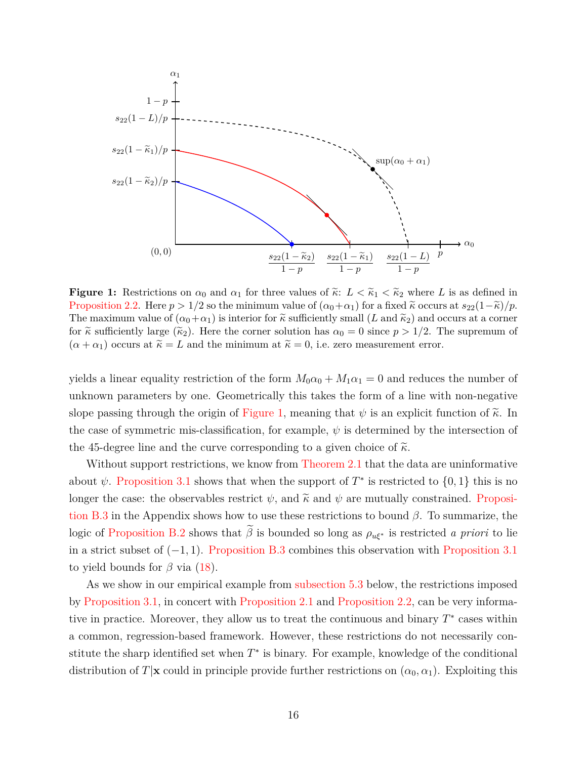**Figure 1:** Restrictions on $\alpha_0$ and $\alpha_1$ for three values of $\widetilde{\kappa}$: $L < \widetilde{\kappa}_1 < \widetilde{\kappa}_2$ where $L$ is as defined in Proposition 2.2. Here $p > 1/2$ so the minimum value of $(\alpha_0+\alpha_1)$ for a fixed $\widetilde{\kappa}$ occurs at $s_{22}(1-\widetilde{\kappa})/p$. The maximum value of $(\alpha_0+\alpha_1)$ is interior for $\widetilde{\kappa}$ sufficiently small ($L$ and $\widetilde{\kappa}_2$) and occurs at a corner for $\widetilde{\kappa}$ sufficiently large ($\widetilde{\kappa}_2$). Here the corner solution has $\alpha_0 = 0$ since $p > 1/2$. The supremum of $(\alpha + \alpha_1)$ occurs at $\widetilde{\kappa} = L$ and the minimum at $\widetilde{\kappa} = 0$, i.e. zero measurement error.

yields a linear equality restriction of the form $M_0\alpha_0 + M_1\alpha_1 = 0$ and reduces the number of unknown parameters by one. Geometrically this takes the form of a line with non-negative slope passing through the origin of Figure 1, meaning that $\psi$ is an explicit function of $\widetilde{\kappa}$. In the case of symmetric mis-classification, for example, $\psi$ is determined by the intersection of the 45-degree line and the curve corresponding to a given choice of $\widetilde{\kappa}$.

Without support restrictions, we know from Theorem 2.1 that the data are uninformative about $\psi$. Proposition 3.1 shows that when the support of $T^*$ is restricted to $\{0, 1\}$ this is no longer the case: the observables restrict $\psi$, and $\widetilde{\kappa}$ and $\psi$ are mutually constrained. Proposition B.3 in the Appendix shows how to use these restrictions to bound $\beta$. To summarize, the logic of Proposition B.2 shows that $\widetilde{\beta}$ is bounded so long as $\rho_{u\xi^*}$ is restricted *a priori* to lie in a strict subset of $(-1, 1)$. Proposition B.3 combines this observation with Proposition 3.1 to yield bounds for $\beta$ via (18).

As we show in our empirical example from subsection 5.3 below, the restrictions imposed by Proposition 3.1, in concert with Proposition 2.1 and Proposition 2.2, can be very informative in practice. Moreover, they allow us to treat the continuous and binary $T^*$ cases within a common, regression-based framework. However, these restrictions do not necessarily constitute the sharp identified set when $T^*$ is binary. For example, knowledge of the conditional distribution of $T|\mathbf{x}$ could in principle provide further restrictions on $(\alpha_0, \alpha_1)$. Exploiting this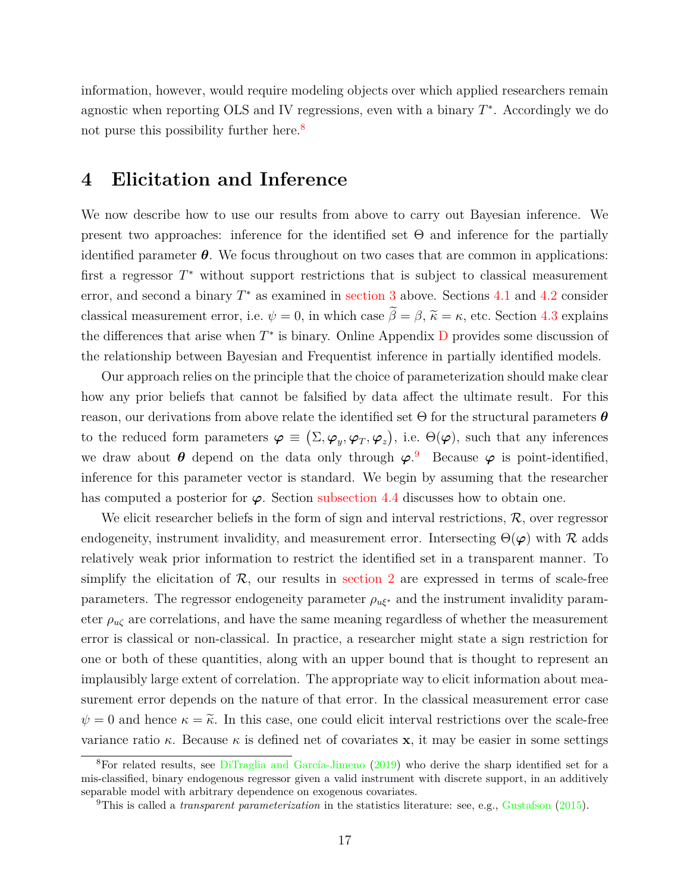information, however, would require modeling objects over which applied researchers remain agnostic when reporting OLS and IV regressions, even with a binary $T^*$. Accordingly we do not purse this possibility further here.[8]

# 4 Elicitation and Inference

We now describe how to use our results from above to carry out Bayesian inference. We present two approaches: inference for the identified set $\Theta$ and inference for the partially identified parameter $\boldsymbol{\theta}$. We focus throughout on two cases that are common in applications: first a regressor $T^*$ without support restrictions that is subject to classical measurement error, and second a binary $T^*$ as examined in section 3 above. Sections 4.1 and 4.2 consider classical measurement error, i.e. $\psi = 0$, in which case $\widetilde{\beta} = \beta$, $\widetilde{\kappa} = \kappa$, etc. Section 4.3 explains the differences that arise when $T^*$ is binary. Online Appendix D provides some discussion of the relationship between Bayesian and Frequentist inference in partially identified models.

Our approach relies on the principle that the choice of parameterization should make clear how any prior beliefs that cannot be falsified by data affect the ultimate result. For this reason, our derivations from above relate the identified set $\Theta$ for the structural parameters $\boldsymbol{\theta}$ to the reduced form parameters $\boldsymbol{\varphi} \equiv \left(\Sigma, \boldsymbol{\varphi}_y, \boldsymbol{\varphi}_T, \boldsymbol{\varphi}_z\right)$, i.e. $\Theta(\boldsymbol{\varphi})$, such that any inferences we draw about $\boldsymbol{\theta}$ depend on the data only through $\boldsymbol{\varphi}$.[9] Because $\boldsymbol{\varphi}$ is point-identified, inference for this parameter vector is standard. We begin by assuming that the researcher has computed a posterior for $\boldsymbol{\varphi}$. Section subsection 4.4 discusses how to obtain one.

We elicit researcher beliefs in the form of sign and interval restrictions, $\mathcal{R}$, over regressor endogeneity, instrument invalidity, and measurement error. Intersecting $\Theta(\boldsymbol{\varphi})$ with $\mathcal{R}$ adds relatively weak prior information to restrict the identified set in a transparent manner. To simplify the elicitation of $\mathcal{R}$, our results in section 2 are expressed in terms of scale-free parameters. The regressor endogeneity parameter $\rho_{u\xi^*}$ and the instrument invalidity parameter $\rho_{u\zeta}$ are correlations, and have the same meaning regardless of whether the measurement error is classical or non-classical. In practice, a researcher might state a sign restriction for one or both of these quantities, along with an upper bound that is thought to represent an implausibly large extent of correlation. The appropriate way to elicit information about measurement error depends on the nature of that error. In the classical measurement error case $\psi = 0$ and hence $\kappa = \widetilde{\kappa}$. In this case, one could elicit interval restrictions over the scale-free variance ratio $\kappa$. Because $\kappa$ is defined net of covariates $\mathbf{x}$, it may be easier in some settings

[8] For related results, see DiTraglia and García-Jimeno (2019) who derive the sharp identified set for a mis-classified, binary endogenous regressor given a valid instrument with discrete support, in an additively separable model with arbitrary dependence on exogenous covariates.

[9] This is called a *transparent parameterization* in the statistics literature: see, e.g., Gustafson (2015).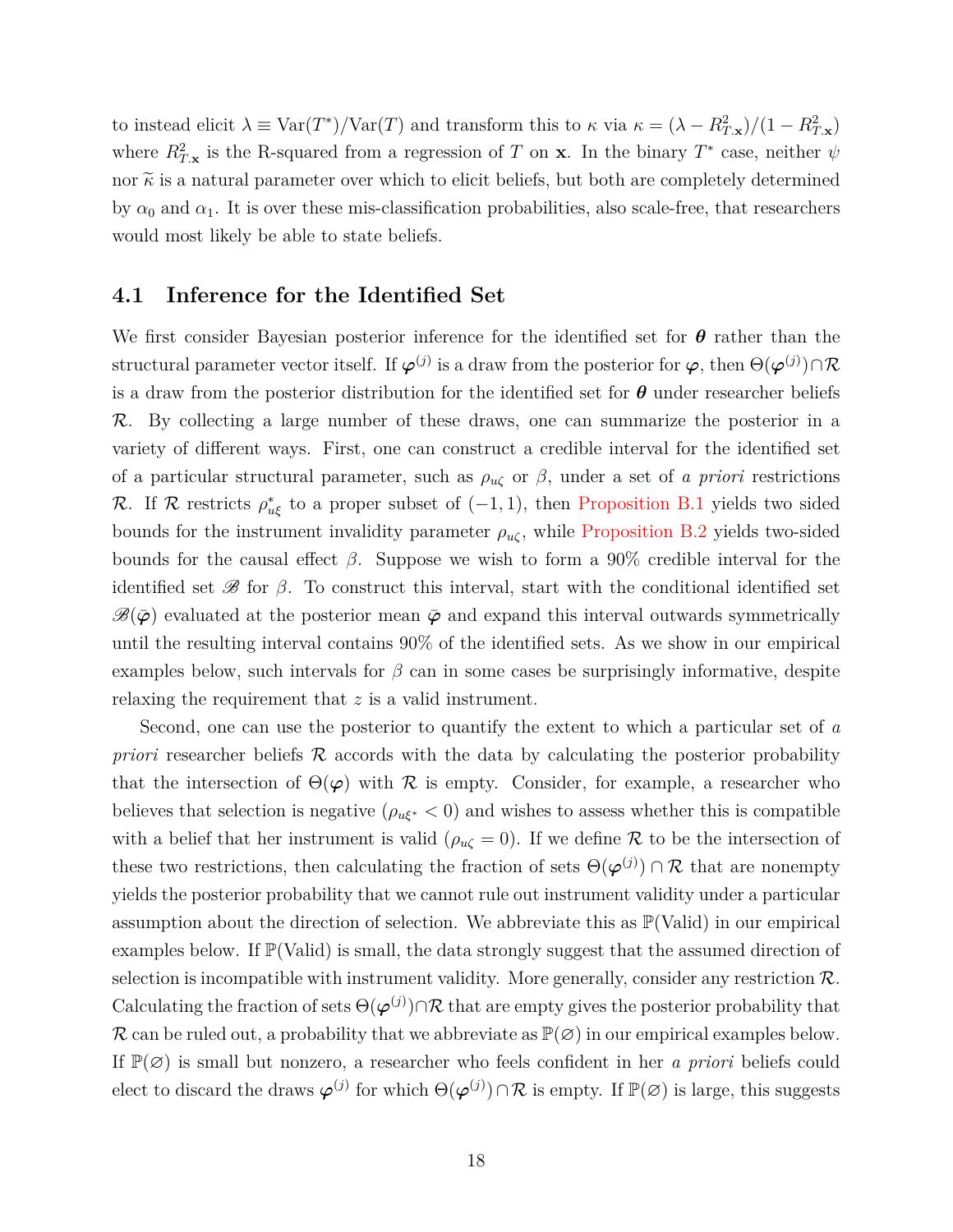to instead elicit $\lambda \equiv \text{Var}(T^*)/\text{Var}(T)$ and transform this to $\kappa$ via $\kappa = (\lambda - R^2_{T.\mathbf{x}})/(1 - R^2_{T.\mathbf{x}})$ where $R^2_{T.\mathbf{x}}$ is the R-squared from a regression of $T$ on $\mathbf{x}$. In the binary $T^*$ case, neither $\psi$ nor $\widetilde{\kappa}$ is a natural parameter over which to elicit beliefs, but both are completely determined by $\alpha_0$ and $\alpha_1$. It is over these mis-classification probabilities, also scale-free, that researchers would most likely be able to state beliefs.

## 4.1 Inference for the Identified Set

We first consider Bayesian posterior inference for the identified set for $\boldsymbol{\theta}$ rather than the structural parameter vector itself. If $\boldsymbol{\varphi}^{(j)}$ is a draw from the posterior for $\boldsymbol{\varphi}$, then $\Theta(\boldsymbol{\varphi}^{(j)}) \cap \mathcal{R}$ is a draw from the posterior distribution for the identified set for $\boldsymbol{\theta}$ under researcher beliefs $\mathcal{R}$. By collecting a large number of these draws, one can summarize the posterior in a variety of different ways. First, one can construct a credible interval for the identified set of a particular structural parameter, such as $\rho_{u\zeta}$ or $\beta$, under a set of *a priori* restrictions $\mathcal{R}$. If $\mathcal{R}$ restricts $\rho^*_{u\xi}$ to a proper subset of $(-1, 1)$, then Proposition B.1 yields two sided bounds for the instrument invalidity parameter $\rho_{u\zeta}$, while Proposition B.2 yields two-sided bounds for the causal effect $\beta$. Suppose we wish to form a 90% credible interval for the identified set $\mathscr{B}$ for $\beta$. To construct this interval, start with the conditional identified set $\mathscr{B}(\bar{\boldsymbol{\varphi}})$ evaluated at the posterior mean $\bar{\boldsymbol{\varphi}}$ and expand this interval outwards symmetrically until the resulting interval contains 90% of the identified sets. As we show in our empirical examples below, such intervals for $\beta$ can in some cases be surprisingly informative, despite relaxing the requirement that $z$ is a valid instrument.

Second, one can use the posterior to quantify the extent to which a particular set of *a priori* researcher beliefs $\mathcal{R}$ accords with the data by calculating the posterior probability that the intersection of $\Theta(\boldsymbol{\varphi})$ with $\mathcal{R}$ is empty. Consider, for example, a researcher who believes that selection is negative ($\rho_{u\xi^*} < 0$) and wishes to assess whether this is compatible with a belief that her instrument is valid ($\rho_{u\zeta} = 0$). If we define $\mathcal{R}$ to be the intersection of these two restrictions, then calculating the fraction of sets $\Theta(\boldsymbol{\varphi}^{(j)}) \cap \mathcal{R}$ that are nonempty yields the posterior probability that we cannot rule out instrument validity under a particular assumption about the direction of selection. We abbreviate this as $\mathbb{P}(\text{Valid})$ in our empirical examples below. If $\mathbb{P}(\text{Valid})$ is small, the data strongly suggest that the assumed direction of selection is incompatible with instrument validity. More generally, consider any restriction $\mathcal{R}$. Calculating the fraction of sets $\Theta(\boldsymbol{\varphi}^{(j)}) \cap \mathcal{R}$ that are empty gives the posterior probability that $\mathcal{R}$ can be ruled out, a probability that we abbreviate as $\mathbb{P}(\varnothing)$ in our empirical examples below. If $\mathbb{P}(\varnothing)$ is small but nonzero, a researcher who feels confident in her *a priori* beliefs could elect to discard the draws $\boldsymbol{\varphi}^{(j)}$ for which $\Theta(\boldsymbol{\varphi}^{(j)}) \cap \mathcal{R}$ is empty. If $\mathbb{P}(\varnothing)$ is large, this suggests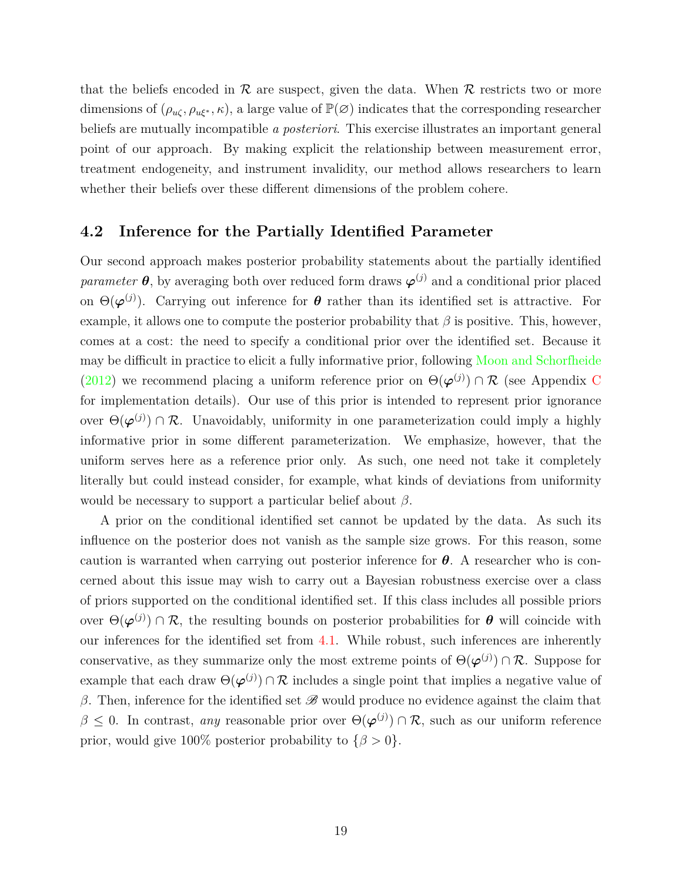that the beliefs encoded in $\mathcal{R}$ are suspect, given the data. When $\mathcal{R}$ restricts two or more dimensions of $(\rho_{u\zeta}, \rho_{u\xi^*}, \kappa)$, a large value of $\mathbb{P}(\varnothing)$ indicates that the corresponding researcher beliefs are mutually incompatible *a posteriori*. This exercise illustrates an important general point of our approach. By making explicit the relationship between measurement error, treatment endogeneity, and instrument invalidity, our method allows researchers to learn whether their beliefs over these different dimensions of the problem cohere.

## 4.2 Inference for the Partially Identified Parameter

Our second approach makes posterior probability statements about the partially identified *parameter* $\boldsymbol{\theta}$, by averaging both over reduced form draws $\boldsymbol{\varphi}^{(j)}$ and a conditional prior placed on $\Theta(\boldsymbol{\varphi}^{(j)})$. Carrying out inference for $\boldsymbol{\theta}$ rather than its identified set is attractive. For example, it allows one to compute the posterior probability that $\beta$ is positive. This, however, comes at a cost: the need to specify a conditional prior over the identified set. Because it may be difficult in practice to elicit a fully informative prior, following Moon and Schorfheide (2012) we recommend placing a uniform reference prior on $\Theta(\boldsymbol{\varphi}^{(j)}) \cap \mathcal{R}$ (see Appendix C for implementation details). Our use of this prior is intended to represent prior ignorance over $\Theta(\boldsymbol{\varphi}^{(j)}) \cap \mathcal{R}$. Unavoidably, uniformity in one parameterization could imply a highly informative prior in some different parameterization. We emphasize, however, that the uniform serves here as a reference prior only. As such, one need not take it completely literally but could instead consider, for example, what kinds of deviations from uniformity would be necessary to support a particular belief about $\beta$.

A prior on the conditional identified set cannot be updated by the data. As such its influence on the posterior does not vanish as the sample size grows. For this reason, some caution is warranted when carrying out posterior inference for $\boldsymbol{\theta}$. A researcher who is concerned about this issue may wish to carry out a Bayesian robustness exercise over a class of priors supported on the conditional identified set. If this class includes all possible priors over $\Theta(\boldsymbol{\varphi}^{(j)}) \cap \mathcal{R}$, the resulting bounds on posterior probabilities for $\boldsymbol{\theta}$ will coincide with our inferences for the identified set from 4.1. While robust, such inferences are inherently conservative, as they summarize only the most extreme points of $\Theta(\boldsymbol{\varphi}^{(j)}) \cap \mathcal{R}$. Suppose for example that each draw $\Theta(\boldsymbol{\varphi}^{(j)}) \cap \mathcal{R}$ includes a single point that implies a negative value of $\beta$. Then, inference for the identified set $\mathscr{B}$ would produce no evidence against the claim that $\beta \leq 0$. In contrast, *any* reasonable prior over $\Theta(\boldsymbol{\varphi}^{(j)}) \cap \mathcal{R}$, such as our uniform reference prior, would give 100% posterior probability to $\{\beta > 0\}$.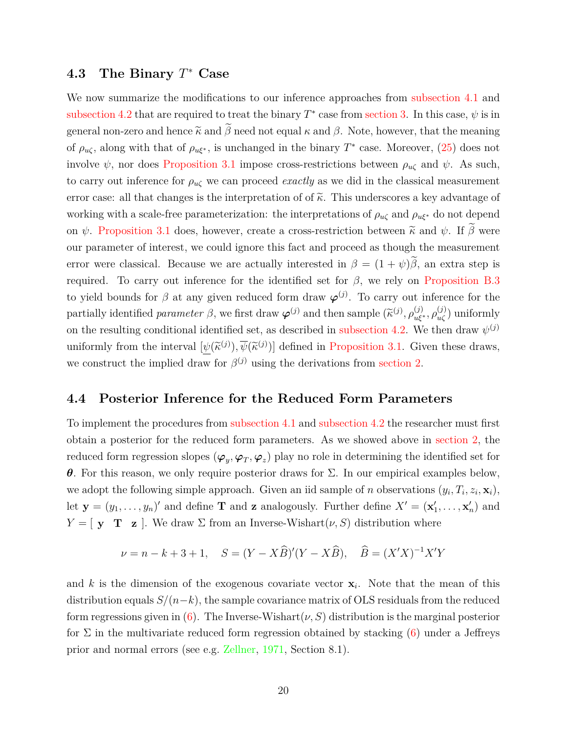### 4.3 The Binary $T^*$ Case

We now summarize the modifications to our inference approaches from subsection 4.1 and subsection 4.2 that are required to treat the binary $T^*$ case from section 3. In this case, $\psi$ is in general non-zero and hence $\widetilde{\kappa}$ and $\widetilde{\beta}$ need not equal $\kappa$ and $\beta$. Note, however, that the meaning of $\rho_{u\zeta}$, along with that of $\rho_{u\xi^*}$, is unchanged in the binary $T^*$ case. Moreover, (25) does not involve $\psi$, nor does Proposition 3.1 impose cross-restrictions between $\rho_{u\zeta}$ and $\psi$. As such, to carry out inference for $\rho_{u\zeta}$ we can proceed *exactly* as we did in the classical measurement error case: all that changes is the interpretation of of $\widetilde{\kappa}$. This underscores a key advantage of working with a scale-free parameterization: the interpretations of $\rho_{u\zeta}$ and $\rho_{u\xi^*}$ do not depend on $\psi$. Proposition 3.1 does, however, create a cross-restriction between $\widetilde{\kappa}$ and $\psi$. If $\widetilde{\beta}$ were our parameter of interest, we could ignore this fact and proceed as though the measurement error were classical. Because we are actually interested in $\beta = (1+\psi)\widetilde{\beta}$, an extra step is required. To carry out inference for the identified set for $\beta$, we rely on Proposition B.3 to yield bounds for $\beta$ at any given reduced form draw $\boldsymbol{\varphi}^{(j)}$. To carry out inference for the partially identified *parameter* $\beta$, we first draw $\boldsymbol{\varphi}^{(j)}$ and then sample $(\widetilde{\kappa}^{(j)}, \rho_{u\xi^*}^{(j)}, \rho_{u\zeta}^{(j)})$ uniformly on the resulting conditional identified set, as described in subsection 4.2. We then draw $\psi^{(j)}$ uniformly from the interval $[\underline{\psi}(\widetilde{\kappa}^{(j)}), \overline{\psi}(\widetilde{\kappa}^{(j)})]$ defined in Proposition 3.1. Given these draws, we construct the implied draw for $\beta^{(j)}$ using the derivations from section 2.

### 4.4 Posterior Inference for the Reduced Form Parameters

To implement the procedures from subsection 4.1 and subsection 4.2 the researcher must first obtain a posterior for the reduced form parameters. As we showed above in section 2, the reduced form regression slopes $(\boldsymbol{\varphi}_y, \boldsymbol{\varphi}_T, \boldsymbol{\varphi}_z)$ play no role in determining the identified set for $\boldsymbol{\theta}$. For this reason, we only require posterior draws for $\Sigma$. In our empirical examples below, we adopt the following simple approach. Given an iid sample of $n$ observations $(y_i, T_i, z_i, \mathbf{x}_i)$, let $\mathbf{y} = (y_1, \ldots, y_n)'$ and define $\mathbf{T}$ and $\mathbf{z}$ analogously. Further define $X' = (\mathbf{x}_1', \ldots, \mathbf{x}_n')$ and $Y = [\ \mathbf{y} \quad \mathbf{T} \quad \mathbf{z}\ ]$. We draw $\Sigma$ from an Inverse-Wishart$(\nu, S)$ distribution where

$$\nu = n - k + 3 + 1, \quad S = (Y - X\widehat{B})'(Y - X\widehat{B}), \quad \widehat{B} = (X'X)^{-1}X'Y$$

and $k$ is the dimension of the exogenous covariate vector $\mathbf{x}_i$. Note that the mean of this distribution equals $S/(n-k)$, the sample covariance matrix of OLS residuals from the reduced form regressions given in (6). The Inverse-Wishart$(\nu, S)$ distribution is the marginal posterior for $\Sigma$ in the multivariate reduced form regression obtained by stacking (6) under a Jeffreys prior and normal errors (see e.g. Zellner, 1971, Section 8.1).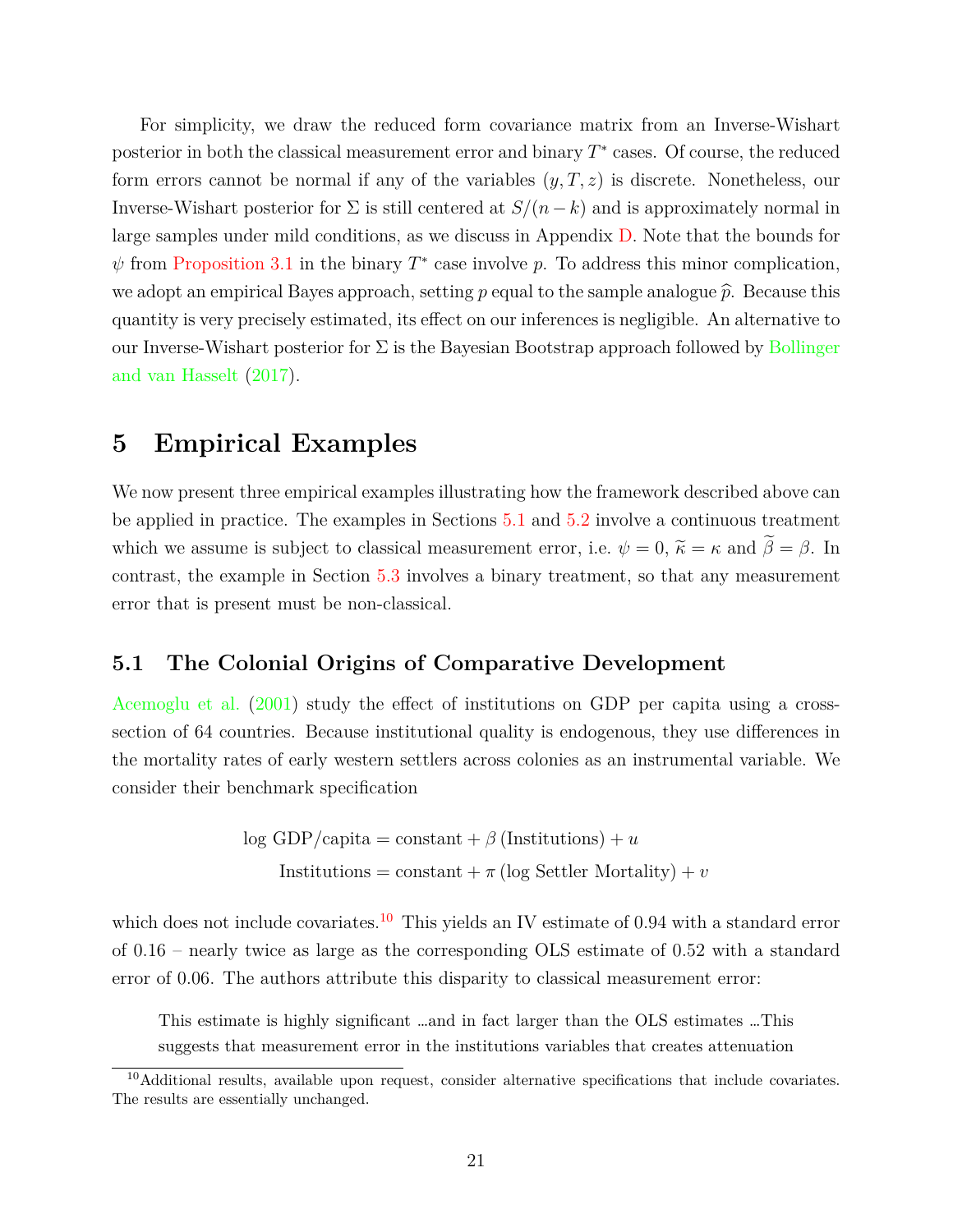For simplicity, we draw the reduced form covariance matrix from an Inverse-Wishart posterior in both the classical measurement error and binary $T^*$ cases. Of course, the reduced form errors cannot be normal if any of the variables $(y, T, z)$ is discrete. Nonetheless, our Inverse-Wishart posterior for $\Sigma$ is still centered at $S/(n-k)$ and is approximately normal in large samples under mild conditions, as we discuss in Appendix D. Note that the bounds for $\psi$ from Proposition 3.1 in the binary $T^*$ case involve $p$. To address this minor complication, we adopt an empirical Bayes approach, setting $p$ equal to the sample analogue $\widehat{p}$. Because this quantity is very precisely estimated, its effect on our inferences is negligible. An alternative to our Inverse-Wishart posterior for $\Sigma$ is the Bayesian Bootstrap approach followed by Bollinger and van Hasselt (2017).

# 5 Empirical Examples

We now present three empirical examples illustrating how the framework described above can be applied in practice. The examples in Sections 5.1 and 5.2 involve a continuous treatment which we assume is subject to classical measurement error, i.e. $\psi = 0$, $\widetilde{\kappa} = \kappa$ and $\widetilde{\beta} = \beta$. In contrast, the example in Section 5.3 involves a binary treatment, so that any measurement error that is present must be non-classical.

## 5.1 The Colonial Origins of Comparative Development

Acemoglu et al. (2001) study the effect of institutions on GDP per capita using a cross-section of 64 countries. Because institutional quality is endogenous, they use differences in the mortality rates of early western settlers across colonies as an instrumental variable. We consider their benchmark specification

$$\log \text{GDP/capita} = \text{constant} + \beta\,(\text{Institutions}) + u$$
$$\text{Institutions} = \text{constant} + \pi\,(\log \text{Settler Mortality}) + v$$

which does not include covariates.[10] This yields an IV estimate of 0.94 with a standard error of 0.16 – nearly twice as large as the corresponding OLS estimate of 0.52 with a standard error of 0.06. The authors attribute this disparity to classical measurement error:

> This estimate is highly significant …and in fact larger than the OLS estimates …This suggests that measurement error in the institutions variables that creates attenuation

[10] Additional results, available upon request, consider alternative specifications that include covariates. The results are essentially unchanged.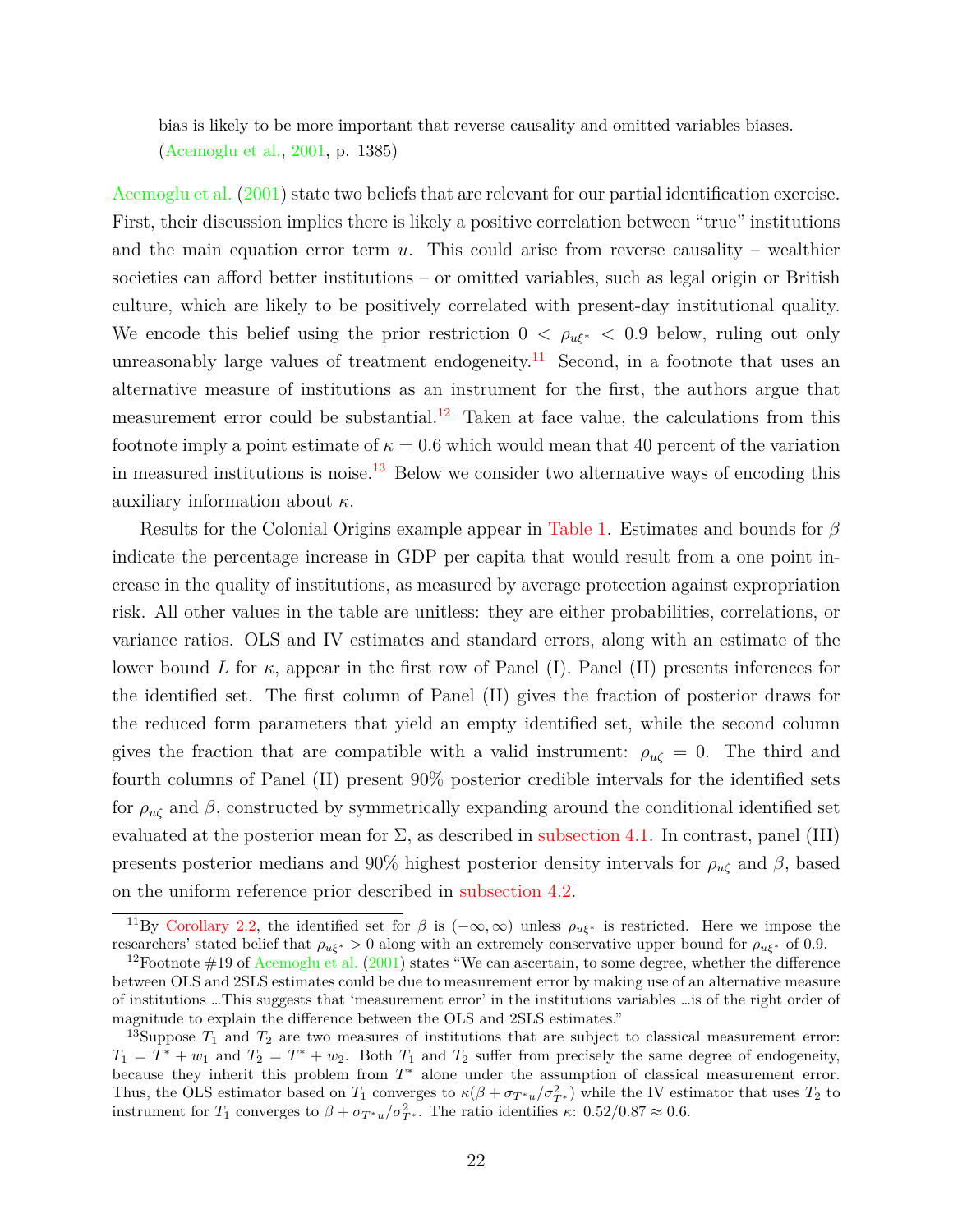bias is likely to be more important that reverse causality and omitted variables biases. (Acemoglu et al., 2001, p. 1385)

Acemoglu et al. (2001) state two beliefs that are relevant for our partial identification exercise. First, their discussion implies there is likely a positive correlation between "true" institutions and the main equation error term $u$. This could arise from reverse causality – wealthier societies can afford better institutions – or omitted variables, such as legal origin or British culture, which are likely to be positively correlated with present-day institutional quality. We encode this belief using the prior restriction $0 < \rho_{u\xi^*} < 0.9$ below, ruling out only unreasonably large values of treatment endogeneity.[11] Second, in a footnote that uses an alternative measure of institutions as an instrument for the first, the authors argue that measurement error could be substantial.[12] Taken at face value, the calculations from this footnote imply a point estimate of $\kappa = 0.6$ which would mean that 40 percent of the variation in measured institutions is noise.[13] Below we consider two alternative ways of encoding this auxiliary information about $\kappa$.

Results for the Colonial Origins example appear in Table 1. Estimates and bounds for $\beta$ indicate the percentage increase in GDP per capita that would result from a one point increase in the quality of institutions, as measured by average protection against expropriation risk. All other values in the table are unitless: they are either probabilities, correlations, or variance ratios. OLS and IV estimates and standard errors, along with an estimate of the lower bound $L$ for $\kappa$, appear in the first row of Panel (I). Panel (II) presents inferences for the identified set. The first column of Panel (II) gives the fraction of posterior draws for the reduced form parameters that yield an empty identified set, while the second column gives the fraction that are compatible with a valid instrument: $\rho_{u\zeta} = 0$. The third and fourth columns of Panel (II) present 90% posterior credible intervals for the identified sets for $\rho_{u\zeta}$ and $\beta$, constructed by symmetrically expanding around the conditional identified set evaluated at the posterior mean for $\Sigma$, as described in subsection 4.1. In contrast, panel (III) presents posterior medians and 90% highest posterior density intervals for $\rho_{u\zeta}$ and $\beta$, based on the uniform reference prior described in subsection 4.2.

[11] By Corollary 2.2, the identified set for $\beta$ is $(-\infty, \infty)$ unless $\rho_{u\xi^*}$ is restricted. Here we impose the researchers' stated belief that $\rho_{u\xi^*} > 0$ along with an extremely conservative upper bound for $\rho_{u\xi^*}$ of 0.9.

[12] Footnote #19 of Acemoglu et al. (2001) states "We can ascertain, to some degree, whether the difference between OLS and 2SLS estimates could be due to measurement error by making use of an alternative measure of institutions ...This suggests that 'measurement error' in the institutions variables ...is of the right order of magnitude to explain the difference between the OLS and 2SLS estimates."

[13] Suppose $T_1$ and $T_2$ are two measures of institutions that are subject to classical measurement error: $T_1 = T^* + w_1$ and $T_2 = T^* + w_2$. Both $T_1$ and $T_2$ suffer from precisely the same degree of endogeneity, because they inherit this problem from $T^*$ alone under the assumption of classical measurement error. Thus, the OLS estimator based on $T_1$ converges to $\kappa(\beta + \sigma_{T^*u}/\sigma^2_{T^*})$ while the IV estimator that uses $T_2$ to instrument for $T_1$ converges to $\beta + \sigma_{T^*u}/\sigma^2_{T^*}$. The ratio identifies $\kappa$: $0.52/0.87 \approx 0.6$.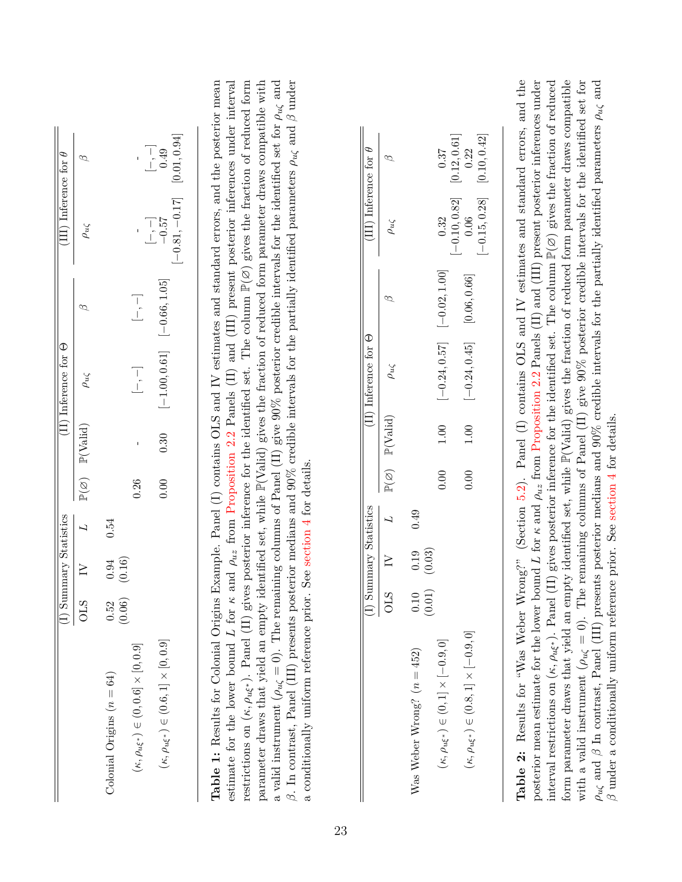| | (I) Summary Statistics | | | | (II) Inference for $\Theta$ | | | (III) Inference for $\theta$ | |
|---|---|---|---|---|---|---|---|---|---|
| | OLS | IV | $L$ | $\mathbb{P}(\varnothing)$ | $\mathbb{P}$(Valid) | $\rho_{u\zeta}$ | $\beta$ | $\rho_{u\zeta}$ | $\beta$ |
| Colonial Origins ($n = 64$) | 0.52 (0.06) | 0.94 (0.16) | 0.54 | | | | | | |
| $(\kappa, \rho_{u\xi^*}) \in (0, 0.6] \times [0, 0.9]$ | | | | 0.26 | - | $[-,-]$ | $[-,-]$ | - $[-,-]$ | - $[-,-]$ |
| $(\kappa, \rho_{u\xi^*}) \in (0.6, 1] \times [0, 0.9]$ | | | | 0.00 | 0.30 | $[-1.00, 0.61]$ | $[-0.66, 1.05]$ | $-0.57$ $[-0.81, -0.17]$ | 0.49 $[0.01, 0.94]$ |

**Table 1:** Results for Colonial Origins Example. Panel (I) contains OLS and IV estimates and standard errors, and the posterior mean estimate for the lower bound $L$ for $\kappa$ and $\rho_{uz}$ from Proposition 2.2 Panels (II) and (III) present posterior inferences under interval restrictions on $(\kappa, \rho_{u\xi^*})$. Panel (II) gives posterior inference for the identified set. The column $\mathbb{P}(\varnothing)$ gives the fraction of reduced form parameter draws that yield an empty identified set, while $\mathbb{P}$(Valid) gives the fraction of reduced form parameter draws compatible with a valid instrument ($\rho_{u\zeta} = 0$). The remaining columns of Panel (II) give 90% posterior credible intervals for the identified set for $\rho_{u\zeta}$ and $\beta$. In contrast, Panel (III) presents posterior medians and 90% credible intervals for the partially identified parameters $\rho_{u\zeta}$ and $\beta$ under a conditionally uniform reference prior. See section 4 for details.

| | (I) Summary Statistics | | | | (II) Inference for $\Theta$ | | | (III) Inference for $\theta$ | |
|---|---|---|---|---|---|---|---|---|---|
| | OLS | IV | $L$ | $\mathbb{P}(\varnothing)$ | $\mathbb{P}$(Valid) | $\rho_{u\zeta}$ | $\beta$ | $\rho_{u\zeta}$ | $\beta$ |
| Was Weber Wrong? ($n = 452$) | 0.10 (0.01) | 0.19 (0.03) | 0.49 | | | | | | |
| $(\kappa, \rho_{u\xi^*}) \in (0, 1] \times [-0.9, 0]$ | | | | 0.00 | 1.00 | $[-0.24, 0.57]$ | $[-0.02, 1.00]$ | 0.32 $[-0.10, 0.82]$ | 0.37 $[0.12, 0.61]$ |
| $(\kappa, \rho_{u\xi^*}) \in (0.8, 1] \times [-0.9, 0]$ | | | | 0.00 | 1.00 | $[-0.24, 0.45]$ | $[0.06, 0.66]$ | 0.06 $[-0.15, 0.28]$ | 0.22 $[0.10, 0.42]$ |

**Table 2:** Results for "Was Weber Wrong?" (Section 5.2). Panel (I) contains OLS and IV estimates and standard errors, and the posterior mean estimate for the lower bound $L$ for $\kappa$ and $\rho_{uz}$ from Proposition 2.2 Panels (II) and (III) present posterior inferences under interval restrictions on $(\kappa, \rho_{u\xi^*})$. Panel (II) gives posterior inference for the identified set. The column $\mathbb{P}(\varnothing)$ gives the fraction of reduced form parameter draws that yield an empty identified set, while $\mathbb{P}$(Valid) gives the fraction of reduced form parameter draws compatible with a valid instrument ($\rho_{u\zeta} = 0$). The remaining columns of Panel (II) give 90% posterior credible intervals for the identified set for $\rho_{u\zeta}$ and $\beta$ In contrast, Panel (III) presents posterior medians and 90% credible intervals for the partially identified parameters $\rho_{u\zeta}$ and $\beta$ under a conditionally uniform reference prior. See section 4 for details.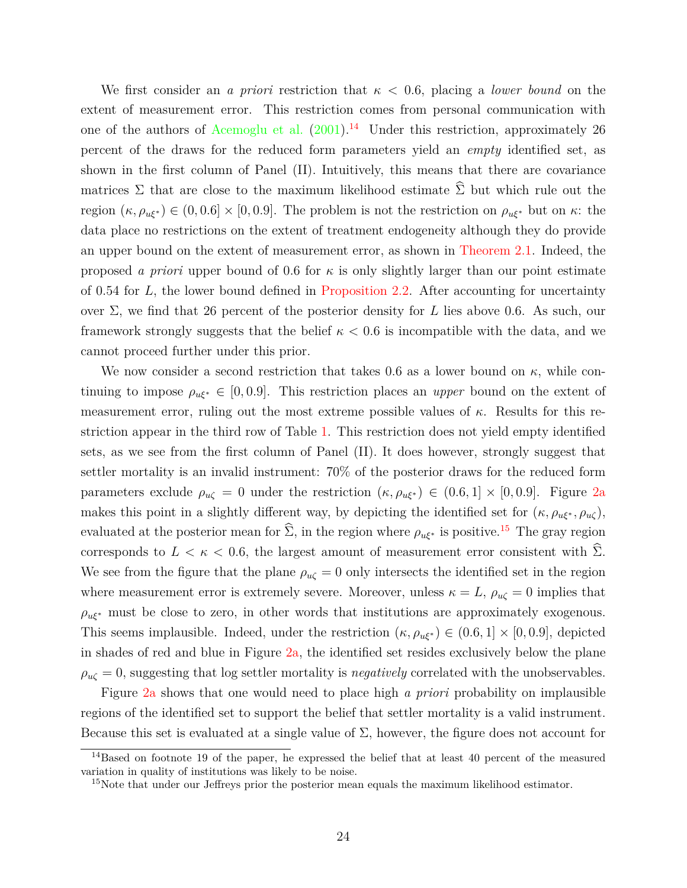We first consider an *a priori* restriction that $\kappa < 0.6$, placing a *lower bound* on the extent of measurement error. This restriction comes from personal communication with one of the authors of Acemoglu et al. (2001).[14] Under this restriction, approximately 26 percent of the draws for the reduced form parameters yield an *empty* identified set, as shown in the first column of Panel (II). Intuitively, this means that there are covariance matrices $\Sigma$ that are close to the maximum likelihood estimate $\widehat{\Sigma}$ but which rule out the region $(\kappa, \rho_{u\xi^*}) \in (0, 0.6] \times [0, 0.9]$. The problem is not the restriction on $\rho_{u\xi^*}$ but on $\kappa$: the data place no restrictions on the extent of treatment endogeneity although they do provide an upper bound on the extent of measurement error, as shown in Theorem 2.1. Indeed, the proposed *a priori* upper bound of 0.6 for $\kappa$ is only slightly larger than our point estimate of 0.54 for $L$, the lower bound defined in Proposition 2.2. After accounting for uncertainty over $\Sigma$, we find that 26 percent of the posterior density for $L$ lies above 0.6. As such, our framework strongly suggests that the belief $\kappa < 0.6$ is incompatible with the data, and we cannot proceed further under this prior.

We now consider a second restriction that takes 0.6 as a lower bound on $\kappa$, while continuing to impose $\rho_{u\xi^*} \in [0, 0.9]$. This restriction places an *upper* bound on the extent of measurement error, ruling out the most extreme possible values of $\kappa$. Results for this restriction appear in the third row of Table 1. This restriction does not yield empty identified sets, as we see from the first column of Panel (II). It does however, strongly suggest that settler mortality is an invalid instrument: 70% of the posterior draws for the reduced form parameters exclude $\rho_{u\zeta} = 0$ under the restriction $(\kappa, \rho_{u\xi^*}) \in (0.6, 1] \times [0, 0.9]$. Figure 2a makes this point in a slightly different way, by depicting the identified set for $(\kappa, \rho_{u\xi^*}, \rho_{u\zeta})$, evaluated at the posterior mean for $\widehat{\Sigma}$, in the region where $\rho_{u\xi^*}$ is positive.[15] The gray region corresponds to $L < \kappa < 0.6$, the largest amount of measurement error consistent with $\widehat{\Sigma}$. We see from the figure that the plane $\rho_{u\zeta} = 0$ only intersects the identified set in the region where measurement error is extremely severe. Moreover, unless $\kappa = L$, $\rho_{u\zeta} = 0$ implies that $\rho_{u\xi^*}$ must be close to zero, in other words that institutions are approximately exogenous. This seems implausible. Indeed, under the restriction $(\kappa, \rho_{u\xi^*}) \in (0.6, 1] \times [0, 0.9]$, depicted in shades of red and blue in Figure 2a, the identified set resides exclusively below the plane $\rho_{u\zeta} = 0$, suggesting that log settler mortality is *negatively* correlated with the unobservables.

Figure 2a shows that one would need to place high *a priori* probability on implausible regions of the identified set to support the belief that settler mortality is a valid instrument. Because this set is evaluated at a single value of $\Sigma$, however, the figure does not account for

[14] Based on footnote 19 of the paper, he expressed the belief that at least 40 percent of the measured variation in quality of institutions was likely to be noise.

[15] Note that under our Jeffreys prior the posterior mean equals the maximum likelihood estimator.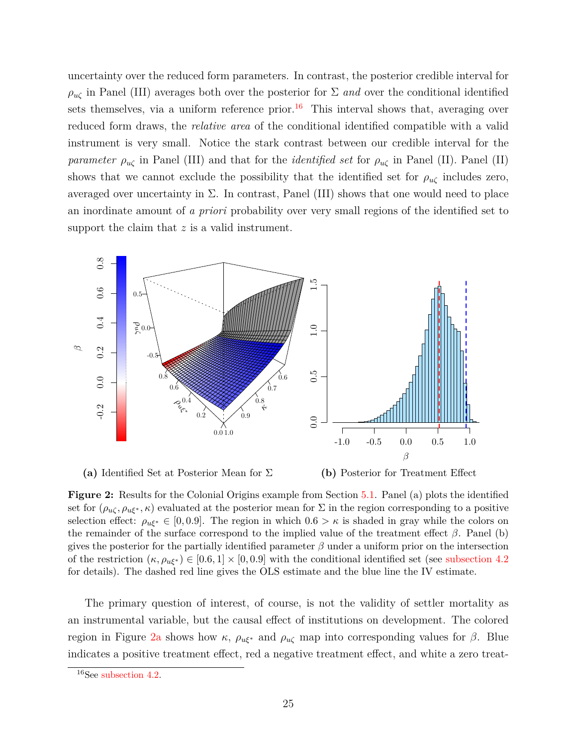uncertainty over the reduced form parameters. In contrast, the posterior credible interval for $\rho_{u\zeta}$ in Panel (III) averages both over the posterior for $\Sigma$ *and* over the conditional identified sets themselves, via a uniform reference prior.[16] This interval shows that, averaging over reduced form draws, the *relative area* of the conditional identified compatible with a valid instrument is very small. Notice the stark contrast between our credible interval for the *parameter* $\rho_{u\zeta}$ in Panel (III) and that for the *identified set* for $\rho_{u\zeta}$ in Panel (II). Panel (II) shows that we cannot exclude the possibility that the identified set for $\rho_{u\zeta}$ includes zero, averaged over uncertainty in $\Sigma$. In contrast, Panel (III) shows that one would need to place an inordinate amount of *a priori* probability over very small regions of the identified set to support the claim that $z$ is a valid instrument.

**(a)** Identified Set at Posterior Mean for $\Sigma$

**(b)** Posterior for Treatment Effect

**Figure 2:** Results for the Colonial Origins example from Section 5.1. Panel (a) plots the identified set for $(\rho_{u\zeta}, \rho_{u\xi^*}, \kappa)$ evaluated at the posterior mean for $\Sigma$ in the region corresponding to a positive selection effect: $\rho_{u\xi^*} \in [0, 0.9]$. The region in which $0.6 > \kappa$ is shaded in gray while the colors on the remainder of the surface correspond to the implied value of the treatment effect $\beta$. Panel (b) gives the posterior for the partially identified parameter $\beta$ under a uniform prior on the intersection of the restriction $(\kappa, \rho_{u\xi^*}) \in [0.6, 1] \times [0, 0.9]$ with the conditional identified set (see subsection 4.2 for details). The dashed red line gives the OLS estimate and the blue line the IV estimate.

The primary question of interest, of course, is not the validity of settler mortality as an instrumental variable, but the causal effect of institutions on development. The colored region in Figure 2a shows how $\kappa$, $\rho_{u\xi^*}$ and $\rho_{u\zeta}$ map into corresponding values for $\beta$. Blue indicates a positive treatment effect, red a negative treatment effect, and white a zero treat-

[16] See subsection 4.2.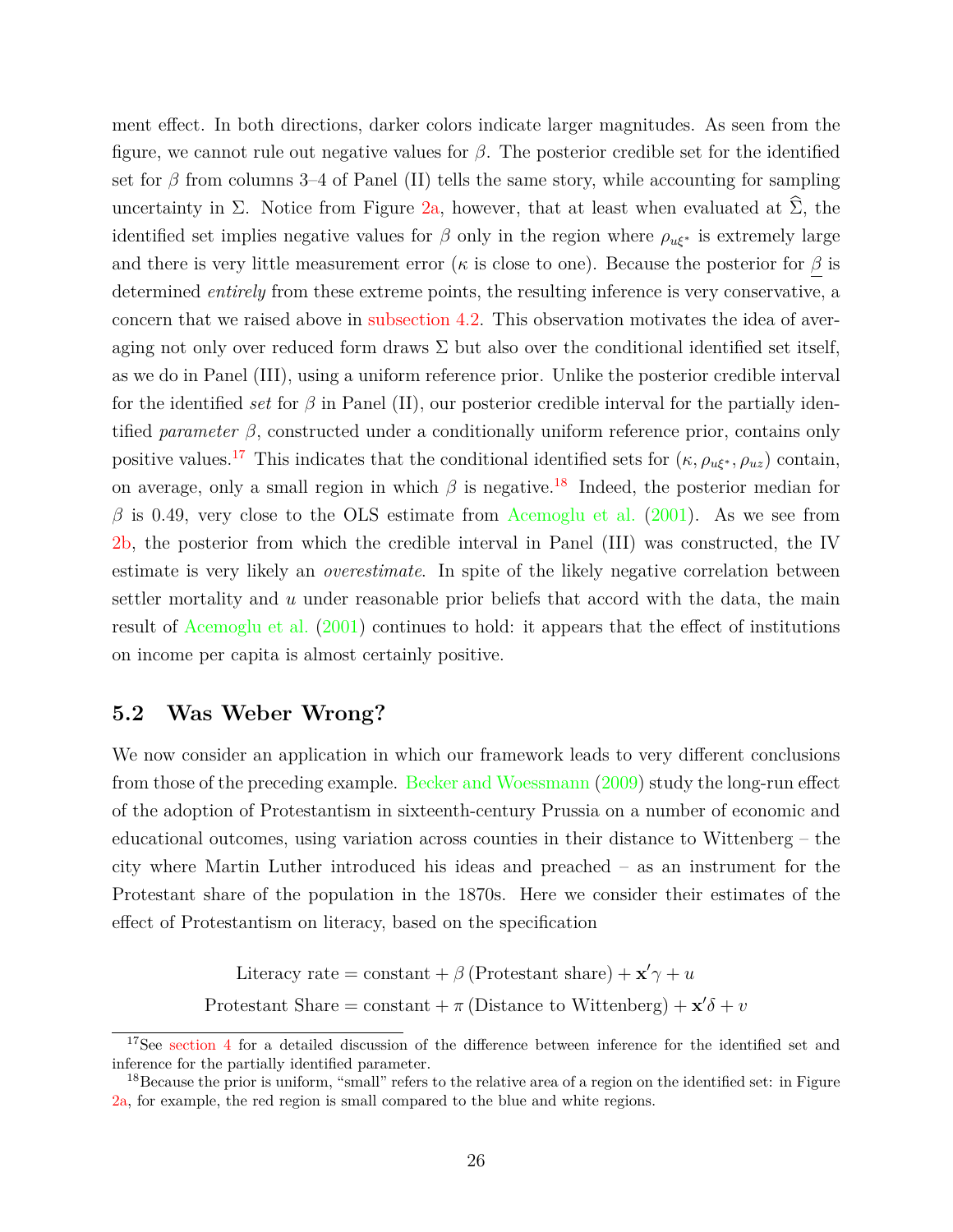ment effect. In both directions, darker colors indicate larger magnitudes. As seen from the figure, we cannot rule out negative values for $\beta$. The posterior credible set for the identified set for $\beta$ from columns 3–4 of Panel (II) tells the same story, while accounting for sampling uncertainty in $\Sigma$. Notice from Figure 2a, however, that at least when evaluated at $\widehat{\Sigma}$, the identified set implies negative values for $\beta$ only in the region where $\rho_{u\xi^*}$ is extremely large and there is very little measurement error ($\kappa$ is close to one). Because the posterior for $\underline{\beta}$ is determined *entirely* from these extreme points, the resulting inference is very conservative, a concern that we raised above in subsection 4.2. This observation motivates the idea of averaging not only over reduced form draws $\Sigma$ but also over the conditional identified set itself, as we do in Panel (III), using a uniform reference prior. Unlike the posterior credible interval for the identified *set* for $\beta$ in Panel (II), our posterior credible interval for the partially identified *parameter* $\beta$, constructed under a conditionally uniform reference prior, contains only positive values.[17] This indicates that the conditional identified sets for $(\kappa, \rho_{u\xi^*}, \rho_{uz})$ contain, on average, only a small region in which $\beta$ is negative.[18] Indeed, the posterior median for $\beta$ is 0.49, very close to the OLS estimate from Acemoglu et al. (2001). As we see from 2b, the posterior from which the credible interval in Panel (III) was constructed, the IV estimate is very likely an *overestimate*. In spite of the likely negative correlation between settler mortality and $u$ under reasonable prior beliefs that accord with the data, the main result of Acemoglu et al. (2001) continues to hold: it appears that the effect of institutions on income per capita is almost certainly positive.

## 5.2 Was Weber Wrong?

We now consider an application in which our framework leads to very different conclusions from those of the preceding example. Becker and Woessmann (2009) study the long-run effect of the adoption of Protestantism in sixteenth-century Prussia on a number of economic and educational outcomes, using variation across counties in their distance to Wittenberg – the city where Martin Luther introduced his ideas and preached – as an instrument for the Protestant share of the population in the 1870s. Here we consider their estimates of the effect of Protestantism on literacy, based on the specification

$$\text{Literacy rate} = \text{constant} + \beta\,(\text{Protestant share}) + \mathbf{x}'\gamma + u$$
$$\text{Protestant Share} = \text{constant} + \pi\,(\text{Distance to Wittenberg}) + \mathbf{x}'\delta + v$$

[17] See section 4 for a detailed discussion of the difference between inference for the identified set and inference for the partially identified parameter.

[18] Because the prior is uniform, "small" refers to the relative area of a region on the identified set: in Figure 2a, for example, the red region is small compared to the blue and white regions.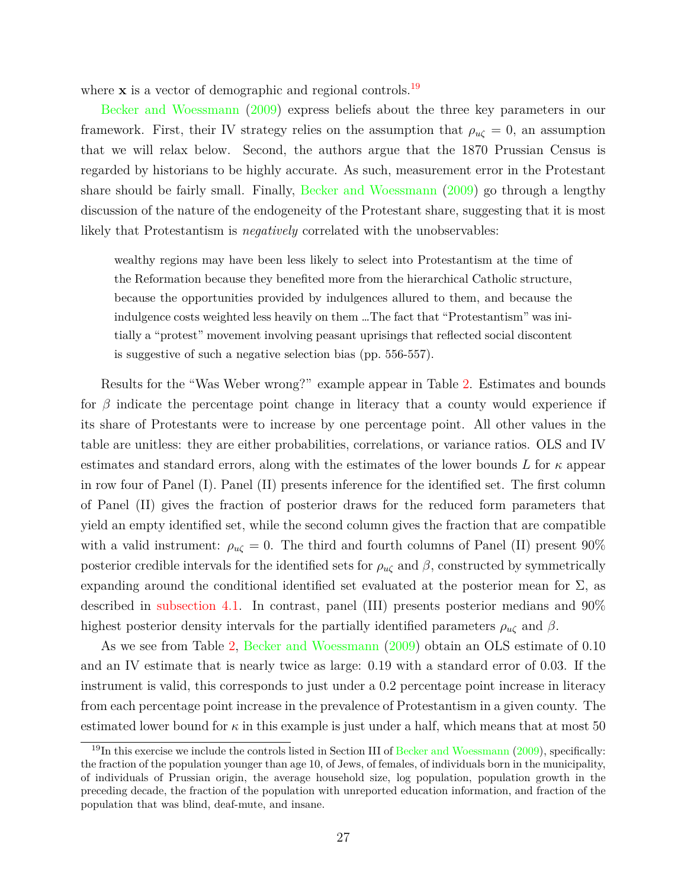where $\mathbf{x}$ is a vector of demographic and regional controls.[19]

Becker and Woessmann (2009) express beliefs about the three key parameters in our framework. First, their IV strategy relies on the assumption that $\rho_{u\zeta} = 0$, an assumption that we will relax below. Second, the authors argue that the 1870 Prussian Census is regarded by historians to be highly accurate. As such, measurement error in the Protestant share should be fairly small. Finally, Becker and Woessmann (2009) go through a lengthy discussion of the nature of the endogeneity of the Protestant share, suggesting that it is most likely that Protestantism is *negatively* correlated with the unobservables:

> wealthy regions may have been less likely to select into Protestantism at the time of the Reformation because they benefited more from the hierarchical Catholic structure, because the opportunities provided by indulgences allured to them, and because the indulgence costs weighted less heavily on them …The fact that "Protestantism" was initially a "protest" movement involving peasant uprisings that reflected social discontent is suggestive of such a negative selection bias (pp. 556-557).

Results for the "Was Weber wrong?" example appear in Table 2. Estimates and bounds for $\beta$ indicate the percentage point change in literacy that a county would experience if its share of Protestants were to increase by one percentage point. All other values in the table are unitless: they are either probabilities, correlations, or variance ratios. OLS and IV estimates and standard errors, along with the estimates of the lower bounds $L$ for $\kappa$ appear in row four of Panel (I). Panel (II) presents inference for the identified set. The first column of Panel (II) gives the fraction of posterior draws for the reduced form parameters that yield an empty identified set, while the second column gives the fraction that are compatible with a valid instrument: $\rho_{u\zeta} = 0$. The third and fourth columns of Panel (II) present 90% posterior credible intervals for the identified sets for $\rho_{u\zeta}$ and $\beta$, constructed by symmetrically expanding around the conditional identified set evaluated at the posterior mean for $\Sigma$, as described in subsection 4.1. In contrast, panel (III) presents posterior medians and 90% highest posterior density intervals for the partially identified parameters $\rho_{u\zeta}$ and $\beta$.

As we see from Table 2, Becker and Woessmann (2009) obtain an OLS estimate of 0.10 and an IV estimate that is nearly twice as large: 0.19 with a standard error of 0.03. If the instrument is valid, this corresponds to just under a 0.2 percentage point increase in literacy from each percentage point increase in the prevalence of Protestantism in a given county. The estimated lower bound for $\kappa$ in this example is just under a half, which means that at most 50

[19] In this exercise we include the controls listed in Section III of Becker and Woessmann (2009), specifically: the fraction of the population younger than age 10, of Jews, of females, of individuals born in the municipality, of individuals of Prussian origin, the average household size, log population, population growth in the preceding decade, the fraction of the population with unreported education information, and fraction of the population that was blind, deaf-mute, and insane.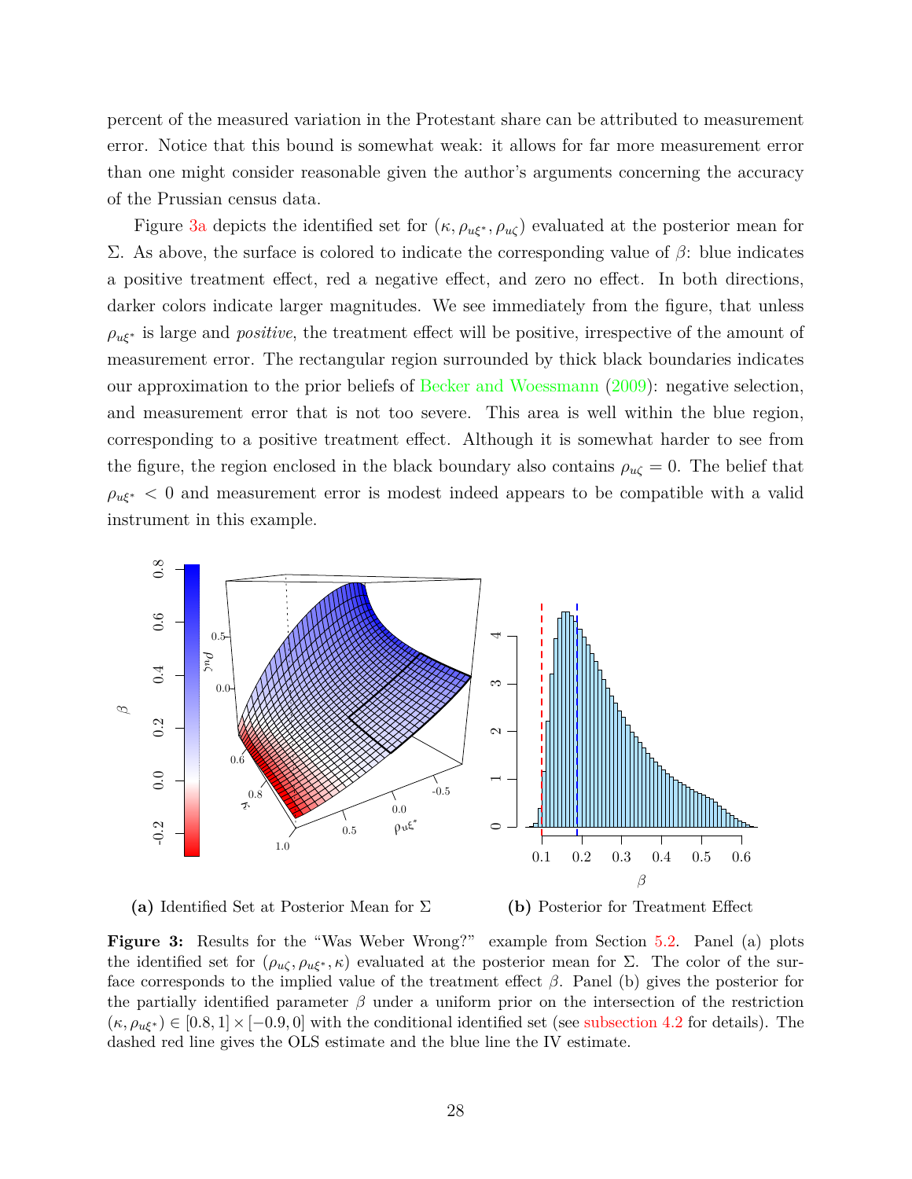percent of the measured variation in the Protestant share can be attributed to measurement error. Notice that this bound is somewhat weak: it allows for far more measurement error than one might consider reasonable given the author's arguments concerning the accuracy of the Prussian census data.

Figure 3a depicts the identified set for $(\kappa, \rho_{u\xi^*}, \rho_{u\zeta})$ evaluated at the posterior mean for $\Sigma$. As above, the surface is colored to indicate the corresponding value of $\beta$: blue indicates a positive treatment effect, red a negative effect, and zero no effect. In both directions, darker colors indicate larger magnitudes. We see immediately from the figure, that unless $\rho_{u\xi^*}$ is large and *positive*, the treatment effect will be positive, irrespective of the amount of measurement error. The rectangular region surrounded by thick black boundaries indicates our approximation to the prior beliefs of Becker and Woessmann (2009): negative selection, and measurement error that is not too severe. This area is well within the blue region, corresponding to a positive treatment effect. Although it is somewhat harder to see from the figure, the region enclosed in the black boundary also contains $\rho_{u\zeta} = 0$. The belief that $\rho_{u\xi^*} < 0$ and measurement error is modest indeed appears to be compatible with a valid instrument in this example.

**(a)** Identified Set at Posterior Mean for $\Sigma$

**(b)** Posterior for Treatment Effect

**Figure 3:** Results for the "Was Weber Wrong?" example from Section 5.2. Panel (a) plots the identified set for $(\rho_{u\zeta}, \rho_{u\xi^*}, \kappa)$ evaluated at the posterior mean for $\Sigma$. The color of the surface corresponds to the implied value of the treatment effect $\beta$. Panel (b) gives the posterior for the partially identified parameter $\beta$ under a uniform prior on the intersection of the restriction $(\kappa, \rho_{u\xi^*}) \in [0.8, 1] \times [-0.9, 0]$ with the conditional identified set (see subsection 4.2 for details). The dashed red line gives the OLS estimate and the blue line the IV estimate.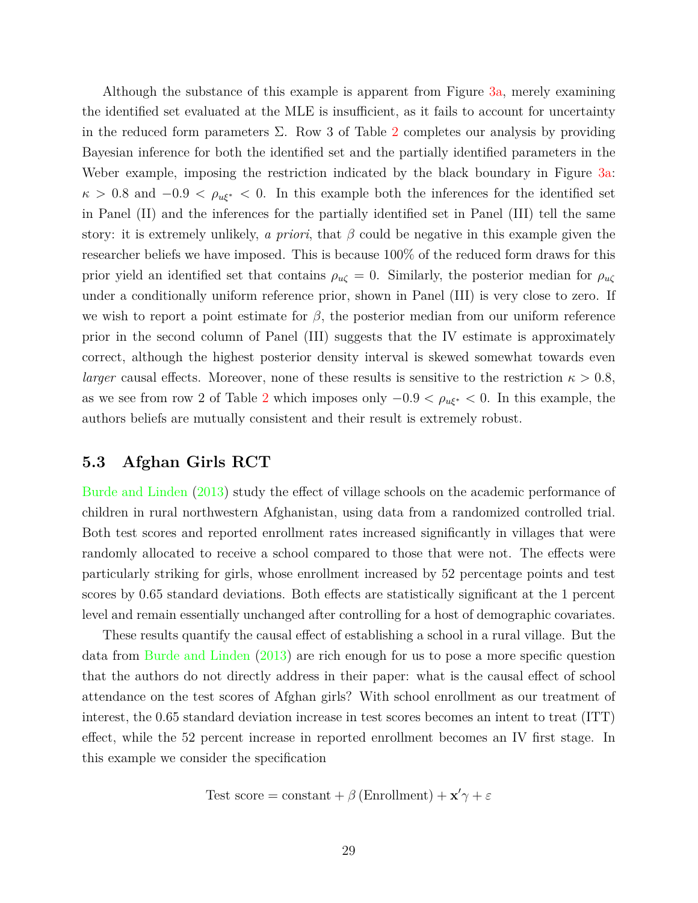Although the substance of this example is apparent from Figure 3a, merely examining the identified set evaluated at the MLE is insufficient, as it fails to account for uncertainty in the reduced form parameters $\Sigma$. Row 3 of Table 2 completes our analysis by providing Bayesian inference for both the identified set and the partially identified parameters in the Weber example, imposing the restriction indicated by the black boundary in Figure 3a: $\kappa > 0.8$ and $-0.9 < \rho_{u\xi^*} < 0$. In this example both the inferences for the identified set in Panel (II) and the inferences for the partially identified set in Panel (III) tell the same story: it is extremely unlikely, *a priori*, that $\beta$ could be negative in this example given the researcher beliefs we have imposed. This is because 100% of the reduced form draws for this prior yield an identified set that contains $\rho_{u\zeta} = 0$. Similarly, the posterior median for $\rho_{u\zeta}$ under a conditionally uniform reference prior, shown in Panel (III) is very close to zero. If we wish to report a point estimate for $\beta$, the posterior median from our uniform reference prior in the second column of Panel (III) suggests that the IV estimate is approximately correct, although the highest posterior density interval is skewed somewhat towards even *larger* causal effects. Moreover, none of these results is sensitive to the restriction $\kappa > 0.8$, as we see from row 2 of Table 2 which imposes only $-0.9 < \rho_{u\xi^*} < 0$. In this example, the authors beliefs are mutually consistent and their result is extremely robust.

### 5.3 Afghan Girls RCT

Burde and Linden (2013) study the effect of village schools on the academic performance of children in rural northwestern Afghanistan, using data from a randomized controlled trial. Both test scores and reported enrollment rates increased significantly in villages that were randomly allocated to receive a school compared to those that were not. The effects were particularly striking for girls, whose enrollment increased by 52 percentage points and test scores by 0.65 standard deviations. Both effects are statistically significant at the 1 percent level and remain essentially unchanged after controlling for a host of demographic covariates.

These results quantify the causal effect of establishing a school in a rural village. But the data from Burde and Linden (2013) are rich enough for us to pose a more specific question that the authors do not directly address in their paper: what is the causal effect of school attendance on the test scores of Afghan girls? With school enrollment as our treatment of interest, the 0.65 standard deviation increase in test scores becomes an intent to treat (ITT) effect, while the 52 percent increase in reported enrollment becomes an IV first stage. In this example we consider the specification

$$\text{Test score} = \text{constant} + \beta\,(\text{Enrollment}) + \mathbf{x}'\gamma + \varepsilon$$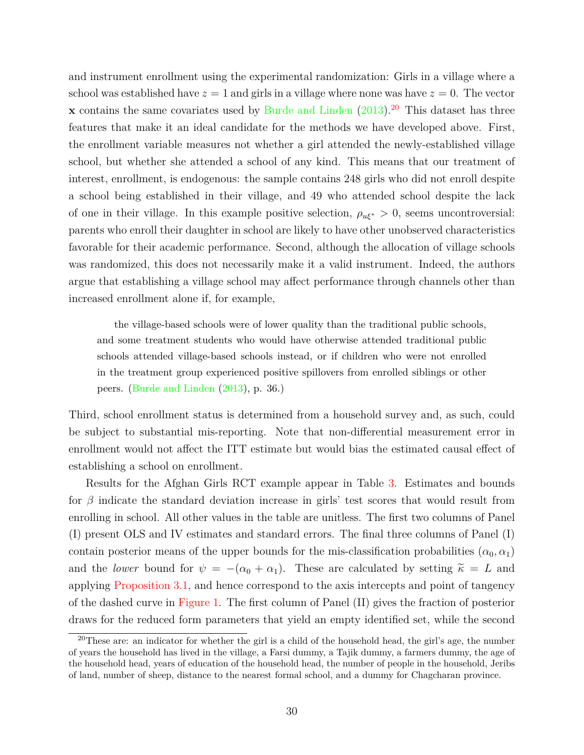and instrument enrollment using the experimental randomization: Girls in a village where a school was established have $z = 1$ and girls in a village where none was have $z = 0$. The vector $\mathbf{x}$ contains the same covariates used by Burde and Linden (2013).[20] This dataset has three features that make it an ideal candidate for the methods we have developed above. First, the enrollment variable measures not whether a girl attended the newly-established village school, but whether she attended a school of any kind. This means that our treatment of interest, enrollment, is endogenous: the sample contains 248 girls who did not enroll despite a school being established in their village, and 49 who attended school despite the lack of one in their village. In this example positive selection, $\rho_{u\xi^*} > 0$, seems uncontroversial: parents who enroll their daughter in school are likely to have other unobserved characteristics favorable for their academic performance. Second, although the allocation of village schools was randomized, this does not necessarily make it a valid instrument. Indeed, the authors argue that establishing a village school may affect performance through channels other than increased enrollment alone if, for example,

> the village-based schools were of lower quality than the traditional public schools, and some treatment students who would have otherwise attended traditional public schools attended village-based schools instead, or if children who were not enrolled in the treatment group experienced positive spillovers from enrolled siblings or other peers. (Burde and Linden (2013), p. 36.)

Third, school enrollment status is determined from a household survey and, as such, could be subject to substantial mis-reporting. Note that non-differential measurement error in enrollment would not affect the ITT estimate but would bias the estimated causal effect of establishing a school on enrollment.

Results for the Afghan Girls RCT example appear in Table 3. Estimates and bounds for $\beta$ indicate the standard deviation increase in girls' test scores that would result from enrolling in school. All other values in the table are unitless. The first two columns of Panel (I) present OLS and IV estimates and standard errors. The final three columns of Panel (I) contain posterior means of the upper bounds for the mis-classification probabilities $(\alpha_0, \alpha_1)$ and the *lower* bound for $\psi = -(\alpha_0 + \alpha_1)$. These are calculated by setting $\widetilde{\kappa} = L$ and applying Proposition 3.1, and hence correspond to the axis intercepts and point of tangency of the dashed curve in Figure 1. The first column of Panel (II) gives the fraction of posterior draws for the reduced form parameters that yield an empty identified set, while the second

[20] These are: an indicator for whether the girl is a child of the household head, the girl's age, the number of years the household has lived in the village, a Farsi dummy, a Tajik dummy, a farmers dummy, the age of the household head, years of education of the household head, the number of people in the household, Jeribs of land, number of sheep, distance to the nearest formal school, and a dummy for Chagcharan province.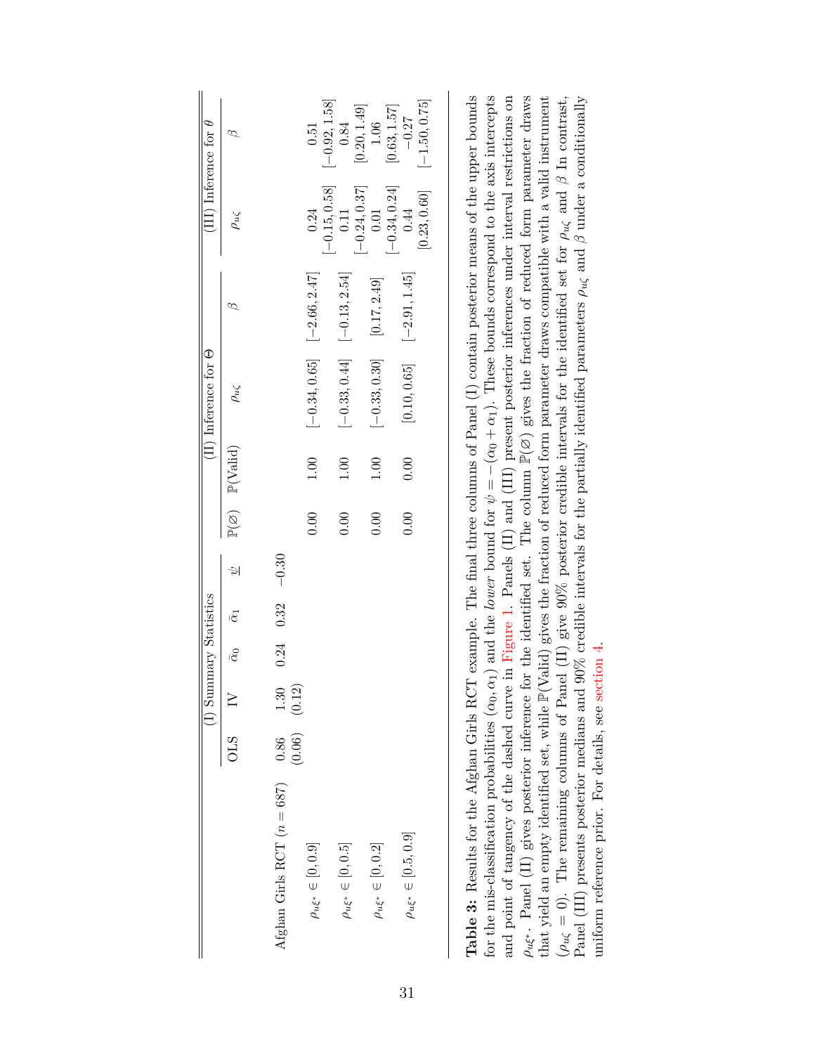| | (I) Summary Statistics | | | | | (II) Inference for $\Theta$ | | | | (III) Inference for $\theta$ | |
|---|---|---|---|---|---|---|---|---|---|---|---|
| | OLS | IV | $\bar{\alpha}_0$ | $\bar{\alpha}_1$ | $\underline{\psi}$ | $\mathbb{P}(\varnothing)$ | $\mathbb{P}$(Valid) | $\rho_{u\zeta}$ | $\beta$ | $\rho_{u\zeta}$ | $\beta$ |
| Afghan Girls RCT ($n = 687$) | 0.86 (0.06) | 1.30 (0.12) | 0.24 | 0.32 | $-0.30$ | | | | | | |
| $\rho_{u\xi^*} \in [0, 0.9]$ | | | | | | 0.00 | 1.00 | $[-0.34, 0.65]$ | $[-2.66, 2.47]$ | 0.24 $[-0.15, 0.58]$ | 0.51 $[-0.92, 1.58]$ |
| $\rho_{u\xi^*} \in [0, 0.5]$ | | | | | | 0.00 | 1.00 | $[-0.33, 0.44]$ | $[-0.13, 2.54]$ | 0.11 $[-0.24, 0.37]$ | 0.84 $[0.20, 1.49]$ |
| $\rho_{u\xi^*} \in [0, 0.2]$ | | | | | | 0.00 | 1.00 | $[-0.33, 0.30]$ | $[0.17, 2.49]$ | 0.01 $[-0.34, 0.24]$ | 1.06 $[0.63, 1.57]$ |
| $\rho_{u\xi^*} \in [0.5, 0.9]$ | | | | | | 0.00 | 0.00 | $[0.10, 0.65]$ | $[-2.91, 1.45]$ | 0.44 $[0.23, 0.60]$ | $-0.27$ $[-1.50, 0.75]$ |

**Table 3:** Results for the Afghan Girls RCT example. The final three columns of Panel (I) contain posterior means of the upper bounds for the mis-classification probabilities $(\alpha_0, \alpha_1)$ and the *lower* bound for $\psi = -(\alpha_0 + \alpha_1)$. These bounds correspond to the axis intercepts and point of tangency of the dashed curve in Figure 1. Panels (II) and (III) present posterior inferences under interval restrictions on $\rho_{u\xi^*}$. Panel (II) gives posterior inference for the identified set. The column $\mathbb{P}(\varnothing)$ gives the fraction of reduced form parameter draws that yield an empty identified set, while $\mathbb{P}$(Valid) gives the fraction of reduced form parameter draws compatible with a valid instrument ($\rho_{u\zeta} = 0$). The remaining columns of Panel (II) give 90% posterior credible intervals for the identified set for $\rho_{u\zeta}$ and $\beta$ In contrast, Panel (III) presents posterior medians and 90% credible intervals for the partially identified parameters $\rho_{u\zeta}$ and $\beta$ under a conditionally uniform reference prior. For details, see section 4.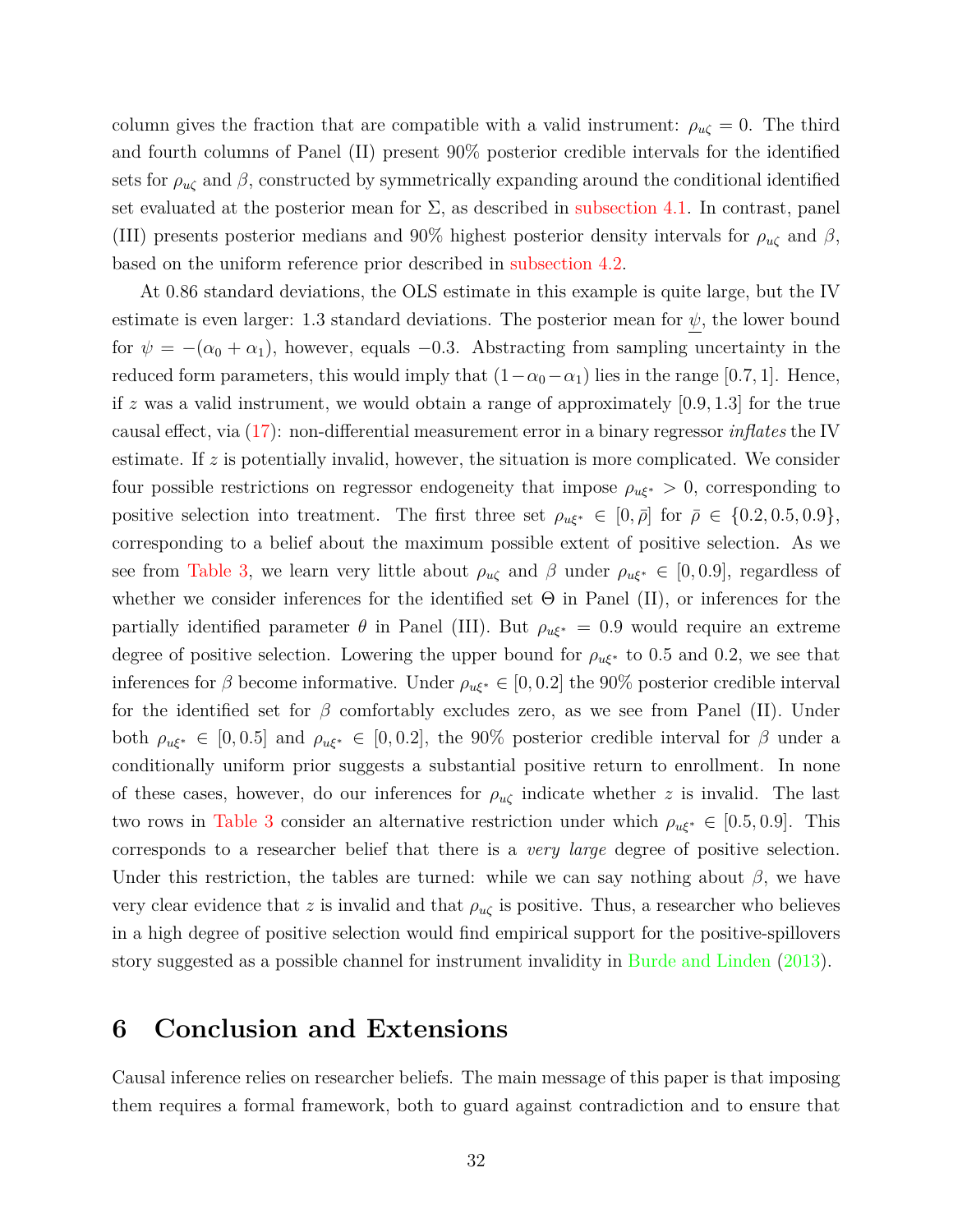column gives the fraction that are compatible with a valid instrument: $\rho_{u\zeta} = 0$. The third and fourth columns of Panel (II) present 90% posterior credible intervals for the identified sets for $\rho_{u\zeta}$ and $\beta$, constructed by symmetrically expanding around the conditional identified set evaluated at the posterior mean for $\Sigma$, as described in subsection 4.1. In contrast, panel (III) presents posterior medians and 90% highest posterior density intervals for $\rho_{u\zeta}$ and $\beta$, based on the uniform reference prior described in subsection 4.2.

At 0.86 standard deviations, the OLS estimate in this example is quite large, but the IV estimate is even larger: 1.3 standard deviations. The posterior mean for $\underline{\psi}$, the lower bound for $\psi = -(\alpha_0 + \alpha_1)$, however, equals $-0.3$. Abstracting from sampling uncertainty in the reduced form parameters, this would imply that $(1 - \alpha_0 - \alpha_1)$ lies in the range $[0.7, 1]$. Hence, if $z$ was a valid instrument, we would obtain a range of approximately $[0.9, 1.3]$ for the true causal effect, via (17): non-differential measurement error in a binary regressor *inflates* the IV estimate. If $z$ is potentially invalid, however, the situation is more complicated. We consider four possible restrictions on regressor endogeneity that impose $\rho_{u\xi^*} > 0$, corresponding to positive selection into treatment. The first three set $\rho_{u\xi^*} \in [0, \bar{\rho}]$ for $\bar{\rho} \in \{0.2, 0.5, 0.9\}$, corresponding to a belief about the maximum possible extent of positive selection. As we see from Table 3, we learn very little about $\rho_{u\zeta}$ and $\beta$ under $\rho_{u\xi^*} \in [0, 0.9]$, regardless of whether we consider inferences for the identified set $\Theta$ in Panel (II), or inferences for the partially identified parameter $\theta$ in Panel (III). But $\rho_{u\xi^*} = 0.9$ would require an extreme degree of positive selection. Lowering the upper bound for $\rho_{u\xi^*}$ to 0.5 and 0.2, we see that inferences for $\beta$ become informative. Under $\rho_{u\xi^*} \in [0, 0.2]$ the 90% posterior credible interval for the identified set for $\beta$ comfortably excludes zero, as we see from Panel (II). Under both $\rho_{u\xi^*} \in [0, 0.5]$ and $\rho_{u\xi^*} \in [0, 0.2]$, the 90% posterior credible interval for $\beta$ under a conditionally uniform prior suggests a substantial positive return to enrollment. In none of these cases, however, do our inferences for $\rho_{u\zeta}$ indicate whether $z$ is invalid. The last two rows in Table 3 consider an alternative restriction under which $\rho_{u\xi^*} \in [0.5, 0.9]$. This corresponds to a researcher belief that there is a *very large* degree of positive selection. Under this restriction, the tables are turned: while we can say nothing about $\beta$, we have very clear evidence that $z$ is invalid and that $\rho_{u\zeta}$ is positive. Thus, a researcher who believes in a high degree of positive selection would find empirical support for the positive-spillovers story suggested as a possible channel for instrument invalidity in Burde and Linden (2013).

# 6 Conclusion and Extensions

Causal inference relies on researcher beliefs. The main message of this paper is that imposing them requires a formal framework, both to guard against contradiction and to ensure that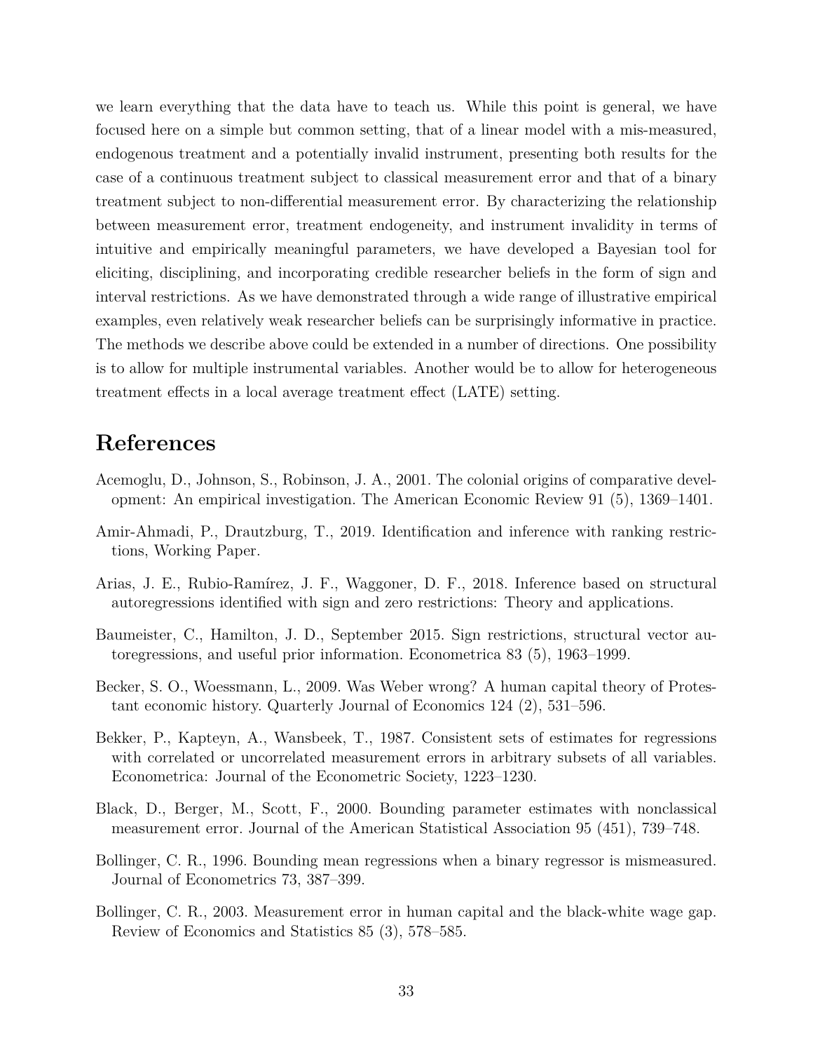we learn everything that the data have to teach us. While this point is general, we have focused here on a simple but common setting, that of a linear model with a mis-measured, endogenous treatment and a potentially invalid instrument, presenting both results for the case of a continuous treatment subject to classical measurement error and that of a binary treatment subject to non-differential measurement error. By characterizing the relationship between measurement error, treatment endogeneity, and instrument invalidity in terms of intuitive and empirically meaningful parameters, we have developed a Bayesian tool for eliciting, disciplining, and incorporating credible researcher beliefs in the form of sign and interval restrictions. As we have demonstrated through a wide range of illustrative empirical examples, even relatively weak researcher beliefs can be surprisingly informative in practice. The methods we describe above could be extended in a number of directions. One possibility is to allow for multiple instrumental variables. Another would be to allow for heterogeneous treatment effects in a local average treatment effect (LATE) setting.

# References

Acemoglu, D., Johnson, S., Robinson, J. A., 2001. The colonial origins of comparative development: An empirical investigation. The American Economic Review 91 (5), 1369–1401.

Amir-Ahmadi, P., Drautzburg, T., 2019. Identification and inference with ranking restrictions, Working Paper.

Arias, J. E., Rubio-Ramírez, J. F., Waggoner, D. F., 2018. Inference based on structural autoregressions identified with sign and zero restrictions: Theory and applications.

Baumeister, C., Hamilton, J. D., September 2015. Sign restrictions, structural vector autoregressions, and useful prior information. Econometrica 83 (5), 1963–1999.

Becker, S. O., Woessmann, L., 2009. Was Weber wrong? A human capital theory of Protestant economic history. Quarterly Journal of Economics 124 (2), 531–596.

Bekker, P., Kapteyn, A., Wansbeek, T., 1987. Consistent sets of estimates for regressions with correlated or uncorrelated measurement errors in arbitrary subsets of all variables. Econometrica: Journal of the Econometric Society, 1223–1230.

Black, D., Berger, M., Scott, F., 2000. Bounding parameter estimates with nonclassical measurement error. Journal of the American Statistical Association 95 (451), 739–748.

Bollinger, C. R., 1996. Bounding mean regressions when a binary regressor is mismeasured. Journal of Econometrics 73, 387–399.

Bollinger, C. R., 2003. Measurement error in human capital and the black-white wage gap. Review of Economics and Statistics 85 (3), 578–585.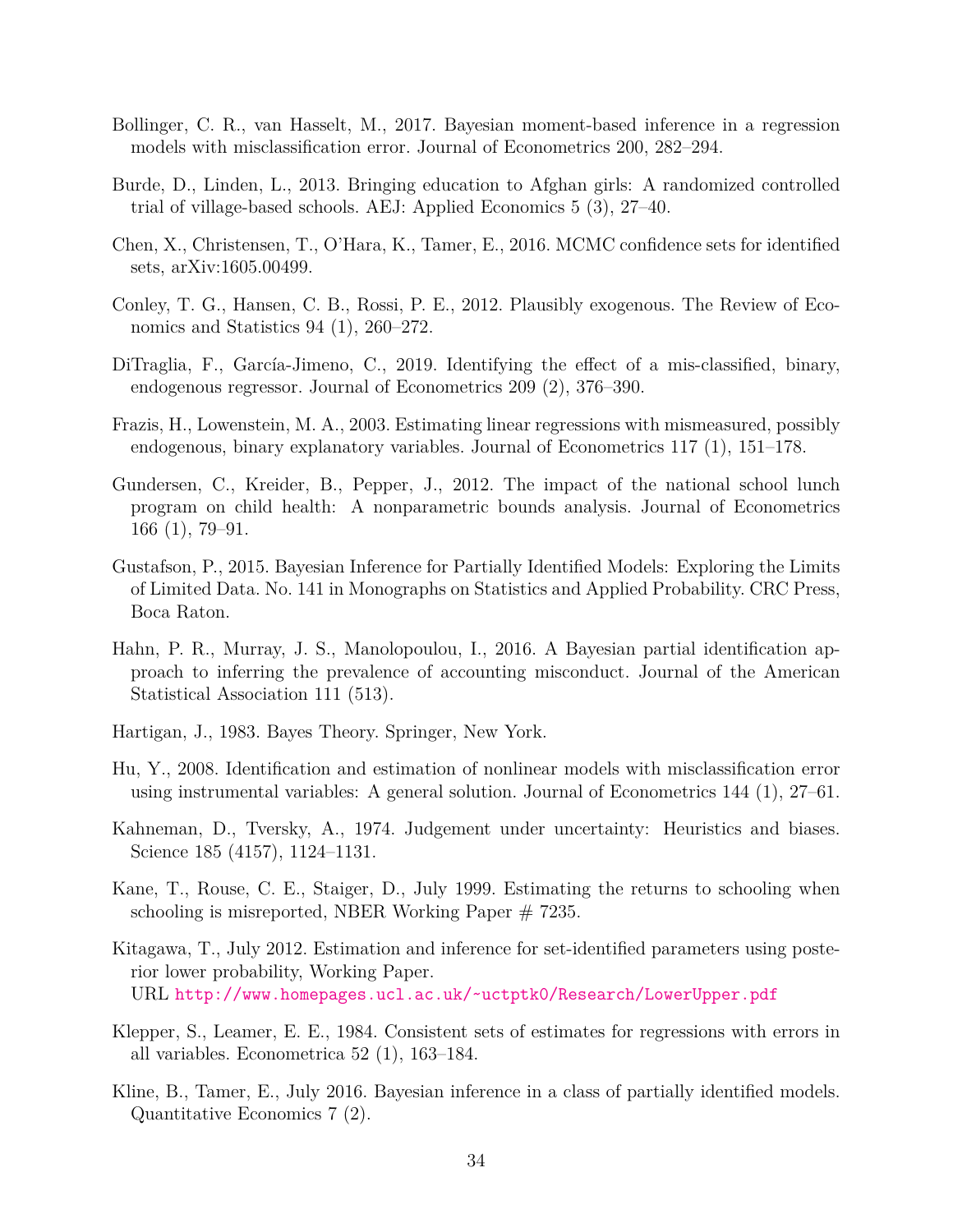Bollinger, C. R., van Hasselt, M., 2017. Bayesian moment-based inference in a regression models with misclassification error. Journal of Econometrics 200, 282–294.

Burde, D., Linden, L., 2013. Bringing education to Afghan girls: A randomized controlled trial of village-based schools. AEJ: Applied Economics 5 (3), 27–40.

Chen, X., Christensen, T., O'Hara, K., Tamer, E., 2016. MCMC confidence sets for identified sets, arXiv:1605.00499.

Conley, T. G., Hansen, C. B., Rossi, P. E., 2012. Plausibly exogenous. The Review of Economics and Statistics 94 (1), 260–272.

DiTraglia, F., García-Jimeno, C., 2019. Identifying the effect of a mis-classified, binary, endogenous regressor. Journal of Econometrics 209 (2), 376–390.

Frazis, H., Lowenstein, M. A., 2003. Estimating linear regressions with mismeasured, possibly endogenous, binary explanatory variables. Journal of Econometrics 117 (1), 151–178.

Gundersen, C., Kreider, B., Pepper, J., 2012. The impact of the national school lunch program on child health: A nonparametric bounds analysis. Journal of Econometrics 166 (1), 79–91.

Gustafson, P., 2015. Bayesian Inference for Partially Identified Models: Exploring the Limits of Limited Data. No. 141 in Monographs on Statistics and Applied Probability. CRC Press, Boca Raton.

Hahn, P. R., Murray, J. S., Manolopoulou, I., 2016. A Bayesian partial identification approach to inferring the prevalence of accounting misconduct. Journal of the American Statistical Association 111 (513).

Hartigan, J., 1983. Bayes Theory. Springer, New York.

Hu, Y., 2008. Identification and estimation of nonlinear models with misclassification error using instrumental variables: A general solution. Journal of Econometrics 144 (1), 27–61.

Kahneman, D., Tversky, A., 1974. Judgement under uncertainty: Heuristics and biases. Science 185 (4157), 1124–1131.

Kane, T., Rouse, C. E., Staiger, D., July 1999. Estimating the returns to schooling when schooling is misreported, NBER Working Paper # 7235.

Kitagawa, T., July 2012. Estimation and inference for set-identified parameters using posterior lower probability, Working Paper.
URL http://www.homepages.ucl.ac.uk/~uctptk0/Research/LowerUpper.pdf

Klepper, S., Leamer, E. E., 1984. Consistent sets of estimates for regressions with errors in all variables. Econometrica 52 (1), 163–184.

Kline, B., Tamer, E., July 2016. Bayesian inference in a class of partially identified models. Quantitative Economics 7 (2).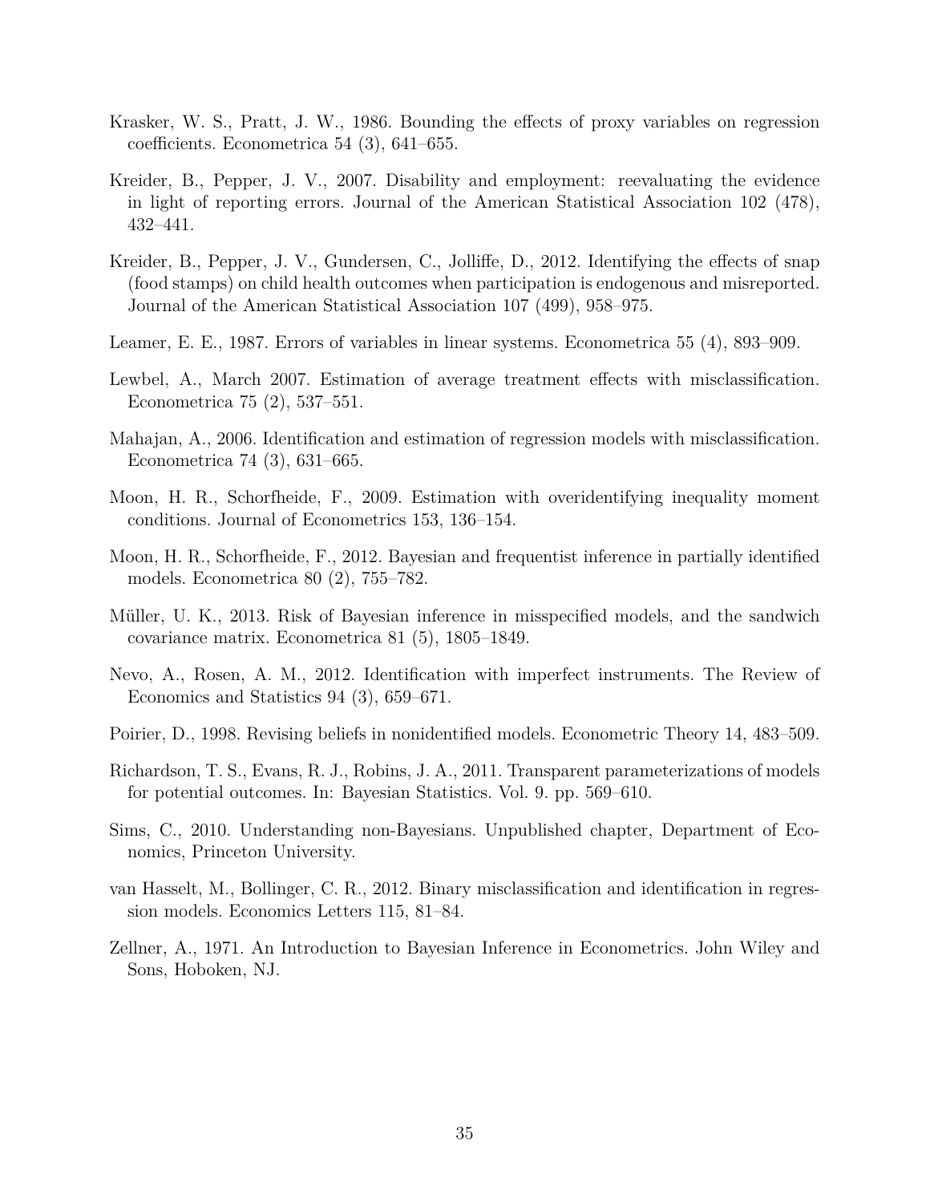Krasker, W. S., Pratt, J. W., 1986. Bounding the effects of proxy variables on regression coefficients. Econometrica 54 (3), 641–655.

Kreider, B., Pepper, J. V., 2007. Disability and employment: reevaluating the evidence in light of reporting errors. Journal of the American Statistical Association 102 (478), 432–441.

Kreider, B., Pepper, J. V., Gundersen, C., Jolliffe, D., 2012. Identifying the effects of snap (food stamps) on child health outcomes when participation is endogenous and misreported. Journal of the American Statistical Association 107 (499), 958–975.

Leamer, E. E., 1987. Errors of variables in linear systems. Econometrica 55 (4), 893–909.

Lewbel, A., March 2007. Estimation of average treatment effects with misclassification. Econometrica 75 (2), 537–551.

Mahajan, A., 2006. Identification and estimation of regression models with misclassification. Econometrica 74 (3), 631–665.

Moon, H. R., Schorfheide, F., 2009. Estimation with overidentifying inequality moment conditions. Journal of Econometrics 153, 136–154.

Moon, H. R., Schorfheide, F., 2012. Bayesian and frequentist inference in partially identified models. Econometrica 80 (2), 755–782.

Müller, U. K., 2013. Risk of Bayesian inference in misspecified models, and the sandwich covariance matrix. Econometrica 81 (5), 1805–1849.

Nevo, A., Rosen, A. M., 2012. Identification with imperfect instruments. The Review of Economics and Statistics 94 (3), 659–671.

Poirier, D., 1998. Revising beliefs in nonidentified models. Econometric Theory 14, 483–509.

Richardson, T. S., Evans, R. J., Robins, J. A., 2011. Transparent parameterizations of models for potential outcomes. In: Bayesian Statistics. Vol. 9. pp. 569–610.

Sims, C., 2010. Understanding non-Bayesians. Unpublished chapter, Department of Economics, Princeton University.

van Hasselt, M., Bollinger, C. R., 2012. Binary misclassification and identification in regression models. Economics Letters 115, 81–84.

Zellner, A., 1971. An Introduction to Bayesian Inference in Econometrics. John Wiley and Sons, Hoboken, NJ.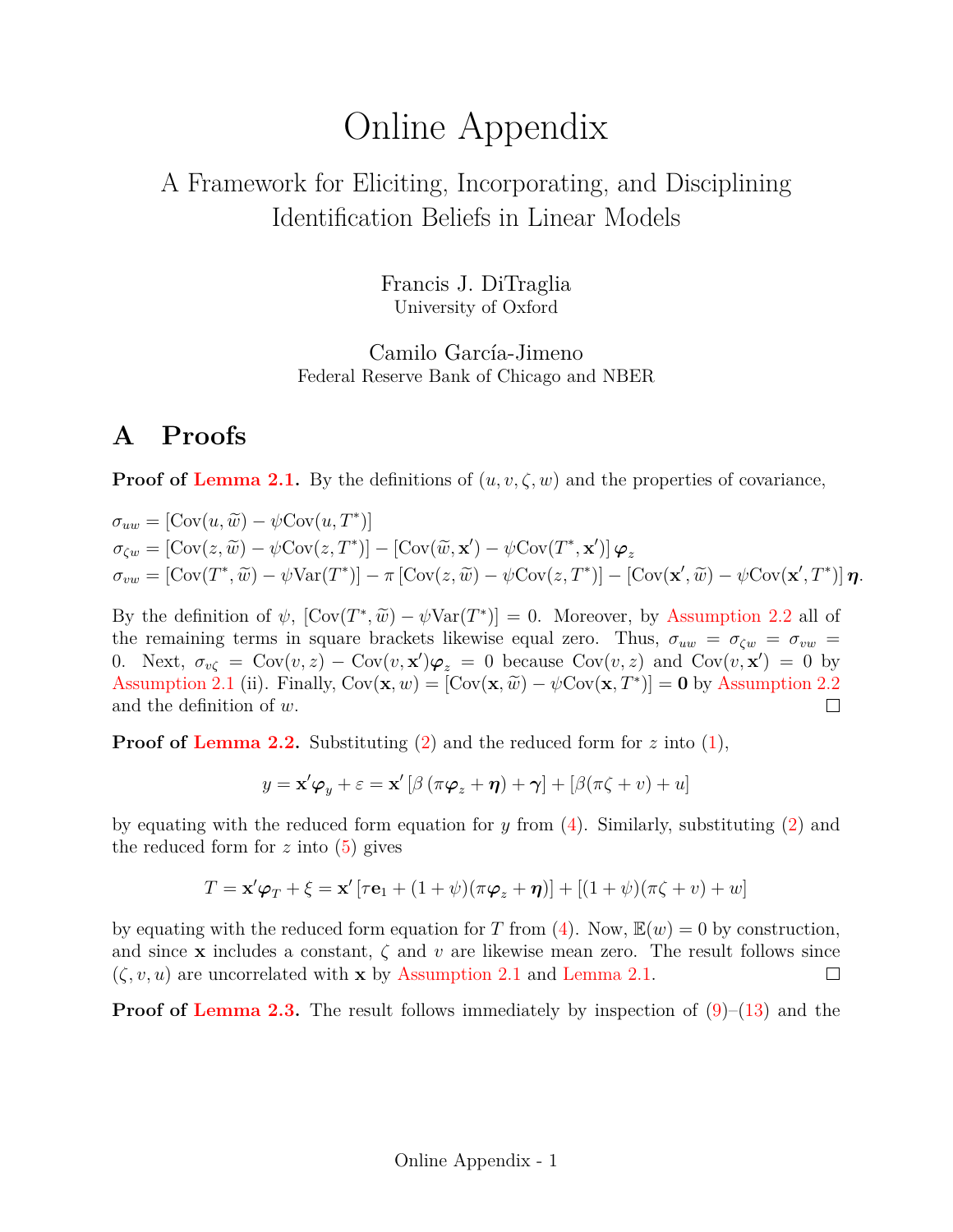# Online Appendix

## A Framework for Eliciting, Incorporating, and Disciplining Identification Beliefs in Linear Models

Francis J. DiTraglia
University of Oxford

Camilo García-Jimeno
Federal Reserve Bank of Chicago and NBER

# A Proofs

**Proof of Lemma 2.1.** By the definitions of $(u, v, \zeta, w)$ and the properties of covariance,

$$
\begin{aligned}
\sigma_{uw} &= [\text{Cov}(u, \widetilde{w}) - \psi \text{Cov}(u, T^*)] \\
\sigma_{\zeta w} &= [\text{Cov}(z, \widetilde{w}) - \psi \text{Cov}(z, T^*)] - [\text{Cov}(\widetilde{w}, \mathbf{x}') - \psi \text{Cov}(T^*, \mathbf{x}')] \, \boldsymbol{\varphi}_z \\
\sigma_{vw} &= [\text{Cov}(T^*, \widetilde{w}) - \psi \text{Var}(T^*)] - \pi [\text{Cov}(z, \widetilde{w}) - \psi \text{Cov}(z, T^*)] - [\text{Cov}(\mathbf{x}', \widetilde{w}) - \psi \text{Cov}(\mathbf{x}', T^*)] \, \boldsymbol{\eta}.
\end{aligned}
$$

By the definition of $\psi$, $[\text{Cov}(T^*, \widetilde{w}) - \psi \text{Var}(T^*)] = 0$. Moreover, by Assumption 2.2 all of the remaining terms in square brackets likewise equal zero. Thus, $\sigma_{uw} = \sigma_{\zeta w} = \sigma_{vw} = 0$. Next, $\sigma_{v\zeta} = \text{Cov}(v, z) - \text{Cov}(v, \mathbf{x}')\boldsymbol{\varphi}_z = 0$ because $\text{Cov}(v, z)$ and $\text{Cov}(v, \mathbf{x}') = 0$ by Assumption 2.1 (ii). Finally, $\text{Cov}(\mathbf{x}, w) = [\text{Cov}(\mathbf{x}, \widetilde{w}) - \psi \text{Cov}(\mathbf{x}, T^*)] = \mathbf{0}$ by Assumption 2.2 and the definition of $w$. $\square$

**Proof of Lemma 2.2.** Substituting (2) and the reduced form for $z$ into (1),

$$
y = \mathbf{x}'\boldsymbol{\varphi}_y + \varepsilon = \mathbf{x}' [\beta (\pi \boldsymbol{\varphi}_z + \boldsymbol{\eta}) + \boldsymbol{\gamma}] + [\beta(\pi\zeta + v) + u]
$$

by equating with the reduced form equation for $y$ from (4). Similarly, substituting (2) and the reduced form for $z$ into (5) gives

$$
T = \mathbf{x}'\boldsymbol{\varphi}_T + \xi = \mathbf{x}' [\tau \mathbf{e}_1 + (1 + \psi)(\pi \boldsymbol{\varphi}_z + \boldsymbol{\eta})] + [(1 + \psi)(\pi\zeta + v) + w]
$$

by equating with the reduced form equation for $T$ from (4). Now, $\mathbb{E}(w) = 0$ by construction, and since $\mathbf{x}$ includes a constant, $\zeta$ and $v$ are likewise mean zero. The result follows since $(\zeta, v, u)$ are uncorrelated with $\mathbf{x}$ by Assumption 2.1 and Lemma 2.1. $\square$

**Proof of Lemma 2.3.** The result follows immediately by inspection of (9)–(13) and the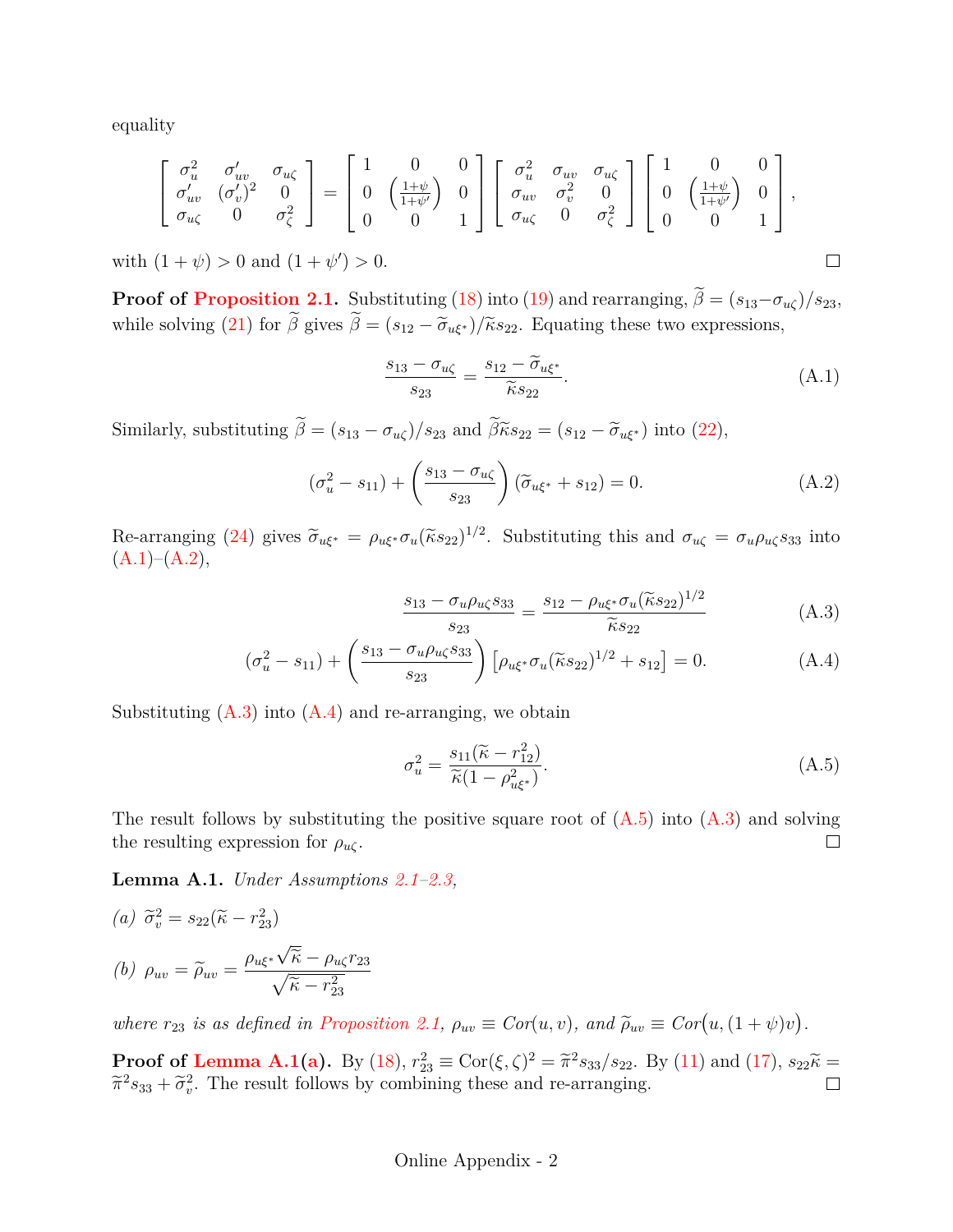equality

$$\begin{bmatrix} \sigma_u^2 & \sigma'_{uv} & \sigma_{u\zeta} \\ \sigma'_{uv} & (\sigma'_v)^2 & 0 \\ \sigma_{u\zeta} & 0 & \sigma_\zeta^2 \end{bmatrix} = \begin{bmatrix} 1 & 0 & 0 \\ 0 & \left(\frac{1+\psi}{1+\psi'}\right) & 0 \\ 0 & 0 & 1 \end{bmatrix} \begin{bmatrix} \sigma_u^2 & \sigma_{uv} & \sigma_{u\zeta} \\ \sigma_{uv} & \sigma_v^2 & 0 \\ \sigma_{u\zeta} & 0 & \sigma_\zeta^2 \end{bmatrix} \begin{bmatrix} 1 & 0 & 0 \\ 0 & \left(\frac{1+\psi}{1+\psi'}\right) & 0 \\ 0 & 0 & 1 \end{bmatrix},$$

with $(1+\psi) > 0$ and $(1+\psi') > 0$. □

**Proof of Proposition 2.1.** Substituting (18) into (19) and rearranging, $\widetilde{\beta} = (s_{13} - \sigma_{u\zeta})/s_{23}$, while solving (21) for $\widetilde{\beta}$ gives $\widetilde{\beta} = (s_{12} - \widetilde{\sigma}_{u\xi^*})/\widetilde{\kappa} s_{22}$. Equating these two expressions,

$$\frac{s_{13} - \sigma_{u\zeta}}{s_{23}} = \frac{s_{12} - \widetilde{\sigma}_{u\xi^*}}{\widetilde{\kappa} s_{22}}. \tag{A.1}$$

Similarly, substituting $\widetilde{\beta} = (s_{13} - \sigma_{u\zeta})/s_{23}$ and $\widetilde{\beta}\widetilde{\kappa} s_{22} = (s_{12} - \widetilde{\sigma}_{u\xi^*})$ into (22),

$$(\sigma_u^2 - s_{11}) + \left(\frac{s_{13} - \sigma_{u\zeta}}{s_{23}}\right)(\widetilde{\sigma}_{u\xi^*} + s_{12}) = 0. \tag{A.2}$$

Re-arranging (24) gives $\widetilde{\sigma}_{u\xi^*} = \rho_{u\xi^*}\sigma_u(\widetilde{\kappa} s_{22})^{1/2}$. Substituting this and $\sigma_{u\zeta} = \sigma_u \rho_{u\zeta} s_{33}$ into (A.1)–(A.2),

$$\frac{s_{13} - \sigma_u \rho_{u\zeta} s_{33}}{s_{23}} = \frac{s_{12} - \rho_{u\xi^*}\sigma_u(\widetilde{\kappa} s_{22})^{1/2}}{\widetilde{\kappa} s_{22}} \tag{A.3}$$

$$(\sigma_u^2 - s_{11}) + \left(\frac{s_{13} - \sigma_u \rho_{u\zeta} s_{33}}{s_{23}}\right)\left[\rho_{u\xi^*}\sigma_u(\widetilde{\kappa} s_{22})^{1/2} + s_{12}\right] = 0. \tag{A.4}$$

Substituting (A.3) into (A.4) and re-arranging, we obtain

$$\sigma_u^2 = \frac{s_{11}(\widetilde{\kappa} - r_{12}^2)}{\widetilde{\kappa}(1 - \rho_{u\xi^*}^2)}. \tag{A.5}$$

The result follows by substituting the positive square root of (A.5) into (A.3) and solving the resulting expression for $\rho_{u\zeta}$. □

**Lemma A.1.** *Under Assumptions 2.1–2.3,*

*(a)* $\widetilde{\sigma}_v^2 = s_{22}(\widetilde{\kappa} - r_{23}^2)$

*(b)* $\rho_{uv} = \widetilde{\rho}_{uv} = \dfrac{\rho_{u\xi^*}\sqrt{\widetilde{\kappa}} - \rho_{u\zeta} r_{23}}{\sqrt{\widetilde{\kappa} - r_{23}^2}}$

*where $r_{23}$ is as defined in Proposition 2.1, $\rho_{uv} \equiv Cor(u, v)$, and $\widetilde{\rho}_{uv} \equiv Cor\big(u, (1+\psi)v\big)$.*

**Proof of Lemma A.1(a).** By (18), $r_{23}^2 \equiv \text{Cor}(\xi, \zeta)^2 = \widetilde{\pi}^2 s_{33}/s_{22}$. By (11) and (17), $s_{22}\widetilde{\kappa} = \widetilde{\pi}^2 s_{33} + \widetilde{\sigma}_v^2$. The result follows by combining these and re-arranging. □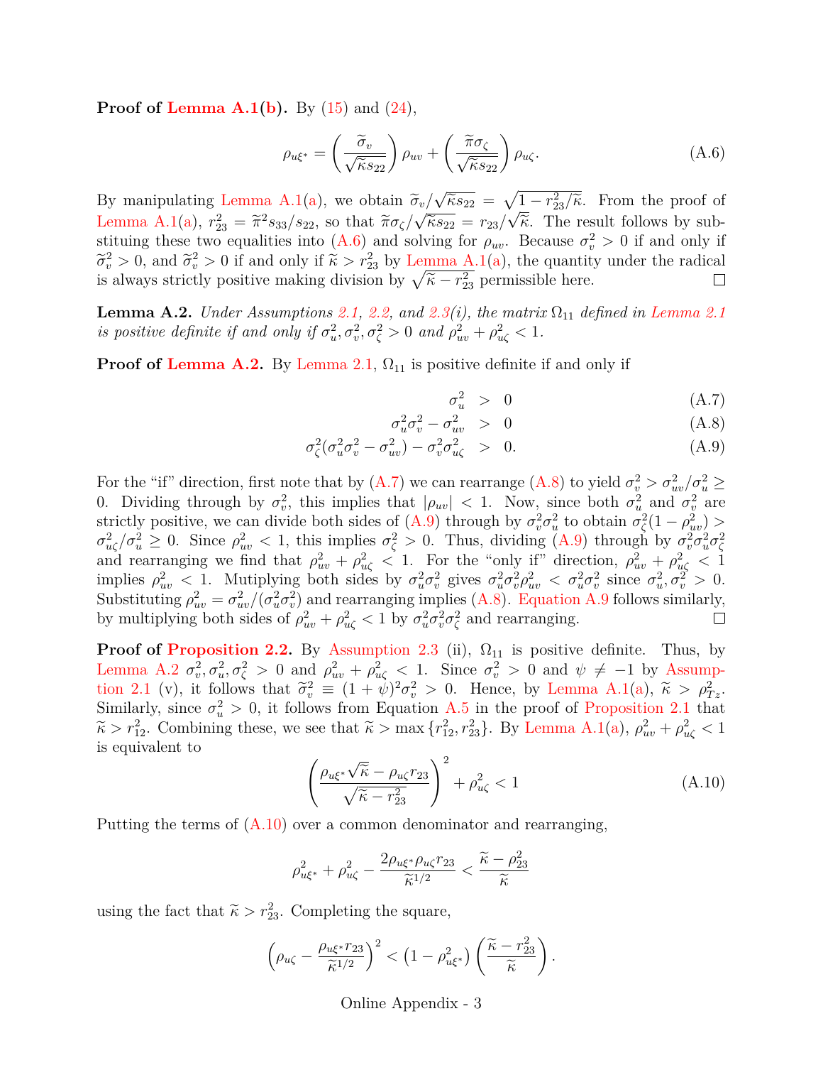**Proof of Lemma A.1(b).** By (15) and (24),

$$\rho_{u\xi^*} = \left(\frac{\widetilde{\sigma}_v}{\sqrt{\widetilde{\kappa} s_{22}}}\right)\rho_{uv} + \left(\frac{\widetilde{\pi}\sigma_\zeta}{\sqrt{\widetilde{\kappa} s_{22}}}\right)\rho_{u\zeta}. \tag{A.6}$$

By manipulating Lemma A.1(a), we obtain $\widetilde{\sigma}_v/\sqrt{\widetilde{\kappa}s_{22}} = \sqrt{1 - r_{23}^2/\widetilde{\kappa}}$. From the proof of Lemma A.1(a), $r_{23}^2 = \widetilde{\pi}^2 s_{33}/s_{22}$, so that $\widetilde{\pi}\sigma_\zeta/\sqrt{\widetilde{\kappa}s_{22}} = r_{23}/\sqrt{\widetilde{\kappa}}$. The result follows by substituting these two equalities into (A.6) and solving for $\rho_{uv}$. Because $\sigma_v^2 > 0$ if and only if $\widetilde{\sigma}_v^2 > 0$, and $\widetilde{\sigma}_v^2 > 0$ if and only if $\widetilde{\kappa} > r_{23}^2$ by Lemma A.1(a), the quantity under the radical is always strictly positive making division by $\sqrt{\widetilde{\kappa} - r_{23}^2}$ permissible here. □

**Lemma A.2.** *Under Assumptions 2.1, 2.2, and 2.3(i), the matrix $\Omega_{11}$ defined in Lemma 2.1 is positive definite if and only if $\sigma_u^2, \sigma_v^2, \sigma_\zeta^2 > 0$ and $\rho_{uv}^2 + \rho_{u\zeta}^2 < 1$.*

**Proof of Lemma A.2.** By Lemma 2.1, $\Omega_{11}$ is positive definite if and only if

$$\sigma_u^2 > 0 \tag{A.7}$$

$$\sigma_u^2\sigma_v^2 - \sigma_{uv}^2 > 0 \tag{A.8}$$

$$\sigma_\zeta^2(\sigma_u^2\sigma_v^2 - \sigma_{uv}^2) - \sigma_v^2\sigma_{u\zeta}^2 > 0. \tag{A.9}$$

For the "if" direction, first note that by (A.7) we can rearrange (A.8) to yield $\sigma_v^2 > \sigma_{uv}^2/\sigma_u^2 \geq 0$. Dividing through by $\sigma_v^2$, this implies that $|\rho_{uv}| < 1$. Now, since both $\sigma_u^2$ and $\sigma_v^2$ are strictly positive, we can divide both sides of (A.9) through by $\sigma_v^2\sigma_u^2$ to obtain $\sigma_\zeta^2(1-\rho_{uv}^2) > \sigma_{u\zeta}^2/\sigma_u^2 \geq 0$. Since $\rho_{uv}^2 < 1$, this implies $\sigma_\zeta^2 > 0$. Thus, dividing (A.9) through by $\sigma_v^2\sigma_u^2\sigma_\zeta^2$ and rearranging we find that $\rho_{uv}^2 + \rho_{u\zeta}^2 < 1$. For the "only if" direction, $\rho_{uv}^2 + \rho_{u\zeta}^2 < 1$ implies $\rho_{uv}^2 < 1$. Mutiplying both sides by $\sigma_u^2\sigma_v^2$ gives $\sigma_u^2\sigma_v^2\rho_{uv}^2 < \sigma_u^2\sigma_v^2$ since $\sigma_u^2, \sigma_v^2 > 0$. Substituting $\rho_{uv}^2 = \sigma_{uv}^2/(\sigma_u^2\sigma_v^2)$ and rearranging implies (A.8). Equation A.9 follows similarly, by multiplying both sides of $\rho_{uv}^2 + \rho_{u\zeta}^2 < 1$ by $\sigma_u^2\sigma_v^2\sigma_\zeta^2$ and rearranging. □

**Proof of Proposition 2.2.** By Assumption 2.3 (ii), $\Omega_{11}$ is positive definite. Thus, by Lemma A.2 $\sigma_v^2, \sigma_u^2, \sigma_\zeta^2 > 0$ and $\rho_{uv}^2 + \rho_{u\zeta}^2 < 1$. Since $\sigma_v^2 > 0$ and $\psi \neq -1$ by Assumption 2.1 (v), it follows that $\widetilde{\sigma}_v^2 \equiv (1+\psi)^2\sigma_v^2 > 0$. Hence, by Lemma A.1(a), $\widetilde{\kappa} > \rho_{Tz}^2$. Similarly, since $\sigma_u^2 > 0$, it follows from Equation A.5 in the proof of Proposition 2.1 that $\widetilde{\kappa} > r_{12}^2$. Combining these, we see that $\widetilde{\kappa} > \max\{r_{12}^2, r_{23}^2\}$. By Lemma A.1(a), $\rho_{uv}^2 + \rho_{u\zeta}^2 < 1$ is equivalent to

$$\left(\frac{\rho_{u\xi^*}\sqrt{\widetilde{\kappa}} - \rho_{u\zeta}r_{23}}{\sqrt{\widetilde{\kappa} - r_{23}^2}}\right)^2 + \rho_{u\zeta}^2 < 1 \tag{A.10}$$

Putting the terms of (A.10) over a common denominator and rearranging,

$$\rho_{u\xi^*}^2 + \rho_{u\zeta}^2 - \frac{2\rho_{u\xi^*}\rho_{u\zeta}r_{23}}{\widetilde{\kappa}^{1/2}} < \frac{\widetilde{\kappa} - \rho_{23}^2}{\widetilde{\kappa}}$$

using the fact that $\widetilde{\kappa} > r_{23}^2$. Completing the square,

$$\left(\rho_{u\zeta} - \frac{\rho_{u\xi^*}r_{23}}{\widetilde{\kappa}^{1/2}}\right)^2 < \left(1 - \rho_{u\xi^*}^2\right)\left(\frac{\widetilde{\kappa} - r_{23}^2}{\widetilde{\kappa}}\right).$$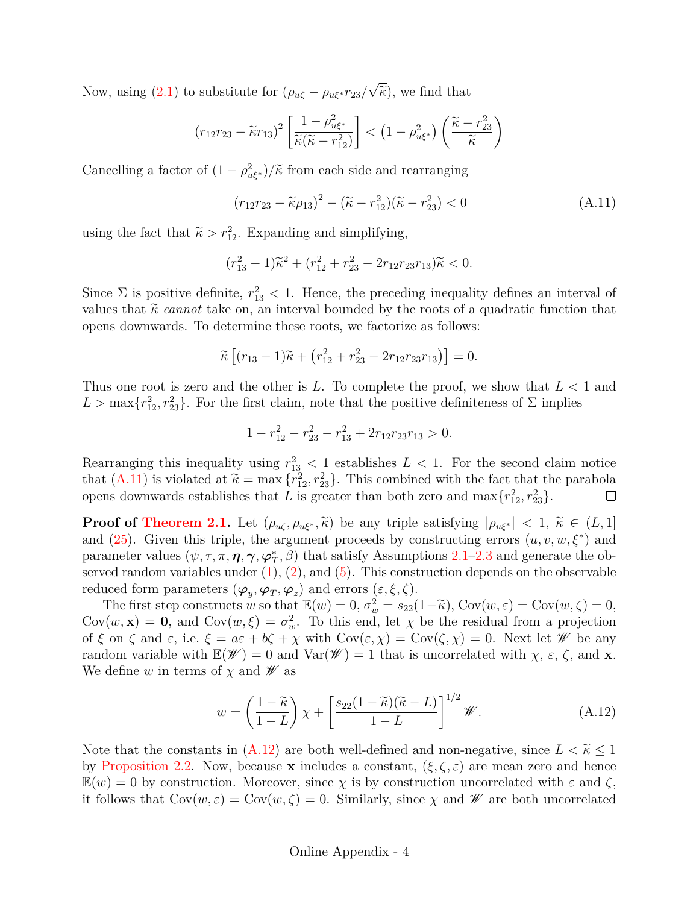Now, using (2.1) to substitute for $(\rho_{u\zeta} - \rho_{u\xi^*} r_{23}/\sqrt{\widetilde{\kappa}})$, we find that

$$(r_{12}r_{23} - \widetilde{\kappa} r_{13})^2 \left[\frac{1-\rho_{u\xi^*}^2}{\widetilde{\kappa}(\widetilde{\kappa} - r_{12}^2)}\right] < \left(1 - \rho_{u\xi^*}^2\right)\left(\frac{\widetilde{\kappa} - r_{23}^2}{\widetilde{\kappa}}\right)$$

Cancelling a factor of $(1-\rho_{u\xi^*}^2)/\widetilde{\kappa}$ from each side and rearranging

$$(r_{12}r_{23} - \widetilde{\kappa}\rho_{13})^2 - (\widetilde{\kappa} - r_{12}^2)(\widetilde{\kappa} - r_{23}^2) < 0 \tag{A.11}$$

using the fact that $\widetilde{\kappa} > r_{12}^2$. Expanding and simplifying,

$$(r_{13}^2 - 1)\widetilde{\kappa}^2 + (r_{12}^2 + r_{23}^2 - 2r_{12}r_{23}r_{13})\widetilde{\kappa} < 0.$$

Since $\Sigma$ is positive definite, $r_{13}^2 < 1$. Hence, the preceding inequality defines an interval of values that $\widetilde{\kappa}$ *cannot* take on, an interval bounded by the roots of a quadratic function that opens downwards. To determine these roots, we factorize as follows:

$$\widetilde{\kappa}\left[(r_{13} - 1)\widetilde{\kappa} + \left(r_{12}^2 + r_{23}^2 - 2r_{12}r_{23}r_{13}\right)\right] = 0.$$

Thus one root is zero and the other is $L$. To complete the proof, we show that $L < 1$ and $L > \max\{r_{12}^2, r_{23}^2\}$. For the first claim, note that the positive definiteness of $\Sigma$ implies

$$1 - r_{12}^2 - r_{23}^2 - r_{13}^2 + 2r_{12}r_{23}r_{13} > 0.$$

Rearranging this inequality using $r_{13}^2 < 1$ establishes $L < 1$. For the second claim notice that (A.11) is violated at $\widetilde{\kappa} = \max\{r_{12}^2, r_{23}^2\}$. This combined with the fact that the parabola opens downwards establishes that $L$ is greater than both zero and $\max\{r_{12}^2, r_{23}^2\}$. □

**Proof of Theorem 2.1.** Let $(\rho_{u\zeta}, \rho_{u\xi^*}, \widetilde{\kappa})$ be any triple satisfying $|\rho_{u\xi^*}| < 1$, $\widetilde{\kappa} \in (L, 1]$ and (25). Given this triple, the argument proceeds by constructing errors $(u, v, w, \xi^*)$ and parameter values $(\psi, \tau, \pi, \boldsymbol{\eta}, \boldsymbol{\gamma}, \boldsymbol{\varphi}_T^*, \beta)$ that satisfy Assumptions 2.1–2.3 and generate the observed random variables under (1), (2), and (5). This construction depends on the observable reduced form parameters $(\boldsymbol{\varphi}_y, \boldsymbol{\varphi}_T, \boldsymbol{\varphi}_z)$ and errors $(\varepsilon, \xi, \zeta)$.

The first step constructs $w$ so that $\mathbb{E}(w) = 0$, $\sigma_w^2 = s_{22}(1-\widetilde{\kappa})$, $\text{Cov}(w, \varepsilon) = \text{Cov}(w, \zeta) = 0$, $\text{Cov}(w, \mathbf{x}) = \mathbf{0}$, and $\text{Cov}(w, \xi) = \sigma_w^2$. To this end, let $\chi$ be the residual from a projection of $\xi$ on $\zeta$ and $\varepsilon$, i.e. $\xi = a\varepsilon + b\zeta + \chi$ with $\text{Cov}(\varepsilon, \chi) = \text{Cov}(\zeta, \chi) = 0$. Next let $\mathscr{W}$ be any random variable with $\mathbb{E}(\mathscr{W}) = 0$ and $\text{Var}(\mathscr{W}) = 1$ that is uncorrelated with $\chi$, $\varepsilon$, $\zeta$, and $\mathbf{x}$. We define $w$ in terms of $\chi$ and $\mathscr{W}$ as

$$w = \left(\frac{1-\widetilde{\kappa}}{1-L}\right)\chi + \left[\frac{s_{22}(1-\widetilde{\kappa})(\widetilde{\kappa} - L)}{1-L}\right]^{1/2}\mathscr{W}. \tag{A.12}$$

Note that the constants in (A.12) are both well-defined and non-negative, since $L < \widetilde{\kappa} \leq 1$ by Proposition 2.2. Now, because $\mathbf{x}$ includes a constant, $(\xi, \zeta, \varepsilon)$ are mean zero and hence $\mathbb{E}(w) = 0$ by construction. Moreover, since $\chi$ is by construction uncorrelated with $\varepsilon$ and $\zeta$, it follows that $\text{Cov}(w, \varepsilon) = \text{Cov}(w, \zeta) = 0$. Similarly, since $\chi$ and $\mathscr{W}$ are both uncorrelated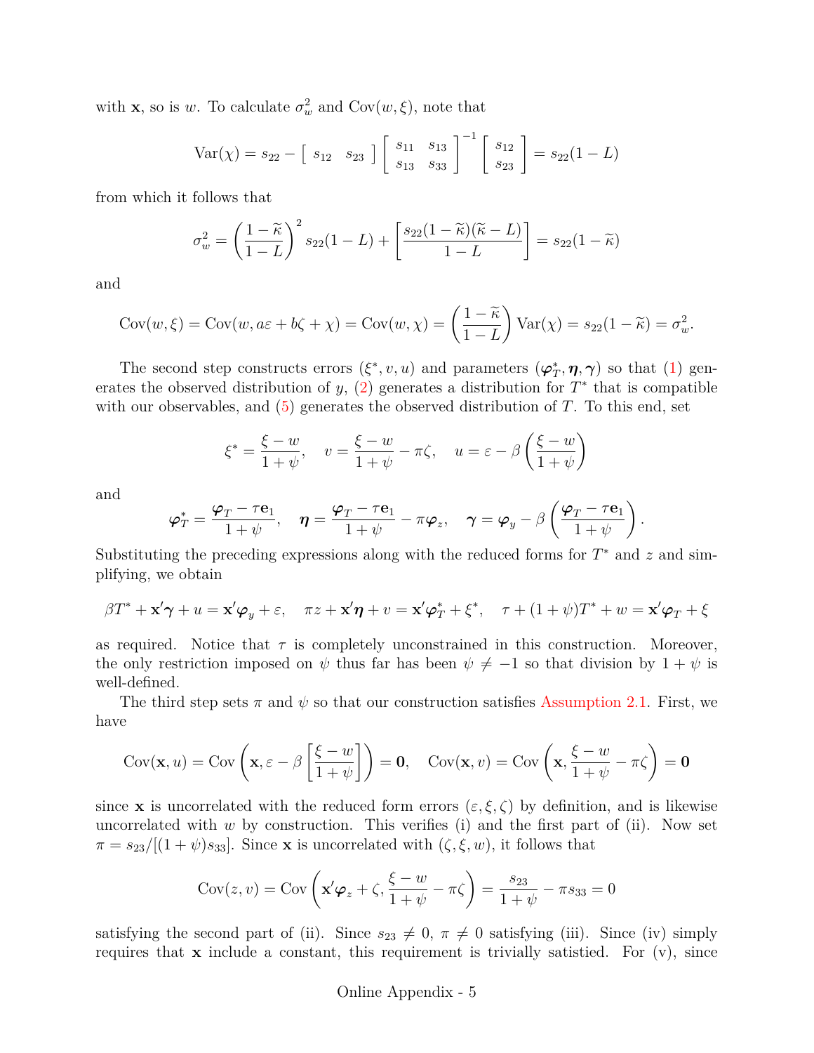with $\mathbf{x}$, so is $w$. To calculate $\sigma_w^2$ and $\text{Cov}(w, \xi)$, note that

$$\text{Var}(\chi) = s_{22} - \begin{bmatrix} s_{12} & s_{23} \end{bmatrix} \begin{bmatrix} s_{11} & s_{13} \\ s_{13} & s_{33} \end{bmatrix}^{-1} \begin{bmatrix} s_{12} \\ s_{23} \end{bmatrix} = s_{22}(1 - L)$$

from which it follows that

$$\sigma_w^2 = \left(\frac{1 - \widetilde{\kappa}}{1 - L}\right)^2 s_{22}(1 - L) + \left[\frac{s_{22}(1 - \widetilde{\kappa})(\widetilde{\kappa} - L)}{1 - L}\right] = s_{22}(1 - \widetilde{\kappa})$$

and

$$\text{Cov}(w, \xi) = \text{Cov}(w, a\varepsilon + b\zeta + \chi) = \text{Cov}(w, \chi) = \left(\frac{1 - \widetilde{\kappa}}{1 - L}\right)\text{Var}(\chi) = s_{22}(1 - \widetilde{\kappa}) = \sigma_w^2.$$

The second step constructs errors $(\xi^*, v, u)$ and parameters $(\boldsymbol{\varphi}_T^*, \boldsymbol{\eta}, \boldsymbol{\gamma})$ so that (1) generates the observed distribution of $y$, (2) generates a distribution for $T^*$ that is compatible with our observables, and (5) generates the observed distribution of $T$. To this end, set

$$\xi^* = \frac{\xi - w}{1 + \psi}, \quad v = \frac{\xi - w}{1 + \psi} - \pi\zeta, \quad u = \varepsilon - \beta\left(\frac{\xi - w}{1 + \psi}\right)$$

and

$$\boldsymbol{\varphi}_T^* = \frac{\boldsymbol{\varphi}_T - \tau\mathbf{e}_1}{1 + \psi}, \quad \boldsymbol{\eta} = \frac{\boldsymbol{\varphi}_T - \tau\mathbf{e}_1}{1 + \psi} - \pi\boldsymbol{\varphi}_z, \quad \boldsymbol{\gamma} = \boldsymbol{\varphi}_y - \beta\left(\frac{\boldsymbol{\varphi}_T - \tau\mathbf{e}_1}{1 + \psi}\right).$$

Substituting the preceding expressions along with the reduced forms for $T^*$ and $z$ and simplifying, we obtain

$$\beta T^* + \mathbf{x}'\boldsymbol{\gamma} + u = \mathbf{x}'\boldsymbol{\varphi}_y + \varepsilon, \quad \pi z + \mathbf{x}'\boldsymbol{\eta} + v = \mathbf{x}'\boldsymbol{\varphi}_T^* + \xi^*, \quad \tau + (1 + \psi)T^* + w = \mathbf{x}'\boldsymbol{\varphi}_T + \xi$$

as required. Notice that $\tau$ is completely unconstrained in this construction. Moreover, the only restriction imposed on $\psi$ thus far has been $\psi \neq -1$ so that division by $1 + \psi$ is well-defined.

The third step sets $\pi$ and $\psi$ so that our construction satisfies Assumption 2.1. First, we have

$$\text{Cov}(\mathbf{x}, u) = \text{Cov}\left(\mathbf{x}, \varepsilon - \beta\left[\frac{\xi - w}{1 + \psi}\right]\right) = \mathbf{0}, \quad \text{Cov}(\mathbf{x}, v) = \text{Cov}\left(\mathbf{x}, \frac{\xi - w}{1 + \psi} - \pi\zeta\right) = \mathbf{0}$$

since $\mathbf{x}$ is uncorrelated with the reduced form errors $(\varepsilon, \xi, \zeta)$ by definition, and is likewise uncorrelated with $w$ by construction. This verifies (i) and the first part of (ii). Now set $\pi = s_{23}/[(1 + \psi)s_{33}]$. Since $\mathbf{x}$ is uncorrelated with $(\zeta, \xi, w)$, it follows that

$$\text{Cov}(z, v) = \text{Cov}\left(\mathbf{x}'\boldsymbol{\varphi}_z + \zeta, \frac{\xi - w}{1 + \psi} - \pi\zeta\right) = \frac{s_{23}}{1 + \psi} - \pi s_{33} = 0$$

satisfying the second part of (ii). Since $s_{23} \neq 0$, $\pi \neq 0$ satisfying (iii). Since (iv) simply requires that $\mathbf{x}$ include a constant, this requirement is trivially satistied. For (v), since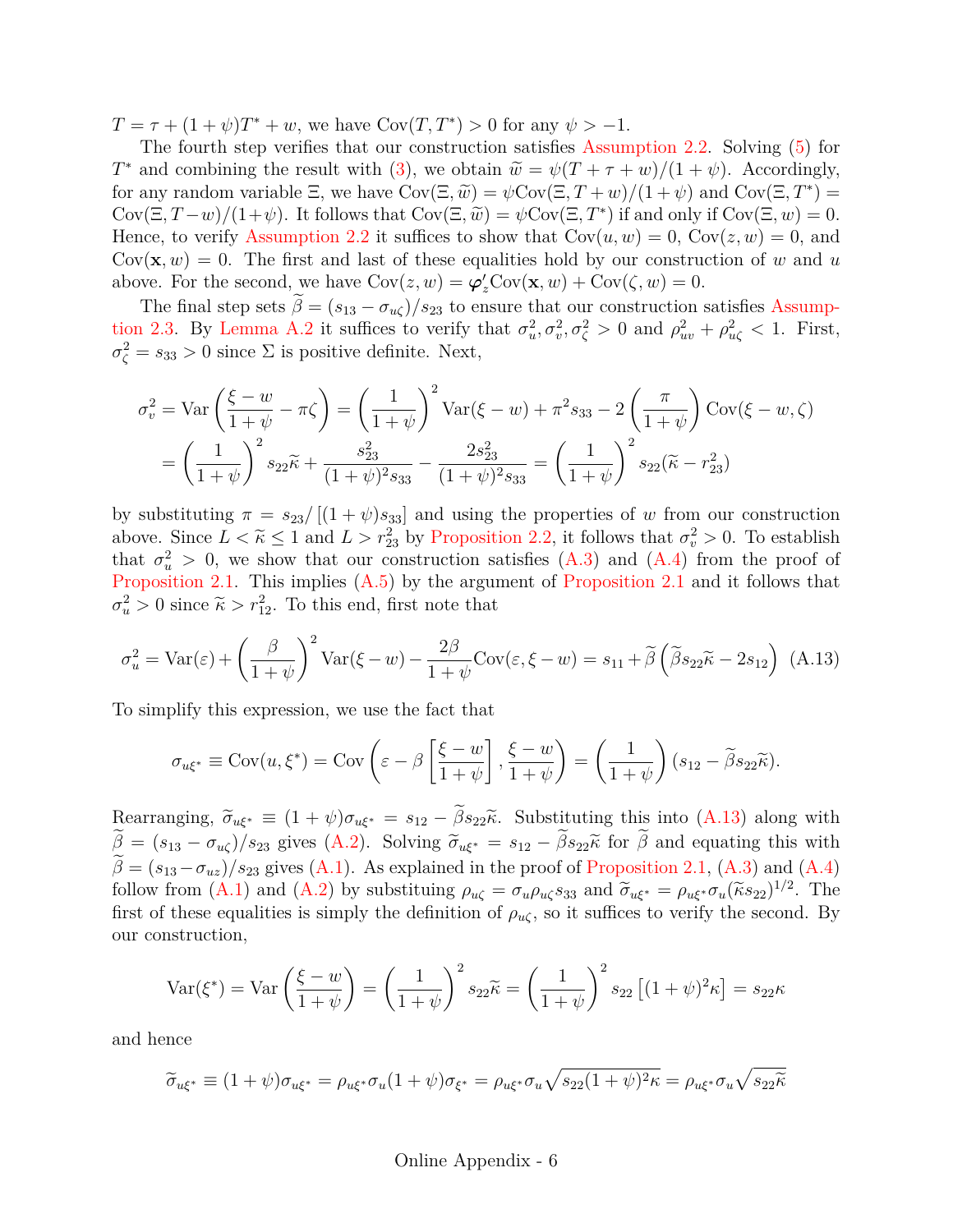$T = \tau + (1+\psi)T^* + w$, we have $\text{Cov}(T, T^*) > 0$ for any $\psi > -1$.

The fourth step verifies that our construction satisfies Assumption 2.2. Solving (5) for $T^*$ and combining the result with (3), we obtain $\widetilde{w} = \psi(T + \tau + w)/(1+\psi)$. Accordingly, for any random variable $\Xi$, we have $\text{Cov}(\Xi, \widetilde{w}) = \psi\text{Cov}(\Xi, T+w)/(1+\psi)$ and $\text{Cov}(\Xi, T^*) = \text{Cov}(\Xi, T-w)/(1+\psi)$. It follows that $\text{Cov}(\Xi, \widetilde{w}) = \psi\text{Cov}(\Xi, T^*)$ if and only if $\text{Cov}(\Xi, w) = 0$. Hence, to verify Assumption 2.2 it suffices to show that $\text{Cov}(u, w) = 0$, $\text{Cov}(z, w) = 0$, and $\text{Cov}(\mathbf{x}, w) = 0$. The first and last of these equalities hold by our construction of $w$ and $u$ above. For the second, we have $\text{Cov}(z, w) = \boldsymbol{\varphi}_z'\text{Cov}(\mathbf{x}, w) + \text{Cov}(\zeta, w) = 0$.

The final step sets $\widetilde{\beta} = (s_{13} - \sigma_{u\zeta})/s_{23}$ to ensure that our construction satisfies Assumption 2.3. By Lemma A.2 it suffices to verify that $\sigma_u^2, \sigma_v^2, \sigma_\zeta^2 > 0$ and $\rho_{uv}^2 + \rho_{u\zeta}^2 < 1$. First, $\sigma_\zeta^2 = s_{33} > 0$ since $\Sigma$ is positive definite. Next,

$$\sigma_v^2 = \text{Var}\left(\frac{\xi - w}{1+\psi} - \pi\zeta\right) = \left(\frac{1}{1+\psi}\right)^2 \text{Var}(\xi - w) + \pi^2 s_{33} - 2\left(\frac{\pi}{1+\psi}\right)\text{Cov}(\xi - w, \zeta)$$
$$= \left(\frac{1}{1+\psi}\right)^2 s_{22}\widetilde{\kappa} + \frac{s_{23}^2}{(1+\psi)^2 s_{33}} - \frac{2s_{23}^2}{(1+\psi)^2 s_{33}} = \left(\frac{1}{1+\psi}\right)^2 s_{22}(\widetilde{\kappa} - r_{23}^2)$$

by substituting $\pi = s_{23}/\left[(1+\psi)s_{33}\right]$ and using the properties of $w$ from our construction above. Since $L < \widetilde{\kappa} \leq 1$ and $L > r_{23}^2$ by Proposition 2.2, it follows that $\sigma_v^2 > 0$. To establish that $\sigma_u^2 > 0$, we show that our construction satisfies (A.3) and (A.4) from the proof of Proposition 2.1. This implies (A.5) by the argument of Proposition 2.1 and it follows that $\sigma_u^2 > 0$ since $\widetilde{\kappa} > r_{12}^2$. To this end, first note that

$$\sigma_u^2 = \text{Var}(\varepsilon) + \left(\frac{\beta}{1+\psi}\right)^2 \text{Var}(\xi - w) - \frac{2\beta}{1+\psi}\text{Cov}(\varepsilon, \xi - w) = s_{11} + \widetilde{\beta}\left(\widetilde{\beta}s_{22}\widetilde{\kappa} - 2s_{12}\right) \quad \text{(A.13)}$$

To simplify this expression, we use the fact that

$$\sigma_{u\xi^*} \equiv \text{Cov}(u, \xi^*) = \text{Cov}\left(\varepsilon - \beta\left[\frac{\xi - w}{1+\psi}\right], \frac{\xi - w}{1+\psi}\right) = \left(\frac{1}{1+\psi}\right)(s_{12} - \widetilde{\beta}s_{22}\widetilde{\kappa}).$$

Rearranging, $\widetilde{\sigma}_{u\xi^*} \equiv (1+\psi)\sigma_{u\xi^*} = s_{12} - \widetilde{\beta}s_{22}\widetilde{\kappa}$. Substituting this into (A.13) along with $\widetilde{\beta} = (s_{13} - \sigma_{u\zeta})/s_{23}$ gives (A.2). Solving $\widetilde{\sigma}_{u\xi^*} = s_{12} - \widetilde{\beta}s_{22}\widetilde{\kappa}$ for $\widetilde{\beta}$ and equating this with $\widetilde{\beta} = (s_{13} - \sigma_{uz})/s_{23}$ gives (A.1). As explained in the proof of Proposition 2.1, (A.3) and (A.4) follow from (A.1) and (A.2) by substituing $\rho_{u\zeta} = \sigma_u\rho_{u\zeta}s_{33}$ and $\widetilde{\sigma}_{u\xi^*} = \rho_{u\xi^*}\sigma_u(\widetilde{\kappa}s_{22})^{1/2}$. The first of these equalities is simply the definition of $\rho_{u\zeta}$, so it suffices to verify the second. By our construction,

$$\text{Var}(\xi^*) = \text{Var}\left(\frac{\xi - w}{1+\psi}\right) = \left(\frac{1}{1+\psi}\right)^2 s_{22}\widetilde{\kappa} = \left(\frac{1}{1+\psi}\right)^2 s_{22}\left[(1+\psi)^2\kappa\right] = s_{22}\kappa$$

and hence

$$\widetilde{\sigma}_{u\xi^*} \equiv (1+\psi)\sigma_{u\xi^*} = \rho_{u\xi^*}\sigma_u(1+\psi)\sigma_{\xi^*} = \rho_{u\xi^*}\sigma_u\sqrt{s_{22}(1+\psi)^2\kappa} = \rho_{u\xi^*}\sigma_u\sqrt{s_{22}\widetilde{\kappa}}$$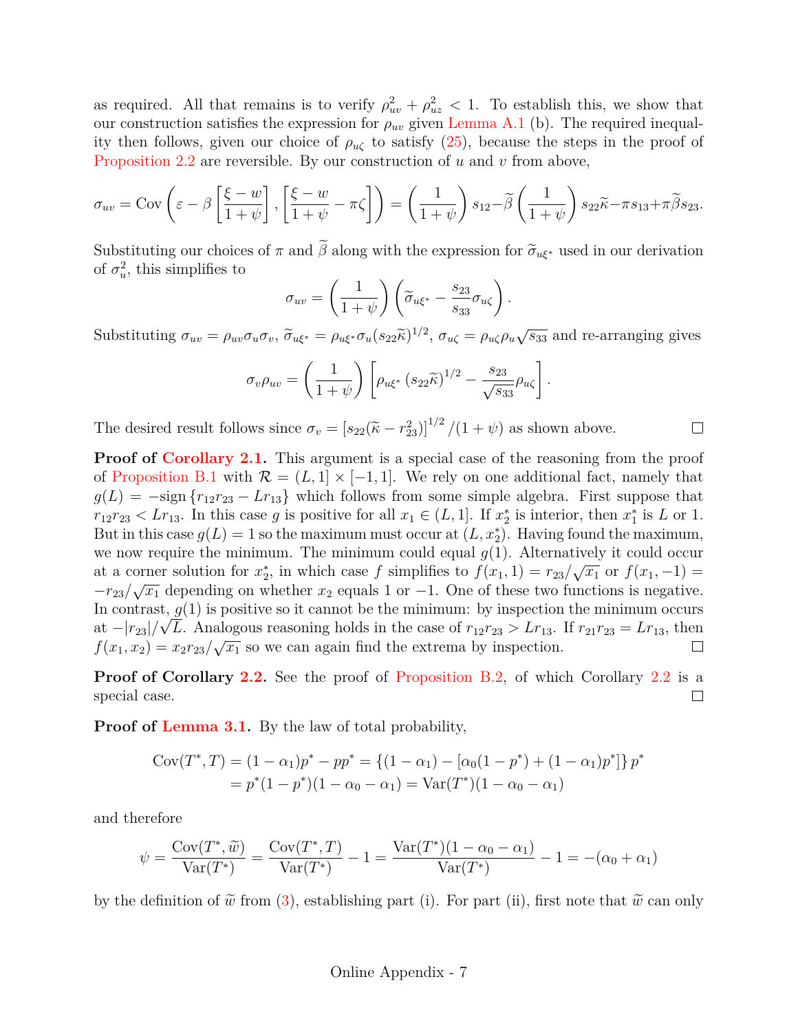as required. All that remains is to verify $\rho_{uv}^2 + \rho_{uz}^2 < 1$. To establish this, we show that our construction satisfies the expression for $\rho_{uv}$ given Lemma A.1 (b). The required inequality then follows, given our choice of $\rho_{u\zeta}$ to satisfy (25), because the steps in the proof of Proposition 2.2 are reversible. By our construction of $u$ and $v$ from above,

$$\sigma_{uv} = \text{Cov}\left(\varepsilon - \beta\left[\frac{\xi - w}{1+\psi}\right], \left[\frac{\xi - w}{1+\psi} - \pi\zeta\right]\right) = \left(\frac{1}{1+\psi}\right)s_{12} - \widetilde{\beta}\left(\frac{1}{1+\psi}\right)s_{22}\widetilde{\kappa} - \pi s_{13} + \pi\widetilde{\beta}s_{23}.$$

Substituting our choices of $\pi$ and $\widetilde{\beta}$ along with the expression for $\widetilde{\sigma}_{u\xi^*}$ used in our derivation of $\sigma_u^2$, this simplifies to

$$\sigma_{uv} = \left(\frac{1}{1+\psi}\right)\left(\widetilde{\sigma}_{u\xi^*} - \frac{s_{23}}{s_{33}}\sigma_{u\zeta}\right).$$

Substituting $\sigma_{uv} = \rho_{uv}\sigma_u\sigma_v$, $\widetilde{\sigma}_{u\xi^*} = \rho_{u\xi^*}\sigma_u(s_{22}\widetilde{\kappa})^{1/2}$, $\sigma_{u\zeta} = \rho_{u\zeta}\rho_u\sqrt{s_{33}}$ and re-arranging gives

$$\sigma_v\rho_{uv} = \left(\frac{1}{1+\psi}\right)\left[\rho_{u\xi^*}\left(s_{22}\widetilde{\kappa}\right)^{1/2} - \frac{s_{23}}{\sqrt{s_{33}}}\rho_{u\zeta}\right].$$

The desired result follows since $\sigma_v = \left[s_{22}(\widetilde{\kappa} - r_{23}^2)\right]^{1/2}/(1+\psi)$ as shown above. □

**Proof of Corollary 2.1.** This argument is a special case of the reasoning from the proof of Proposition B.1 with $\mathcal{R} = (L, 1] \times [-1, 1]$. We rely on one additional fact, namely that $g(L) = -\text{sign}\{r_{12}r_{23} - Lr_{13}\}$ which follows from some simple algebra. First suppose that $r_{12}r_{23} < Lr_{13}$. In this case $g$ is positive for all $x_1 \in (L, 1]$. If $x_2^*$ is interior, then $x_1^*$ is $L$ or 1. But in this case $g(L) = 1$ so the maximum must occur at $(L, x_2^*)$. Having found the maximum, we now require the minimum. The minimum could equal $g(1)$. Alternatively it could occur at a corner solution for $x_2^*$, in which case $f$ simplifies to $f(x_1, 1) = r_{23}/\sqrt{x_1}$ or $f(x_1, -1) = -r_{23}/\sqrt{x_1}$ depending on whether $x_2$ equals 1 or $-1$. One of these two functions is negative. In contrast, $g(1)$ is positive so it cannot be the minimum: by inspection the minimum occurs at $-|r_{23}|/\sqrt{L}$. Analogous reasoning holds in the case of $r_{12}r_{23} > Lr_{13}$. If $r_{21}r_{23} = Lr_{13}$, then $f(x_1, x_2) = x_2 r_{23}/\sqrt{x_1}$ so we can again find the extrema by inspection. □

**Proof of Corollary 2.2.** See the proof of Proposition B.2, of which Corollary 2.2 is a special case. □

**Proof of Lemma 3.1.** By the law of total probability,

$$\begin{aligned}
\text{Cov}(T^*, T) = (1-\alpha_1)p^* - pp^* &= \{(1-\alpha_1) - [\alpha_0(1-p^*) + (1-\alpha_1)p^*]\}\,p^* \\
&= p^*(1-p^*)(1-\alpha_0-\alpha_1) = \text{Var}(T^*)(1-\alpha_0-\alpha_1)
\end{aligned}$$

and therefore

$$\psi = \frac{\text{Cov}(T^*, \widetilde{w})}{\text{Var}(T^*)} = \frac{\text{Cov}(T^*, T)}{\text{Var}(T^*)} - 1 = \frac{\text{Var}(T^*)(1-\alpha_0-\alpha_1)}{\text{Var}(T^*)} - 1 = -(\alpha_0 + \alpha_1)$$

by the definition of $\widetilde{w}$ from (3), establishing part (i). For part (ii), first note that $\widetilde{w}$ can only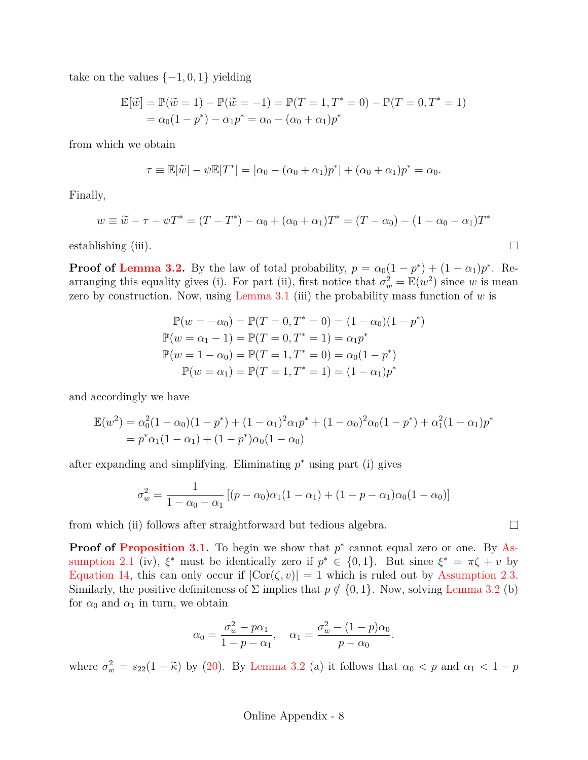take on the values $\{-1, 0, 1\}$ yielding

$$
\begin{aligned}
\mathbb{E}[\widetilde{w}] &= \mathbb{P}(\widetilde{w} = 1) - \mathbb{P}(\widetilde{w} = -1) = \mathbb{P}(T = 1, T^* = 0) - \mathbb{P}(T = 0, T^* = 1) \\
&= \alpha_0(1 - p^*) - \alpha_1 p^* = \alpha_0 - (\alpha_0 + \alpha_1)p^*
\end{aligned}
$$

from which we obtain

$$
\tau \equiv \mathbb{E}[\widetilde{w}] - \psi \mathbb{E}[T^*] = [\alpha_0 - (\alpha_0 + \alpha_1)p^*] + (\alpha_0 + \alpha_1)p^* = \alpha_0.
$$

Finally,

$$
w \equiv \widetilde{w} - \tau - \psi T^* = (T - T^*) - \alpha_0 + (\alpha_0 + \alpha_1)T^* = (T - \alpha_0) - (1 - \alpha_0 - \alpha_1)T^*
$$

establishing (iii). □

**Proof of Lemma 3.2.** By the law of total probability, $p = \alpha_0(1 - p^*) + (1 - \alpha_1)p^*$. Rearranging this equality gives (i). For part (ii), first notice that $\sigma_w^2 = \mathbb{E}(w^2)$ since $w$ is mean zero by construction. Now, using Lemma 3.1 (iii) the probability mass function of $w$ is

$$
\begin{aligned}
\mathbb{P}(w = -\alpha_0) &= \mathbb{P}(T = 0, T^* = 0) = (1 - \alpha_0)(1 - p^*) \\
\mathbb{P}(w = \alpha_1 - 1) &= \mathbb{P}(T = 0, T^* = 1) = \alpha_1 p^* \\
\mathbb{P}(w = 1 - \alpha_0) &= \mathbb{P}(T = 1, T^* = 0) = \alpha_0(1 - p^*) \\
\mathbb{P}(w = \alpha_1) &= \mathbb{P}(T = 1, T^* = 1) = (1 - \alpha_1)p^*
\end{aligned}
$$

and accordingly we have

$$
\begin{aligned}
\mathbb{E}(w^2) &= \alpha_0^2(1 - \alpha_0)(1 - p^*) + (1 - \alpha_1)^2\alpha_1 p^* + (1 - \alpha_0)^2\alpha_0(1 - p^*) + \alpha_1^2(1 - \alpha_1)p^* \\
&= p^*\alpha_1(1 - \alpha_1) + (1 - p^*)\alpha_0(1 - \alpha_0)
\end{aligned}
$$

after expanding and simplifying. Eliminating $p^*$ using part (i) gives

$$
\sigma_w^2 = \frac{1}{1 - \alpha_0 - \alpha_1}\left[(p - \alpha_0)\alpha_1(1 - \alpha_1) + (1 - p - \alpha_1)\alpha_0(1 - \alpha_0)\right]
$$

from which (ii) follows after straightforward but tedious algebra. □

**Proof of Proposition 3.1.** To begin we show that $p^*$ cannot equal zero or one. By Assumption 2.1 (iv), $\xi^*$ must be identically zero if $p^* \in \{0, 1\}$. But since $\xi^* = \pi\zeta + v$ by Equation 14, this can only occur if $|\text{Cor}(\zeta, v)| = 1$ which is ruled out by Assumption 2.3. Similarly, the positive definiteness of $\Sigma$ implies that $p \notin \{0, 1\}$. Now, solving Lemma 3.2 (b) for $\alpha_0$ and $\alpha_1$ in turn, we obtain

$$
\alpha_0 = \frac{\sigma_w^2 - p\alpha_1}{1 - p - \alpha_1}, \quad \alpha_1 = \frac{\sigma_w^2 - (1 - p)\alpha_0}{p - \alpha_0}.
$$

where $\sigma_w^2 = s_{22}(1 - \widetilde{\kappa})$ by (20). By Lemma 3.2 (a) it follows that $\alpha_0 < p$ and $\alpha_1 < 1 - p$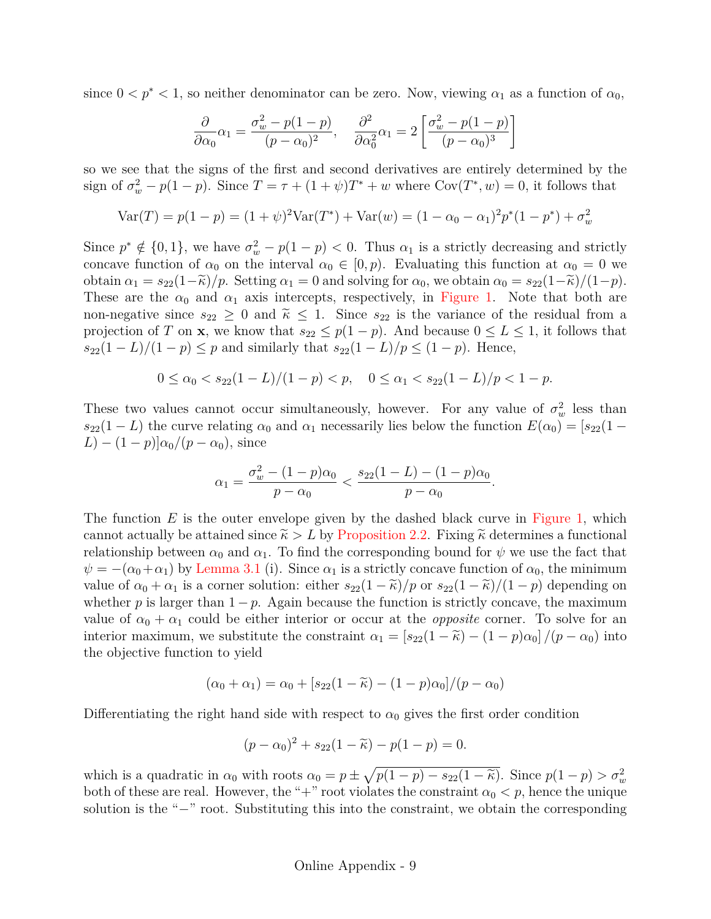since $0 < p^* < 1$, so neither denominator can be zero. Now, viewing $\alpha_1$ as a function of $\alpha_0$,

$$\frac{\partial}{\partial \alpha_0}\alpha_1 = \frac{\sigma_w^2 - p(1-p)}{(p-\alpha_0)^2}, \quad \frac{\partial^2}{\partial \alpha_0^2}\alpha_1 = 2\left[\frac{\sigma_w^2 - p(1-p)}{(p-\alpha_0)^3}\right]$$

so we see that the signs of the first and second derivatives are entirely determined by the sign of $\sigma_w^2 - p(1-p)$. Since $T = \tau + (1+\psi)T^* + w$ where $\text{Cov}(T^*, w) = 0$, it follows that

$$\text{Var}(T) = p(1-p) = (1+\psi)^2\text{Var}(T^*) + \text{Var}(w) = (1-\alpha_0-\alpha_1)^2 p^*(1-p^*) + \sigma_w^2$$

Since $p^* \notin \{0,1\}$, we have $\sigma_w^2 - p(1-p) < 0$. Thus $\alpha_1$ is a strictly decreasing and strictly concave function of $\alpha_0$ on the interval $\alpha_0 \in [0, p)$. Evaluating this function at $\alpha_0 = 0$ we obtain $\alpha_1 = s_{22}(1-\widetilde{\kappa})/p$. Setting $\alpha_1 = 0$ and solving for $\alpha_0$, we obtain $\alpha_0 = s_{22}(1-\widetilde{\kappa})/(1-p)$. These are the $\alpha_0$ and $\alpha_1$ axis intercepts, respectively, in Figure 1. Note that both are non-negative since $s_{22} \geq 0$ and $\widetilde{\kappa} \leq 1$. Since $s_{22}$ is the variance of the residual from a projection of $T$ on $\mathbf{x}$, we know that $s_{22} \leq p(1-p)$. And because $0 \leq L \leq 1$, it follows that $s_{22}(1-L)/(1-p) \leq p$ and similarly that $s_{22}(1-L)/p \leq (1-p)$. Hence,

$$0 \leq \alpha_0 < s_{22}(1-L)/(1-p) < p, \quad 0 \leq \alpha_1 < s_{22}(1-L)/p < 1-p.$$

These two values cannot occur simultaneously, however. For any value of $\sigma_w^2$ less than $s_{22}(1-L)$ the curve relating $\alpha_0$ and $\alpha_1$ necessarily lies below the function $E(\alpha_0) = [s_{22}(1-L) - (1-p)]\alpha_0/(p-\alpha_0)$, since

$$\alpha_1 = \frac{\sigma_w^2 - (1-p)\alpha_0}{p-\alpha_0} < \frac{s_{22}(1-L) - (1-p)\alpha_0}{p-\alpha_0}.$$

The function $E$ is the outer envelope given by the dashed black curve in Figure 1, which cannot actually be attained since $\widetilde{\kappa} > L$ by Proposition 2.2. Fixing $\widetilde{\kappa}$ determines a functional relationship between $\alpha_0$ and $\alpha_1$. To find the corresponding bound for $\psi$ we use the fact that $\psi = -(\alpha_0 + \alpha_1)$ by Lemma 3.1 (i). Since $\alpha_1$ is a strictly concave function of $\alpha_0$, the minimum value of $\alpha_0 + \alpha_1$ is a corner solution: either $s_{22}(1-\widetilde{\kappa})/p$ or $s_{22}(1-\widetilde{\kappa})/(1-p)$ depending on whether $p$ is larger than $1-p$. Again because the function is strictly concave, the maximum value of $\alpha_0 + \alpha_1$ could be either interior or occur at the *opposite* corner. To solve for an interior maximum, we substitute the constraint $\alpha_1 = \left[s_{22}(1-\widetilde{\kappa}) - (1-p)\alpha_0\right]/(p-\alpha_0)$ into the objective function to yield

$$(\alpha_0 + \alpha_1) = \alpha_0 + [s_{22}(1-\widetilde{\kappa}) - (1-p)\alpha_0]/(p-\alpha_0)$$

Differentiating the right hand side with respect to $\alpha_0$ gives the first order condition

$$(p-\alpha_0)^2 + s_{22}(1-\widetilde{\kappa}) - p(1-p) = 0.$$

which is a quadratic in $\alpha_0$ with roots $\alpha_0 = p \pm \sqrt{p(1-p) - s_{22}(1-\widetilde{\kappa})}$. Since $p(1-p) > \sigma_w^2$ both of these are real. However, the "+" root violates the constraint $\alpha_0 < p$, hence the unique solution is the "−" root. Substituting this into the constraint, we obtain the corresponding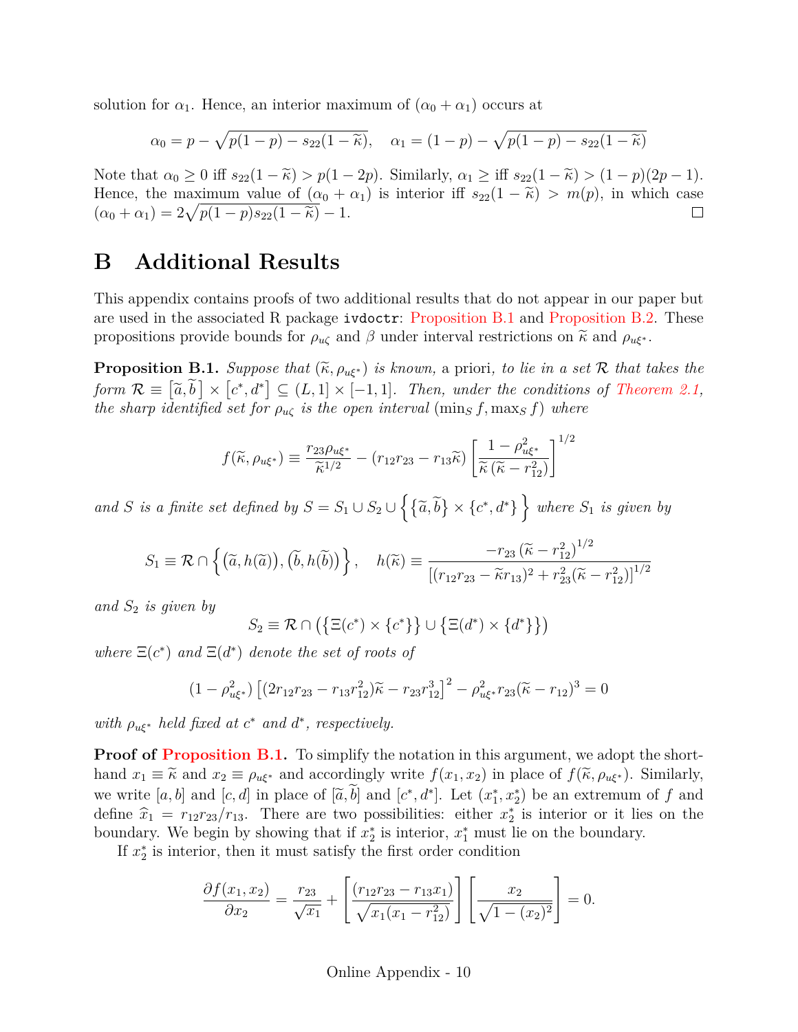solution for $\alpha_1$. Hence, an interior maximum of $(\alpha_0 + \alpha_1)$ occurs at

$$\alpha_0 = p - \sqrt{p(1-p) - s_{22}(1-\widetilde{\kappa})}, \quad \alpha_1 = (1-p) - \sqrt{p(1-p) - s_{22}(1-\widetilde{\kappa})}$$

Note that $\alpha_0 \geq 0$ iff $s_{22}(1-\widetilde{\kappa}) > p(1-2p)$. Similarly, $\alpha_1 \geq$ iff $s_{22}(1-\widetilde{\kappa}) > (1-p)(2p-1)$. Hence, the maximum value of $(\alpha_0 + \alpha_1)$ is interior iff $s_{22}(1-\widetilde{\kappa}) > m(p)$, in which case $(\alpha_0 + \alpha_1) = 2\sqrt{p(1-p)s_{22}(1-\widetilde{\kappa})} - 1$. □

# B Additional Results

This appendix contains proofs of two additional results that do not appear in our paper but are used in the associated R package `ivdoctr`: Proposition B.1 and Proposition B.2. These propositions provide bounds for $\rho_{u\zeta}$ and $\beta$ under interval restrictions on $\widetilde{\kappa}$ and $\rho_{u\xi^*}$.

**Proposition B.1.** *Suppose that $(\widetilde{\kappa}, \rho_{u\xi^*})$ is known,* a priori*, to lie in a set $\mathcal{R}$ that takes the form $\mathcal{R} \equiv \left[\widetilde{a}, \widetilde{b}\right] \times \left[c^*, d^*\right] \subseteq (L, 1] \times [-1, 1]$. Then, under the conditions of Theorem 2.1, the sharp identified set for $\rho_{u\zeta}$ is the open interval $(\min_S f, \max_S f)$ where*

$$f(\widetilde{\kappa}, \rho_{u\xi^*}) \equiv \frac{r_{23}\rho_{u\xi^*}}{\widetilde{\kappa}^{1/2}} - (r_{12}r_{23} - r_{13}\widetilde{\kappa}) \left[\frac{1-\rho_{u\xi^*}^2}{\widetilde{\kappa}\left(\widetilde{\kappa} - r_{12}^2\right)}\right]^{1/2}$$

*and $S$ is a finite set defined by $S = S_1 \cup S_2 \cup \left\{\left\{\widetilde{a}, \widetilde{b}\right\} \times \{c^*, d^*\}\right\}$ where $S_1$ is given by*

$$S_1 \equiv \mathcal{R} \cap \left\{\left(\widetilde{a}, h(\widetilde{a})\right), \left(\widetilde{b}, h(\widetilde{b})\right)\right\}, \quad h(\widetilde{\kappa}) \equiv \frac{-r_{23}\left(\widetilde{\kappa} - r_{12}^2\right)^{1/2}}{\left[(r_{12}r_{23} - \widetilde{\kappa}r_{13})^2 + r_{23}^2(\widetilde{\kappa} - r_{12}^2)\right]^{1/2}}$$

*and $S_2$ is given by*

$$S_2 \equiv \mathcal{R} \cap \left(\left\{\Xi(c^*) \times \{c^*\}\right\} \cup \left\{\Xi(d^*) \times \{d^*\}\right\}\right)$$

*where $\Xi(c^*)$ and $\Xi(d^*)$ denote the set of roots of*

$$(1-\rho_{u\xi^*}^2)\left[(2r_{12}r_{23} - r_{13}r_{12}^2)\widetilde{\kappa} - r_{23}r_{12}^3\right]^2 - \rho_{u\xi^*}^2 r_{23}(\widetilde{\kappa} - r_{12})^3 = 0$$

*with $\rho_{u\xi^*}$ held fixed at $c^*$ and $d^*$, respectively.*

**Proof of Proposition B.1.** To simplify the notation in this argument, we adopt the shorthand $x_1 \equiv \widetilde{\kappa}$ and $x_2 \equiv \rho_{u\xi^*}$ and accordingly write $f(x_1, x_2)$ in place of $f(\widetilde{\kappa}, \rho_{u\xi^*})$. Similarly, we write $[a, b]$ and $[c, d]$ in place of $[\widetilde{a}, \widetilde{b}]$ and $[c^*, d^*]$. Let $(x_1^*, x_2^*)$ be an extremum of $f$ and define $\widehat{x}_1 = r_{12}r_{23}/r_{13}$. There are two possibilities: either $x_2^*$ is interior or it lies on the boundary. We begin by showing that if $x_2^*$ is interior, $x_1^*$ must lie on the boundary.

If $x_2^*$ is interior, then it must satisfy the first order condition

$$\frac{\partial f(x_1, x_2)}{\partial x_2} = \frac{r_{23}}{\sqrt{x_1}} + \left[\frac{(r_{12}r_{23} - r_{13}x_1)}{\sqrt{x_1(x_1 - r_{12}^2)}}\right]\left[\frac{x_2}{\sqrt{1-(x_2)^2}}\right] = 0.$$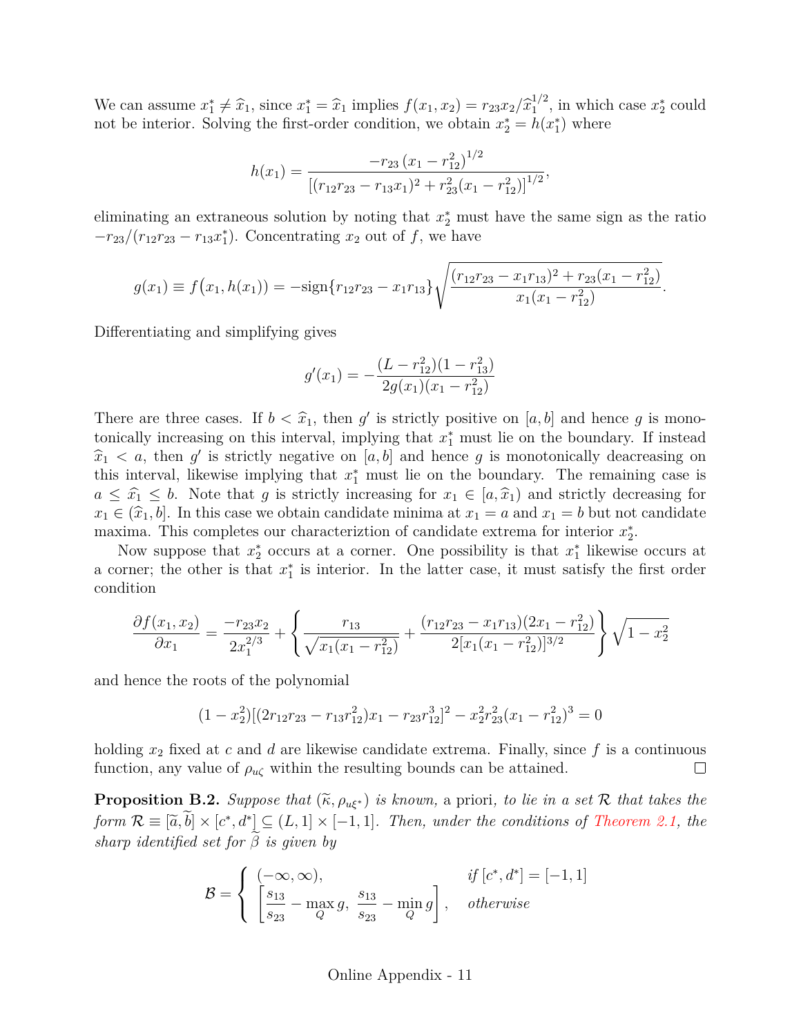We can assume $x_1^* \neq \widehat{x}_1$, since $x_1^* = \widehat{x}_1$ implies $f(x_1, x_2) = r_{23}x_2/\widehat{x}_1^{1/2}$, in which case $x_2^*$ could not be interior. Solving the first-order condition, we obtain $x_2^* = h(x_1^*)$ where

$$h(x_1) = \frac{-r_{23}\,(x_1 - r_{12}^2)^{1/2}}{\left[(r_{12}r_{23} - r_{13}x_1)^2 + r_{23}^2(x_1 - r_{12}^2)\right]^{1/2}},$$

eliminating an extraneous solution by noting that $x_2^*$ must have the same sign as the ratio $-r_{23}/(r_{12}r_{23} - r_{13}x_1^*)$. Concentrating $x_2$ out of $f$, we have

$$g(x_1) \equiv f\big(x_1, h(x_1)\big) = -\text{sign}\{r_{12}r_{23} - x_1 r_{13}\}\sqrt{\frac{(r_{12}r_{23} - x_1 r_{13})^2 + r_{23}(x_1 - r_{12}^2)}{x_1(x_1 - r_{12}^2)}}.$$

Differentiating and simplifying gives

$$g'(x_1) = -\frac{(L - r_{12}^2)(1 - r_{13}^2)}{2g(x_1)(x_1 - r_{12}^2)}$$

There are three cases. If $b < \widehat{x}_1$, then $g'$ is strictly positive on $[a, b]$ and hence $g$ is monotonically increasing on this interval, implying that $x_1^*$ must lie on the boundary. If instead $\widehat{x}_1 < a$, then $g'$ is strictly negative on $[a, b]$ and hence $g$ is monotonically deacreasing on this interval, likewise implying that $x_1^*$ must lie on the boundary. The remaining case is $a \leq \widehat{x}_1 \leq b$. Note that $g$ is strictly increasing for $x_1 \in [a, \widehat{x}_1)$ and strictly decreasing for $x_1 \in (\widehat{x}_1, b]$. In this case we obtain candidate minima at $x_1 = a$ and $x_1 = b$ but not candidate maxima. This completes our characteriztion of candidate extrema for interior $x_2^*$.

Now suppose that $x_2^*$ occurs at a corner. One possibility is that $x_1^*$ likewise occurs at a corner; the other is that $x_1^*$ is interior. In the latter case, it must satisfy the first order condition

$$\frac{\partial f(x_1, x_2)}{\partial x_1} = \frac{-r_{23}x_2}{2x_1^{2/3}} + \left\{\frac{r_{13}}{\sqrt{x_1(x_1 - r_{12}^2)}} + \frac{(r_{12}r_{23} - x_1 r_{13})(2x_1 - r_{12}^2)}{2[x_1(x_1 - r_{12}^2)]^{3/2}}\right\}\sqrt{1 - x_2^2}$$

and hence the roots of the polynomial

$$(1 - x_2^2)[(2r_{12}r_{23} - r_{13}r_{12}^2)x_1 - r_{23}r_{12}^3]^2 - x_2^2 r_{23}^2 (x_1 - r_{12}^2)^3 = 0$$

holding $x_2$ fixed at $c$ and $d$ are likewise candidate extrema. Finally, since $f$ is a continuous function, any value of $\rho_{u\zeta}$ within the resulting bounds can be attained. □

**Proposition B.2.** *Suppose that $(\widetilde{\kappa}, \rho_{u\xi^*})$ is known,* a priori*, to lie in a set $\mathcal{R}$ that takes the form $\mathcal{R} \equiv [\widetilde{a}, \widetilde{b}] \times [c^*, d^*] \subseteq (L, 1] \times [-1, 1]$. Then, under the conditions of Theorem 2.1, the sharp identified set for $\widetilde{\beta}$ is given by*

$$\mathcal{B} = \begin{cases} (-\infty, \infty), & \text{if } [c^*, d^*] = [-1, 1] \\ \left[\dfrac{s_{13}}{s_{23}} - \max\limits_{Q} g,\ \dfrac{s_{13}}{s_{23}} - \min\limits_{Q} g\right], & \text{otherwise} \end{cases}$$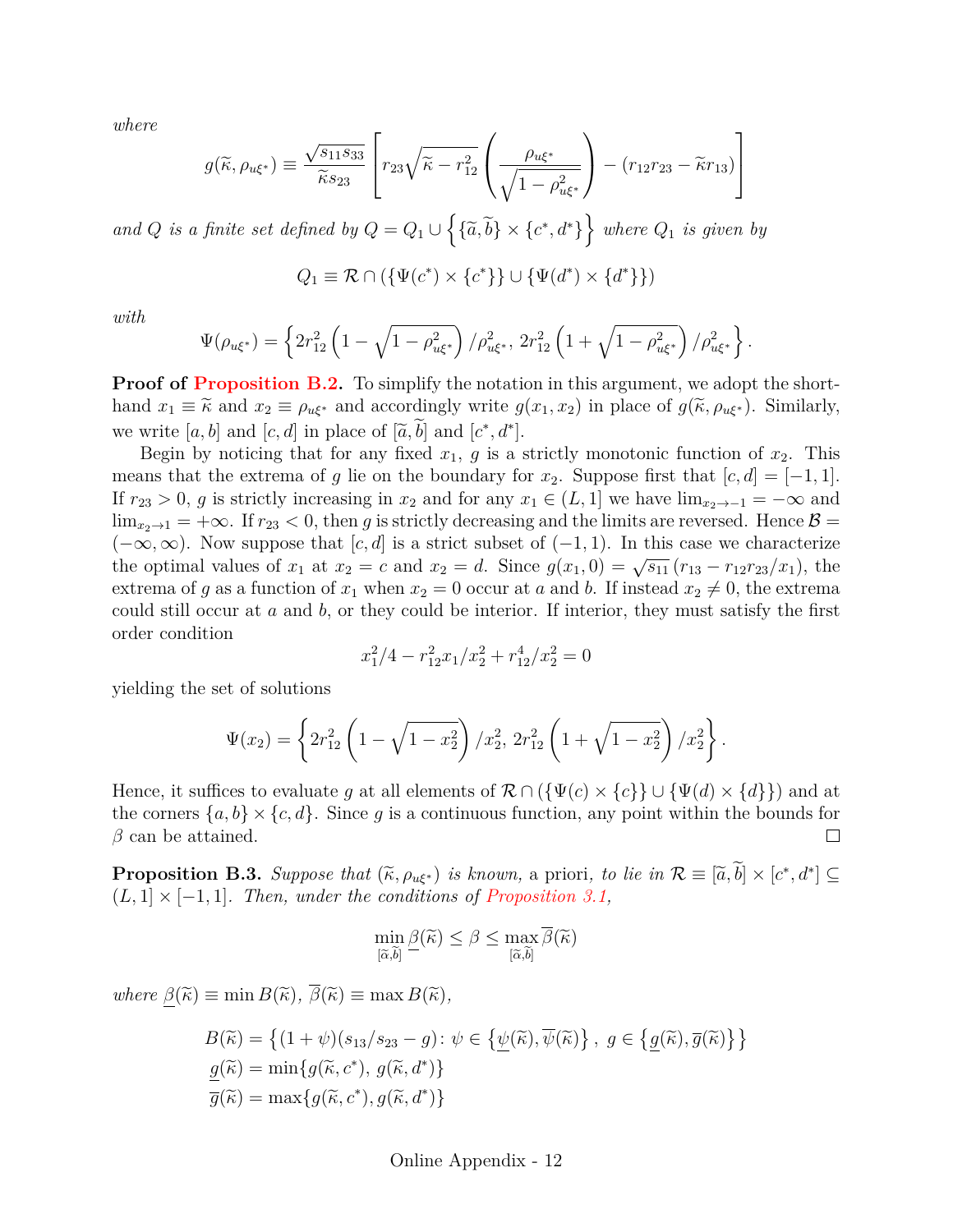*where*

$$g(\widetilde{\kappa}, \rho_{u\xi^*}) \equiv \frac{\sqrt{s_{11}s_{33}}}{\widetilde{\kappa}s_{23}}\left[r_{23}\sqrt{\widetilde{\kappa}-r_{12}^2}\left(\frac{\rho_{u\xi^*}}{\sqrt{1-\rho_{u\xi^*}^2}}\right)-(r_{12}r_{23}-\widetilde{\kappa}r_{13})\right]$$

*and $Q$ is a finite set defined by $Q = Q_1 \cup \left\{\{\widetilde{a}, \widetilde{b}\} \times \{c^*, d^*\}\right\}$ where $Q_1$ is given by*

$$Q_1 \equiv \mathcal{R} \cap (\{\Psi(c^*) \times \{c^*\}\} \cup \{\Psi(d^*) \times \{d^*\}\})$$

*with*

$$\Psi(\rho_{u\xi^*}) = \left\{2r_{12}^2\left(1-\sqrt{1-\rho_{u\xi^*}^2}\right)/\rho_{u\xi^*}^2,\, 2r_{12}^2\left(1+\sqrt{1-\rho_{u\xi^*}^2}\right)/\rho_{u\xi^*}^2\right\}.$$

**Proof of Proposition B.2.** To simplify the notation in this argument, we adopt the shorthand $x_1 \equiv \widetilde{\kappa}$ and $x_2 \equiv \rho_{u\xi^*}$ and accordingly write $g(x_1, x_2)$ in place of $g(\widetilde{\kappa}, \rho_{u\xi^*})$. Similarly, we write $[a, b]$ and $[c, d]$ in place of $[\widetilde{a}, \widetilde{b}]$ and $[c^*, d^*]$.

Begin by noticing that for any fixed $x_1$, $g$ is a strictly monotonic function of $x_2$. This means that the extrema of $g$ lie on the boundary for $x_2$. Suppose first that $[c, d] = [-1, 1]$. If $r_{23} > 0$, $g$ is strictly increasing in $x_2$ and for any $x_1 \in (L, 1]$ we have $\lim_{x_2 \to -1} = -\infty$ and $\lim_{x_2 \to 1} = +\infty$. If $r_{23} < 0$, then $g$ is strictly decreasing and the limits are reversed. Hence $\mathcal{B} = (-\infty, \infty)$. Now suppose that $[c, d]$ is a strict subset of $(-1, 1)$. In this case we characterize the optimal values of $x_1$ at $x_2 = c$ and $x_2 = d$. Since $g(x_1, 0) = \sqrt{s_{11}}\,(r_{13} - r_{12}r_{23}/x_1)$, the extrema of $g$ as a function of $x_1$ when $x_2 = 0$ occur at $a$ and $b$. If instead $x_2 \neq 0$, the extrema could still occur at $a$ and $b$, or they could be interior. If interior, they must satisfy the first order condition

$$x_1^2/4 - r_{12}^2 x_1/x_2^2 + r_{12}^4/x_2^2 = 0$$

yielding the set of solutions

$$\Psi(x_2) = \left\{2r_{12}^2\left(1-\sqrt{1-x_2^2}\right)/x_2^2,\, 2r_{12}^2\left(1+\sqrt{1-x_2^2}\right)/x_2^2\right\}.$$

Hence, it suffices to evaluate $g$ at all elements of $\mathcal{R} \cap (\{\Psi(c) \times \{c\}\} \cup \{\Psi(d) \times \{d\}\})$ and at the corners $\{a, b\} \times \{c, d\}$. Since $g$ is a continuous function, any point within the bounds for $\beta$ can be attained. $\square$

**Proposition B.3.** *Suppose that $(\widetilde{\kappa}, \rho_{u\xi^*})$ is known,* a priori*, to lie in $\mathcal{R} \equiv [\widetilde{a}, \widetilde{b}] \times [c^*, d^*] \subseteq (L, 1] \times [-1, 1]$. Then, under the conditions of Proposition 3.1,*

$$\min_{[\widetilde{a}, \widetilde{b}]} \underline{\beta}(\widetilde{\kappa}) \leq \beta \leq \max_{[\widetilde{a}, \widetilde{b}]} \overline{\beta}(\widetilde{\kappa})$$

*where $\underline{\beta}(\widetilde{\kappa}) \equiv \min B(\widetilde{\kappa})$, $\overline{\beta}(\widetilde{\kappa}) \equiv \max B(\widetilde{\kappa})$,*

$$\begin{aligned}
B(\widetilde{\kappa}) &= \left\{(1+\psi)(s_{13}/s_{23} - g) \colon \psi \in \left\{\underline{\psi}(\widetilde{\kappa}), \overline{\psi}(\widetilde{\kappa})\right\},\ g \in \left\{\underline{g}(\widetilde{\kappa}), \overline{g}(\widetilde{\kappa})\right\}\right\} \\
\underline{g}(\widetilde{\kappa}) &= \min\{g(\widetilde{\kappa}, c^*),\, g(\widetilde{\kappa}, d^*)\} \\
\overline{g}(\widetilde{\kappa}) &= \max\{g(\widetilde{\kappa}, c^*), g(\widetilde{\kappa}, d^*)\}
\end{aligned}$$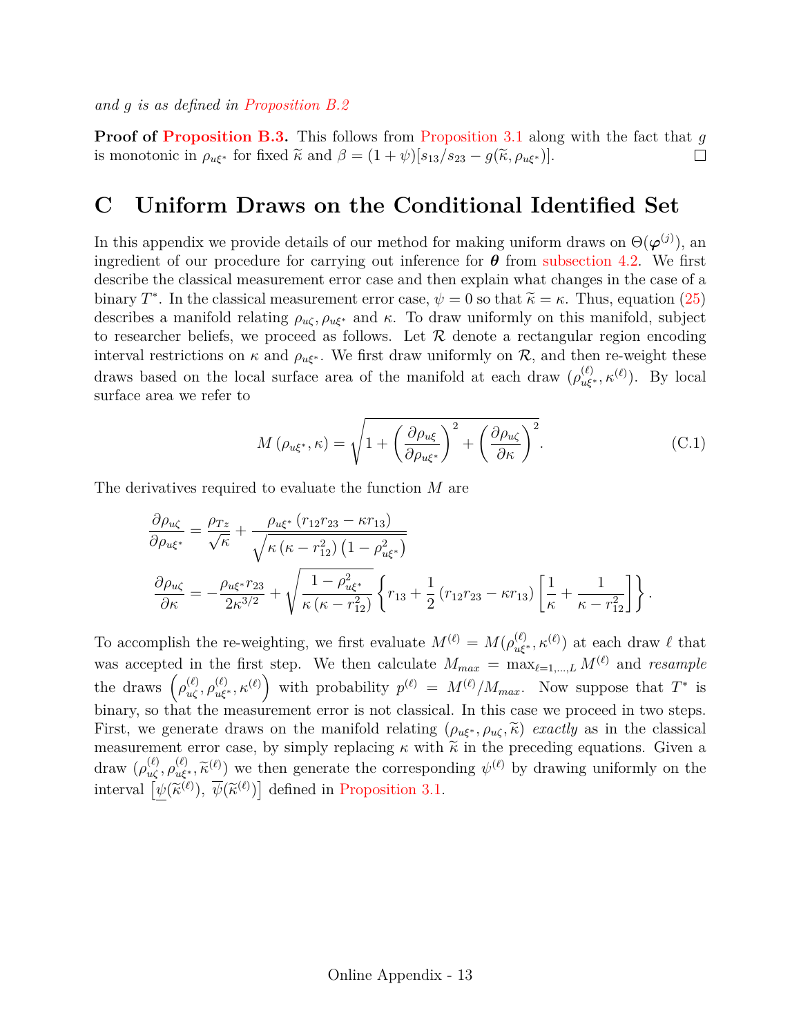*and $g$ is as defined in Proposition B.2*

**Proof of Proposition B.3.** This follows from Proposition 3.1 along with the fact that $g$ is monotonic in $\rho_{u\xi^*}$ for fixed $\widetilde{\kappa}$ and $\beta = (1+\psi)[s_{13}/s_{23} - g(\widetilde{\kappa}, \rho_{u\xi^*})]$. □

# C Uniform Draws on the Conditional Identified Set

In this appendix we provide details of our method for making uniform draws on $\Theta(\boldsymbol{\varphi}^{(j)})$, an ingredient of our procedure for carrying out inference for $\boldsymbol{\theta}$ from subsection 4.2. We first describe the classical measurement error case and then explain what changes in the case of a binary $T^*$. In the classical measurement error case, $\psi = 0$ so that $\widetilde{\kappa} = \kappa$. Thus, equation (25) describes a manifold relating $\rho_{u\zeta}, \rho_{u\xi^*}$ and $\kappa$. To draw uniformly on this manifold, subject to researcher beliefs, we proceed as follows. Let $\mathcal{R}$ denote a rectangular region encoding interval restrictions on $\kappa$ and $\rho_{u\xi^*}$. We first draw uniformly on $\mathcal{R}$, and then re-weight these draws based on the local surface area of the manifold at each draw $(\rho_{u\xi^*}^{(\ell)}, \kappa^{(\ell)})$. By local surface area we refer to

$$M\left(\rho_{u\xi^*}, \kappa\right) = \sqrt{1 + \left(\frac{\partial \rho_{u\xi}}{\partial \rho_{u\xi^*}}\right)^2 + \left(\frac{\partial \rho_{u\zeta}}{\partial \kappa}\right)^2}. \tag{C.1}$$

The derivatives required to evaluate the function $M$ are

$$\begin{aligned}
\frac{\partial \rho_{u\zeta}}{\partial \rho_{u\xi^*}} &= \frac{\rho_{Tz}}{\sqrt{\kappa}} + \frac{\rho_{u\xi^*}\left(r_{12}r_{23} - \kappa r_{13}\right)}{\sqrt{\kappa\left(\kappa - r_{12}^2\right)\left(1 - \rho_{u\xi^*}^2\right)}} \\
\frac{\partial \rho_{u\zeta}}{\partial \kappa} &= -\frac{\rho_{u\xi^*} r_{23}}{2\kappa^{3/2}} + \sqrt{\frac{1 - \rho_{u\xi^*}^2}{\kappa\left(\kappa - r_{12}^2\right)}}\left\{r_{13} + \frac{1}{2}\left(r_{12}r_{23} - \kappa r_{13}\right)\left[\frac{1}{\kappa} + \frac{1}{\kappa - r_{12}^2}\right]\right\}.
\end{aligned}$$

To accomplish the re-weighting, we first evaluate $M^{(\ell)} = M(\rho_{u\xi^*}^{(\ell)}, \kappa^{(\ell)})$ at each draw $\ell$ that was accepted in the first step. We then calculate $M_{max} = \max_{\ell=1,\ldots,L} M^{(\ell)}$ and *resample* the draws $\left(\rho_{u\zeta}^{(\ell)}, \rho_{u\xi^*}^{(\ell)}, \kappa^{(\ell)}\right)$ with probability $p^{(\ell)} = M^{(\ell)}/M_{max}$. Now suppose that $T^*$ is binary, so that the measurement error is not classical. In this case we proceed in two steps. First, we generate draws on the manifold relating $(\rho_{u\xi^*}, \rho_{u\zeta}, \widetilde{\kappa})$ *exactly* as in the classical measurement error case, by simply replacing $\kappa$ with $\widetilde{\kappa}$ in the preceding equations. Given a draw $(\rho_{u\zeta}^{(\ell)}, \rho_{u\xi^*}^{(\ell)}, \widetilde{\kappa}^{(\ell)})$ we then generate the corresponding $\psi^{(\ell)}$ by drawing uniformly on the interval $\left[\underline{\psi}(\widetilde{\kappa}^{(\ell)}),\ \overline{\psi}(\widetilde{\kappa}^{(\ell)})\right]$ defined in Proposition 3.1.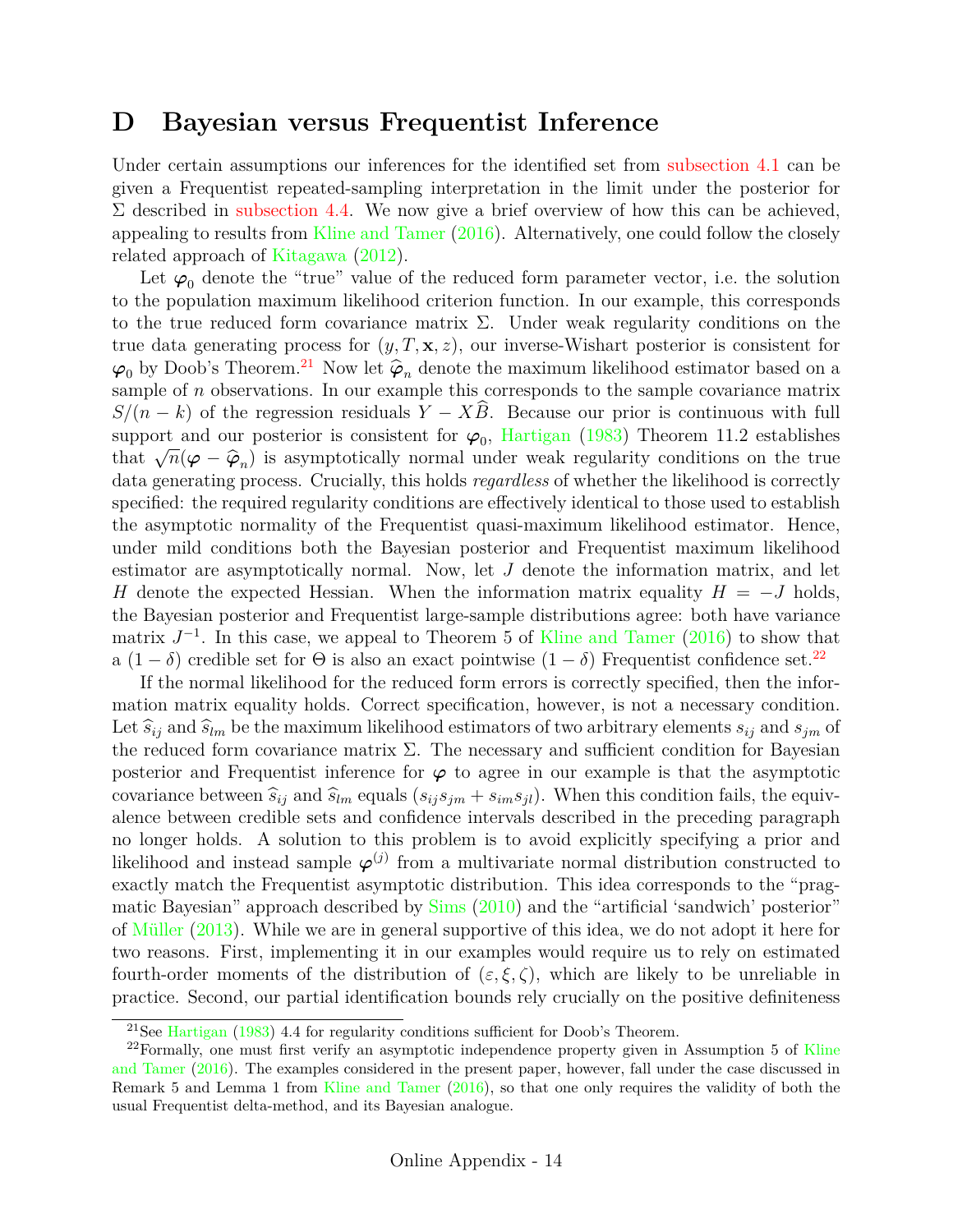# D Bayesian versus Frequentist Inference

Under certain assumptions our inferences for the identified set from subsection 4.1 can be given a Frequentist repeated-sampling interpretation in the limit under the posterior for $\Sigma$ described in subsection 4.4. We now give a brief overview of how this can be achieved, appealing to results from Kline and Tamer (2016). Alternatively, one could follow the closely related approach of Kitagawa (2012).

Let $\boldsymbol{\varphi}_0$ denote the "true" value of the reduced form parameter vector, i.e. the solution to the population maximum likelihood criterion function. In our example, this corresponds to the true reduced form covariance matrix $\Sigma$. Under weak regularity conditions on the true data generating process for $(y, T, \mathbf{x}, z)$, our inverse-Wishart posterior is consistent for $\boldsymbol{\varphi}_0$ by Doob's Theorem.[21] Now let $\widehat{\boldsymbol{\varphi}}_n$ denote the maximum likelihood estimator based on a sample of $n$ observations. In our example this corresponds to the sample covariance matrix $S/(n-k)$ of the regression residuals $Y - X\widehat{B}$. Because our prior is continuous with full support and our posterior is consistent for $\boldsymbol{\varphi}_0$, Hartigan (1983) Theorem 11.2 establishes that $\sqrt{n}(\boldsymbol{\varphi} - \widehat{\boldsymbol{\varphi}}_n)$ is asymptotically normal under weak regularity conditions on the true data generating process. Crucially, this holds *regardless* of whether the likelihood is correctly specified: the required regularity conditions are effectively identical to those used to establish the asymptotic normality of the Frequentist quasi-maximum likelihood estimator. Hence, under mild conditions both the Bayesian posterior and Frequentist maximum likelihood estimator are asymptotically normal. Now, let $J$ denote the information matrix, and let $H$ denote the expected Hessian. When the information matrix equality $H = -J$ holds, the Bayesian posterior and Frequentist large-sample distributions agree: both have variance matrix $J^{-1}$. In this case, we appeal to Theorem 5 of Kline and Tamer (2016) to show that a $(1-\delta)$ credible set for $\Theta$ is also an exact pointwise $(1-\delta)$ Frequentist confidence set.[22]

If the normal likelihood for the reduced form errors is correctly specified, then the information matrix equality holds. Correct specification, however, is not a necessary condition. Let $\widehat{s}_{ij}$ and $\widehat{s}_{lm}$ be the maximum likelihood estimators of two arbitrary elements $s_{ij}$ and $s_{jm}$ of the reduced form covariance matrix $\Sigma$. The necessary and sufficient condition for Bayesian posterior and Frequentist inference for $\boldsymbol{\varphi}$ to agree in our example is that the asymptotic covariance between $\widehat{s}_{ij}$ and $\widehat{s}_{lm}$ equals $(s_{ij}s_{jm} + s_{im}s_{jl})$. When this condition fails, the equivalence between credible sets and confidence intervals described in the preceding paragraph no longer holds. A solution to this problem is to avoid explicitly specifying a prior and likelihood and instead sample $\boldsymbol{\varphi}^{(j)}$ from a multivariate normal distribution constructed to exactly match the Frequentist asymptotic distribution. This idea corresponds to the "pragmatic Bayesian" approach described by Sims (2010) and the "artificial 'sandwich' posterior" of Müller (2013). While we are in general supportive of this idea, we do not adopt it here for two reasons. First, implementing it in our examples would require us to rely on estimated fourth-order moments of the distribution of $(\varepsilon, \xi, \zeta)$, which are likely to be unreliable in practice. Second, our partial identification bounds rely crucially on the positive definiteness

[21] See Hartigan (1983) 4.4 for regularity conditions sufficient for Doob's Theorem.

[22] Formally, one must first verify an asymptotic independence property given in Assumption 5 of Kline and Tamer (2016). The examples considered in the present paper, however, fall under the case discussed in Remark 5 and Lemma 1 from Kline and Tamer (2016), so that one only requires the validity of both the usual Frequentist delta-method, and its Bayesian analogue.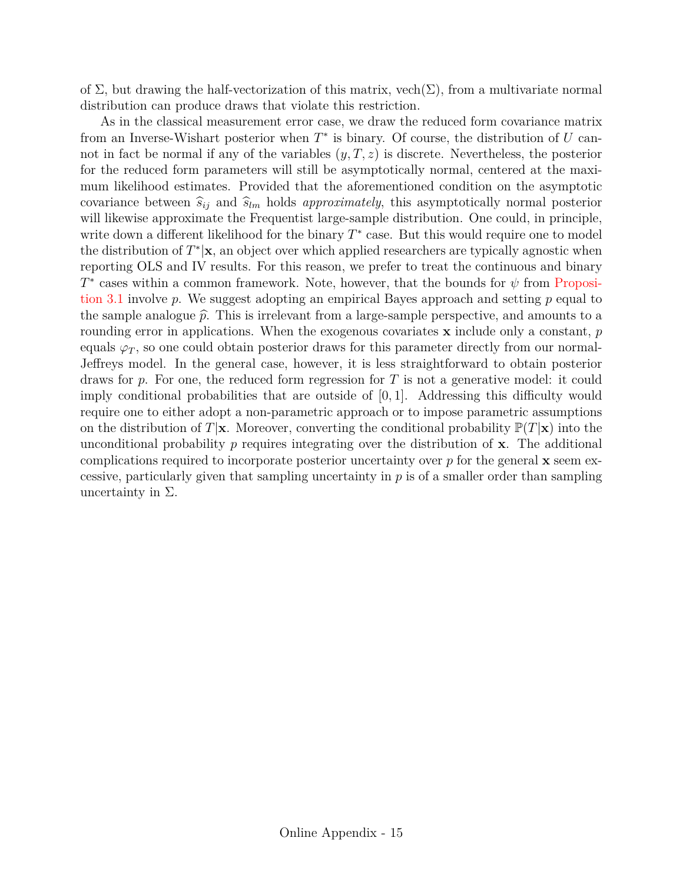of $\Sigma$, but drawing the half-vectorization of this matrix, $\text{vech}(\Sigma)$, from a multivariate normal distribution can produce draws that violate this restriction.

As in the classical measurement error case, we draw the reduced form covariance matrix from an Inverse-Wishart posterior when $T^*$ is binary. Of course, the distribution of $U$ cannot in fact be normal if any of the variables $(y, T, z)$ is discrete. Nevertheless, the posterior for the reduced form parameters will still be asymptotically normal, centered at the maximum likelihood estimates. Provided that the aforementioned condition on the asymptotic covariance between $\widehat{s}_{ij}$ and $\widehat{s}_{lm}$ holds *approximately*, this asymptotically normal posterior will likewise approximate the Frequentist large-sample distribution. One could, in principle, write down a different likelihood for the binary $T^*$ case. But this would require one to model the distribution of $T^*|\mathbf{x}$, an object over which applied researchers are typically agnostic when reporting OLS and IV results. For this reason, we prefer to treat the continuous and binary $T^*$ cases within a common framework. Note, however, that the bounds for $\psi$ from Proposition 3.1 involve $p$. We suggest adopting an empirical Bayes approach and setting $p$ equal to the sample analogue $\widehat{p}$. This is irrelevant from a large-sample perspective, and amounts to a rounding error in applications. When the exogenous covariates $\mathbf{x}$ include only a constant, $p$ equals $\varphi_T$, so one could obtain posterior draws for this parameter directly from our normal-Jeffreys model. In the general case, however, it is less straightforward to obtain posterior draws for $p$. For one, the reduced form regression for $T$ is not a generative model: it could imply conditional probabilities that are outside of $[0, 1]$. Addressing this difficulty would require one to either adopt a non-parametric approach or to impose parametric assumptions on the distribution of $T|\mathbf{x}$. Moreover, converting the conditional probability $\mathbb{P}(T|\mathbf{x})$ into the unconditional probability $p$ requires integrating over the distribution of $\mathbf{x}$. The additional complications required to incorporate posterior uncertainty over $p$ for the general $\mathbf{x}$ seem excessive, particularly given that sampling uncertainty in $p$ is of a smaller order than sampling uncertainty in $\Sigma$.